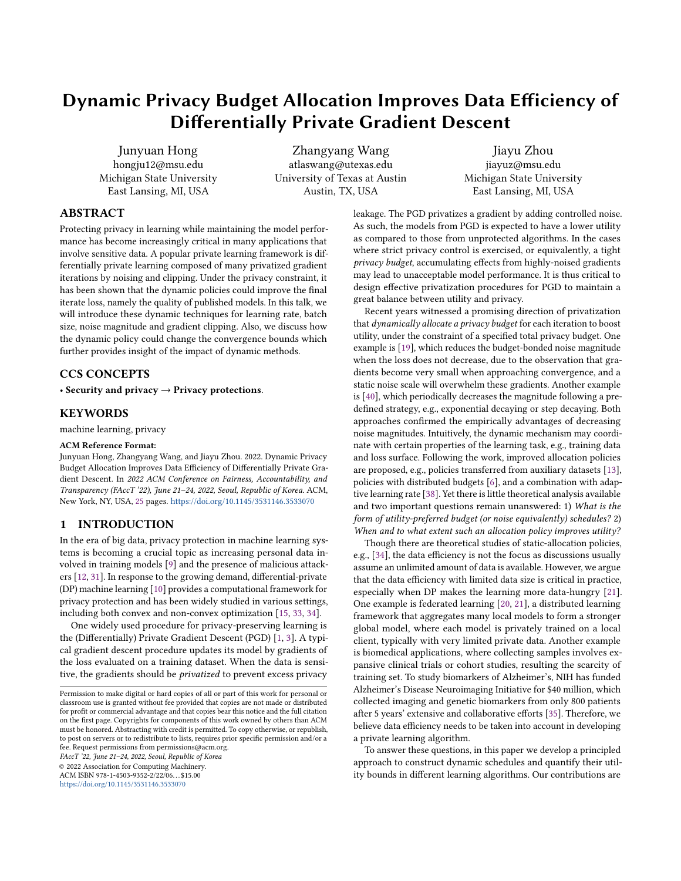# Dynamic Privacy Budget Allocation Improves Data Efficiency of Differentially Private Gradient Descent

Junyuan Hong
hongju12@msu.edu
Michigan State University
East Lansing, MI, USA

Zhangyang Wang
atlaswang@utexas.edu
University of Texas at Austin
Austin, TX, USA

Jiayu Zhou
jiayuz@msu.edu
Michigan State University
East Lansing, MI, USA

## ABSTRACT

Protecting privacy in learning while maintaining the model performance has become increasingly critical in many applications that involve sensitive data. A popular private learning framework is differentially private learning composed of many privatized gradient iterations by noising and clipping. Under the privacy constraint, it has been shown that the dynamic policies could improve the final iterate loss, namely the quality of published models. In this talk, we will introduce these dynamic techniques for learning rate, batch size, noise magnitude and gradient clipping. Also, we discuss how the dynamic policy could change the convergence bounds which further provides insight of the impact of dynamic methods.

## CCS CONCEPTS

• **Security and privacy** → **Privacy protections**.

## KEYWORDS

machine learning, privacy

**ACM Reference Format:**
Junyuan Hong, Zhangyang Wang, and Jiayu Zhou. 2022. Dynamic Privacy Budget Allocation Improves Data Efficiency of Differentially Private Gradient Descent. In *2022 ACM Conference on Fairness, Accountability, and Transparency (FAccT '22), June 21–24, 2022, Seoul, Republic of Korea.* ACM, New York, NY, USA, 25 pages. https://doi.org/10.1145/3531146.3533070

## 1 INTRODUCTION

In the era of big data, privacy protection in machine learning systems is becoming a crucial topic as increasing personal data involved in training models [9] and the presence of malicious attackers [12, 31]. In response to the growing demand, differential-private (DP) machine learning [10] provides a computational framework for privacy protection and has been widely studied in various settings, including both convex and non-convex optimization [15, 33, 34].

One widely used procedure for privacy-preserving learning is the (Differentially) Private Gradient Descent (PGD) [1, 3]. A typical gradient descent procedure updates its model by gradients of the loss evaluated on a training dataset. When the data is sensitive, the gradients should be *privatized* to prevent excess privacy leakage. The PGD privatizes a gradient by adding controlled noise. As such, the models from PGD is expected to have a lower utility as compared to those from unprotected algorithms. In the cases where strict privacy control is exercised, or equivalently, a tight *privacy budget*, accumulating effects from highly-noised gradients may lead to unacceptable model performance. It is thus critical to design effective privatization procedures for PGD to maintain a great balance between utility and privacy.

Recent years witnessed a promising direction of privatization that *dynamically allocate a privacy budget* for each iteration to boost utility, under the constraint of a specified total privacy budget. One example is [19], which reduces the budget-bonded noise magnitude when the loss does not decrease, due to the observation that gradients become very small when approaching convergence, and a static noise scale will overwhelm these gradients. Another example is [40], which periodically decreases the magnitude following a predefined strategy, e.g., exponential decaying or step decaying. Both approaches confirmed the empirically advantages of decreasing noise magnitudes. Intuitively, the dynamic mechanism may coordinate with certain properties of the learning task, e.g., training data and loss surface. Following the work, improved allocation policies are proposed, e.g., policies transferred from auxiliary datasets [13], policies with distributed budgets [6], and a combination with adaptive learning rate [38]. Yet there is little theoretical analysis available and two important questions remain unanswered: 1) *What is the form of utility-preferred budget (or noise equivalently) schedules?* 2) *When and to what extent such an allocation policy improves utility?*

Though there are theoretical studies of static-allocation policies, e.g., [34], the data efficiency is not the focus as discussions usually assume an unlimited amount of data is available. However, we argue that the data efficiency with limited data size is critical in practice, especially when DP makes the learning more data-hungry [21]. One example is federated learning [20, 21], a distributed learning framework that aggregates many local models to form a stronger global model, where each model is privately trained on a local client, typically with very limited private data. Another example is biomedical applications, where collecting samples involves expansive clinical trials or cohort studies, resulting the scarcity of training set. To study biomarkers of Alzheimer's, NIH has funded Alzheimer's Disease Neuroimaging Initiative for $40 million, which collected imaging and genetic biomarkers from only 800 patients after 5 years' extensive and collaborative efforts [35]. Therefore, we believe data efficiency needs to be taken into account in developing a private learning algorithm.

To answer these questions, in this paper we develop a principled approach to construct dynamic schedules and quantify their utility bounds in different learning algorithms. Our contributions are

Permission to make digital or hard copies of all or part of this work for personal or classroom use is granted without fee provided that copies are not made or distributed for profit or commercial advantage and that copies bear this notice and the full citation on the first page. Copyrights for components of this work owned by others than ACM must be honored. Abstracting with credit is permitted. To copy otherwise, or republish, to post on servers or to redistribute to lists, requires prior specific permission and/or a fee. Request permissions from permissions@acm.org.
*FAccT '22, June 21–24, 2022, Seoul, Republic of Korea*
© 2022 Association for Computing Machinery.
ACM ISBN 978-1-4503-9352-2/22/06...$15.00
https://doi.org/10.1145/3531146.3533070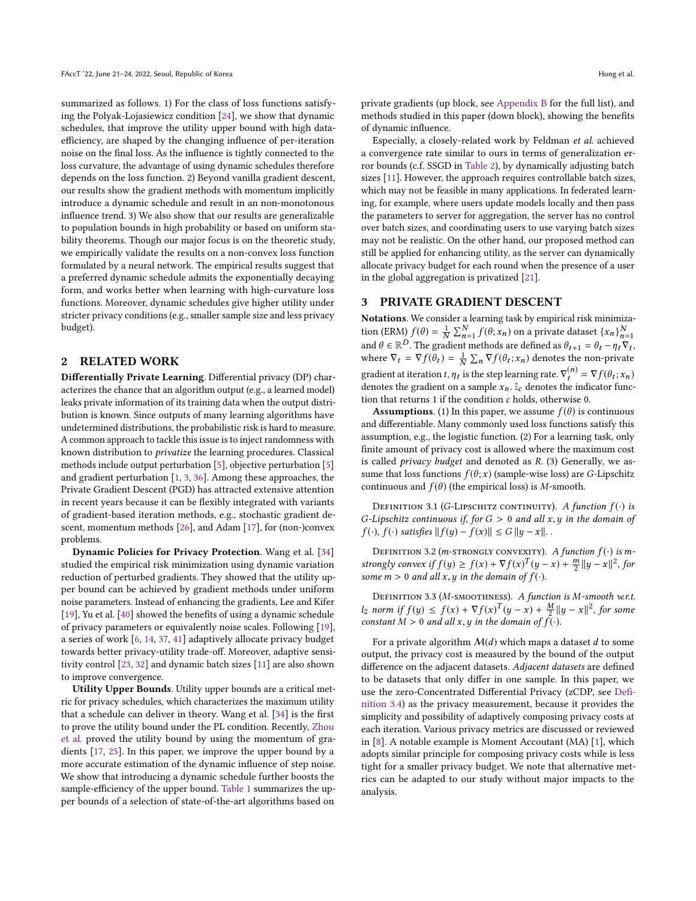summarized as follows. 1) For the class of loss functions satisfying the Polyak-Lojasiewicz condition [24], we show that dynamic schedules, that improve the utility upper bound with high data-efficiency, are shaped by the changing influence of per-iteration noise on the final loss. As the influence is tightly connected to the loss curvature, the advantage of using dynamic schedules therefore depends on the loss function. 2) Beyond vanilla gradient descent, our results show the gradient methods with momentum implicitly introduce a dynamic schedule and result in an non-monotonous influence trend. 3) We also show that our results are generalizable to population bounds in high probability or based on uniform stability theorems. Though our major focus is on the theoretic study, we empirically validate the results on a non-convex loss function formulated by a neural network. The empirical results suggest that a preferred dynamic schedule admits the exponentially decaying form, and works better when learning with high-curvature loss functions. Moreover, dynamic schedules give higher utility under stricter privacy conditions (e.g., smaller sample size and less privacy budget).

## 2 RELATED WORK

**Differentially Private Learning**. Differential privacy (DP) characterizes the chance that an algorithm output (e.g., a learned model) leaks private information of its training data when the output distribution is known. Since outputs of many learning algorithms have undetermined distributions, the probabilistic risk is hard to measure. A common approach to tackle this issue is to inject randomness with known distribution to *privatize* the learning procedures. Classical methods include output perturbation [5], objective perturbation [5] and gradient perturbation [1, 3, 36]. Among these approaches, the Private Gradient Descent (PGD) has attracted extensive attention in recent years because it can be flexibly integrated with variants of gradient-based iteration methods, e.g., stochastic gradient descent, momentum methods [26], and Adam [17], for (non-)convex problems.

**Dynamic Policies for Privacy Protection**. Wang et al. [34] studied the empirical risk minimization using dynamic variation reduction of perturbed gradients. They showed that the utility upper bound can be achieved by gradient methods under uniform noise parameters. Instead of enhancing the gradients, Lee and Kifer [19], Yu et al. [40] showed the benefits of using a dynamic schedule of privacy parameters or equivalently noise scales. Following [19], a series of work [6, 14, 37, 41] adaptively allocate privacy budget towards better privacy-utility trade-off. Moreover, adaptive sensitivity control [23, 32] and dynamic batch sizes [11] are also shown to improve convergence.

**Utility Upper Bounds**. Utility upper bounds are a critical metric for privacy schedules, which characterizes the maximum utility that a schedule can deliver in theory. Wang et al. [34] is the first to prove the utility bound under the PL condition. Recently, Zhou et al. proved the utility bound by using the momentum of gradients [17, 25]. In this paper, we improve the upper bound by a more accurate estimation of the dynamic influence of step noise. We show that introducing a dynamic schedule further boosts the sample-efficiency of the upper bound. Table 1 summarizes the upper bounds of a selection of state-of-the-art algorithms based on private gradients (up block, see Appendix B for the full list), and methods studied in this paper (down block), showing the benefits of dynamic influence.

Especially, a closely-related work by Feldman *et al.* achieved a convergence rate similar to ours in terms of generalization error bounds (c.f. SSGD in Table 2), by dynamically adjusting batch sizes [11]. However, the approach requires controllable batch sizes, which may not be feasible in many applications. In federated learning, for example, where users update models locally and then pass the parameters to server for aggregation, the server has no control over batch sizes, and coordinating users to use varying batch sizes may not be realistic. On the other hand, our proposed method can still be applied for enhancing utility, as the server can dynamically allocate privacy budget for each round when the presence of a user in the global aggregation is privatized [21].

## 3 PRIVATE GRADIENT DESCENT

**Notations**. We consider a learning task by empirical risk minimization (ERM) $f(\theta) = \frac{1}{N}\sum_{n=1}^{N} f(\theta; x_n)$ on a private dataset $\{x_n\}_{n=1}^{N}$ and $\theta \in \mathbb{R}^D$. The gradient methods are defined as $\theta_{t+1} = \theta_t - \eta_t \nabla_t$, where $\nabla_t = \nabla f(\theta_t) = \frac{1}{N}\sum_n \nabla f(\theta_t; x_n)$ denotes the non-private gradient at iteration $t$, $\eta_t$ is the step learning rate. $\nabla_t^{(n)} = \nabla f(\theta_t; x_n)$ denotes the gradient on a sample $x_n$. $\mathbb{I}_c$ denotes the indicator function that returns 1 if the condition $c$ holds, otherwise 0.

**Assumptions**. (1) In this paper, we assume $f(\theta)$ is continuous and differentiable. Many commonly used loss functions satisfy this assumption, e.g., the logistic function. (2) For a learning task, only finite amount of privacy cost is allowed where the maximum cost is called *privacy budget* and denoted as $R$. (3) Generally, we assume that loss functions $f(\theta; x)$ (sample-wise loss) are $G$-Lipschitz continuous and $f(\theta)$ (the empirical loss) is $M$-smooth.

Definition 3.1 ($G$-Lipschitz continuity). *A function $f(\cdot)$ is $G$-Lipschitz continuous if, for $G > 0$ and all $x, y$ in the domain of $f(\cdot)$, $f(\cdot)$ satisfies $\|f(y) - f(x)\| \leq G\|y - x\|$.*

Definition 3.2 ($m$-strongly convexity). *A function $f(\cdot)$ is $m$-strongly convex if $f(y) \geq f(x) + \nabla f(x)^T(y - x) + \frac{m}{2}\|y - x\|^2$, for some $m > 0$ and all $x, y$ in the domain of $f(\cdot)$.*

Definition 3.3 ($M$-smoothness). *A function is $M$-smooth w.r.t. $l_2$ norm if $f(y) \leq f(x) + \nabla f(x)^T(y - x) + \frac{M}{2}\|y - x\|^2$, for some constant $M > 0$ and all $x, y$ in the domain of $f(\cdot)$.*

For a private algorithm $\mathcal{M}(d)$ which maps a dataset $d$ to some output, the privacy cost is measured by the bound of the output difference on the adjacent datasets. *Adjacent datasets* are defined to be datasets that only differ in one sample. In this paper, we use the zero-Concentrated Differential Privacy (zCDP, see Definition 3.4) as the privacy measurement, because it provides the simplicity and possibility of adaptively composing privacy costs at each iteration. Various privacy metrics are discussed or reviewed in [8]. A notable example is Moment Accountant (MA) [1], which adopts similar principle for composing privacy costs while is less tight for a smaller privacy budget. We note that alternative metrics can be adapted to our study without major impacts to the analysis.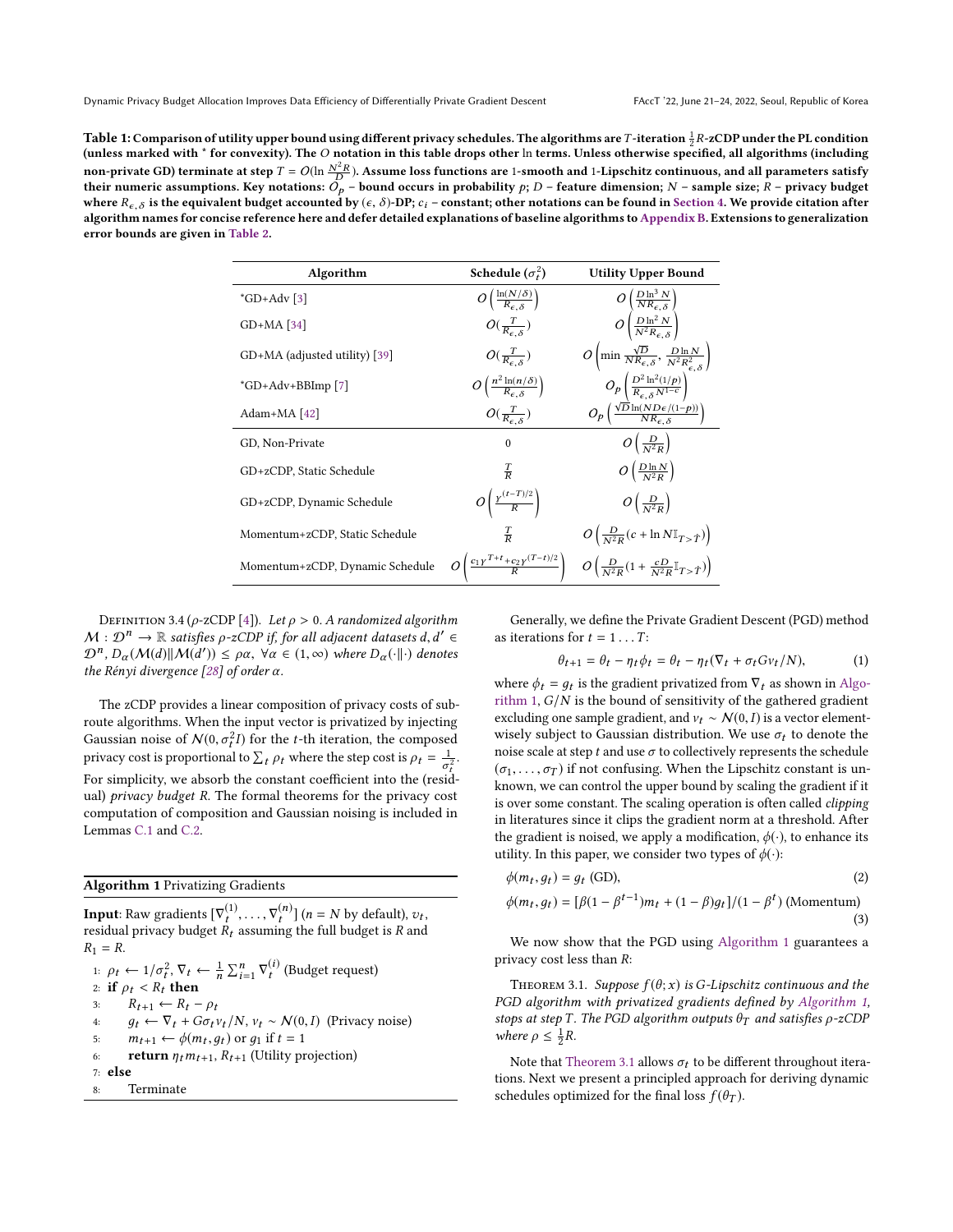**Table 1: Comparison of utility upper bound using different privacy schedules. The algorithms are $T$-iteration $\frac{1}{2}R$-zCDP under the PL condition (unless marked with * for convexity). The $O$ notation in this table drops other ln terms. Unless otherwise specified, all algorithms (including non-private GD) terminate at step $T = O(\ln \frac{N^2 R}{D})$. Assume loss functions are 1-smooth and 1-Lipschitz continuous, and all parameters satisfy their numeric assumptions. Key notations: $O_p$ – bound occurs in probability $p$; $D$ – feature dimension; $N$ – sample size; $R$ – privacy budget where $R_{\epsilon,\delta}$ is the equivalent budget accounted by $(\epsilon, \delta)$-DP; $c_i$ – constant; other notations can be found in Section 4. We provide citation after algorithm names for concise reference here and defer detailed explanations of baseline algorithms to Appendix B. Extensions to generalization error bounds are given in Table 2.**

| Algorithm | Schedule ($\sigma_t^2$) | Utility Upper Bound |
|---|---|---|
| *GD+Adv [3] | $O\left(\frac{\ln(N/\delta)}{R_{\epsilon,\delta}}\right)$ | $O\left(\frac{D \ln^3 N}{N R_{\epsilon,\delta}}\right)$ |
| GD+MA [34] | $O(\frac{T}{R_{\epsilon,\delta}})$ | $O\left(\frac{D \ln^2 N}{N^2 R_{\epsilon,\delta}}\right)$ |
| GD+MA (adjusted utility) [39] | $O(\frac{T}{R_{\epsilon,\delta}})$ | $O\left(\min \frac{\sqrt{D}}{N R_{\epsilon,\delta}}, \frac{D \ln N}{N^2 R^2_{\epsilon,\delta}}\right)$ |
| *GD+Adv+BBImp [7] | $O\left(\frac{n^2 \ln(n/\delta)}{R_{\epsilon,\delta}}\right)$ | $O_p\left(\frac{D^2 \ln^2(1/p)}{R_{\epsilon,\delta} N^{1-c}}\right)$ |
| Adam+MA [42] | $O(\frac{T}{R_{\epsilon,\delta}})$ | $O_p\left(\frac{\sqrt{D} \ln(ND\epsilon/(1-p))}{N R_{\epsilon,\delta}}\right)$ |
| GD, Non-Private | 0 | $O\left(\frac{D}{N^2 R}\right)$ |
| GD+zCDP, Static Schedule | $\frac{T}{R}$ | $O\left(\frac{D \ln N}{N^2 R}\right)$ |
| GD+zCDP, Dynamic Schedule | $O\left(\frac{\gamma^{(t-T)/2}}{R}\right)$ | $O\left(\frac{D}{N^2 R}\right)$ |
| Momentum+zCDP, Static Schedule | $\frac{T}{R}$ | $O\left(\frac{D}{N^2 R}(c + \ln N \mathbb{I}_{T>\hat{T}})\right)$ |
| Momentum+zCDP, Dynamic Schedule | $O\left(\frac{c_1 \gamma^{T+t} + c_2 \gamma^{(T-t)/2}}{R}\right)$ | $O\left(\frac{D}{N^2 R}(1 + \frac{cD}{N^2 R}\mathbb{I}_{T>\hat{T}})\right)$ |

Definition 3.4 ($\rho$-zCDP [4]). *Let $\rho > 0$. A randomized algorithm $\mathcal{M} : \mathcal{D}^n \to \mathbb{R}$ satisfies $\rho$-zCDP if, for all adjacent datasets $d, d' \in \mathcal{D}^n$, $D_\alpha(\mathcal{M}(d) \| \mathcal{M}(d')) \le \rho\alpha$, $\forall \alpha \in (1, \infty)$ where $D_\alpha(\cdot\|\cdot)$ denotes the Rényi divergence [28] of order $\alpha$.*

The zCDP provides a linear composition of privacy costs of subroute algorithms. When the input vector is privatized by injecting Gaussian noise of $\mathcal{N}(0, \sigma_t^2 I)$ for the $t$-th iteration, the composed privacy cost is proportional to $\sum_t \rho_t$ where the step cost is $\rho_t = \frac{1}{\sigma_t^2}$. For simplicity, we absorb the constant coefficient into the (residual) *privacy budget* $R$. The formal theorems for the privacy cost computation of composition and Gaussian noising is included in Lemmas C.1 and C.2.

**Algorithm 1** Privatizing Gradients

**Input**: Raw gradients $[\nabla_t^{(1)}, \dots, \nabla_t^{(n)}]$ ($n = N$ by default), $v_t$, residual privacy budget $R_t$ assuming the full budget is $R$ and $R_1 = R$.

```
1: ρ_t ← 1/σ_t^2, ∇_t ← (1/n) Σ_{i=1}^n ∇_t^(i) (Budget request)
2: if ρ_t < R_t then
3:     R_{t+1} ← R_t − ρ_t
4:     g_t ← ∇_t + Gσ_t v_t/N, v_t ∼ N(0, I)  (Privacy noise)
5:     m_{t+1} ← φ(m_t, g_t) or g_1 if t = 1
6:     return η_t m_{t+1}, R_{t+1} (Utility projection)
7: else
8:     Terminate
```

Generally, we define the Private Gradient Descent (PGD) method as iterations for $t = 1 \dots T$:

$$\theta_{t+1} = \theta_t - \eta_t \phi_t = \theta_t - \eta_t(\nabla_t + \sigma_t G v_t / N), \tag{1}$$

where $\phi_t = g_t$ is the gradient privatized from $\nabla_t$ as shown in Algorithm 1, $G/N$ is the bound of sensitivity of the gathered gradient excluding one sample gradient, and $v_t \sim \mathcal{N}(0, I)$ is a vector element-wisely subject to Gaussian distribution. We use $\sigma_t$ to denote the noise scale at step $t$ and use $\sigma$ to collectively represents the schedule $(\sigma_1, \dots, \sigma_T)$ if not confusing. When the Lipschitz constant is unknown, we can control the upper bound by scaling the gradient if it is over some constant. The scaling operation is often called *clipping* in literatures since it clips the gradient norm at a threshold. After the gradient is noised, we apply a modification, $\phi(\cdot)$, to enhance its utility. In this paper, we consider two types of $\phi(\cdot)$:

$$\phi(m_t, g_t) = g_t \text{ (GD)}, \tag{2}$$

$$\phi(m_t, g_t) = [\beta(1 - \beta^{t-1}) m_t + (1 - \beta) g_t]/(1 - \beta^t) \text{ (Momentum)} \tag{3}$$

We now show that the PGD using Algorithm 1 guarantees a privacy cost less than $R$:

Theorem 3.1. *Suppose $f(\theta; x)$ is $G$-Lipschitz continuous and the PGD algorithm with privatized gradients defined by Algorithm 1, stops at step $T$. The PGD algorithm outputs $\theta_T$ and satisfies $\rho$-zCDP where $\rho \le \frac{1}{2}R$.*

Note that Theorem 3.1 allows $\sigma_t$ to be different throughout iterations. Next we present a principled approach for deriving dynamic schedules optimized for the final loss $f(\theta_T)$.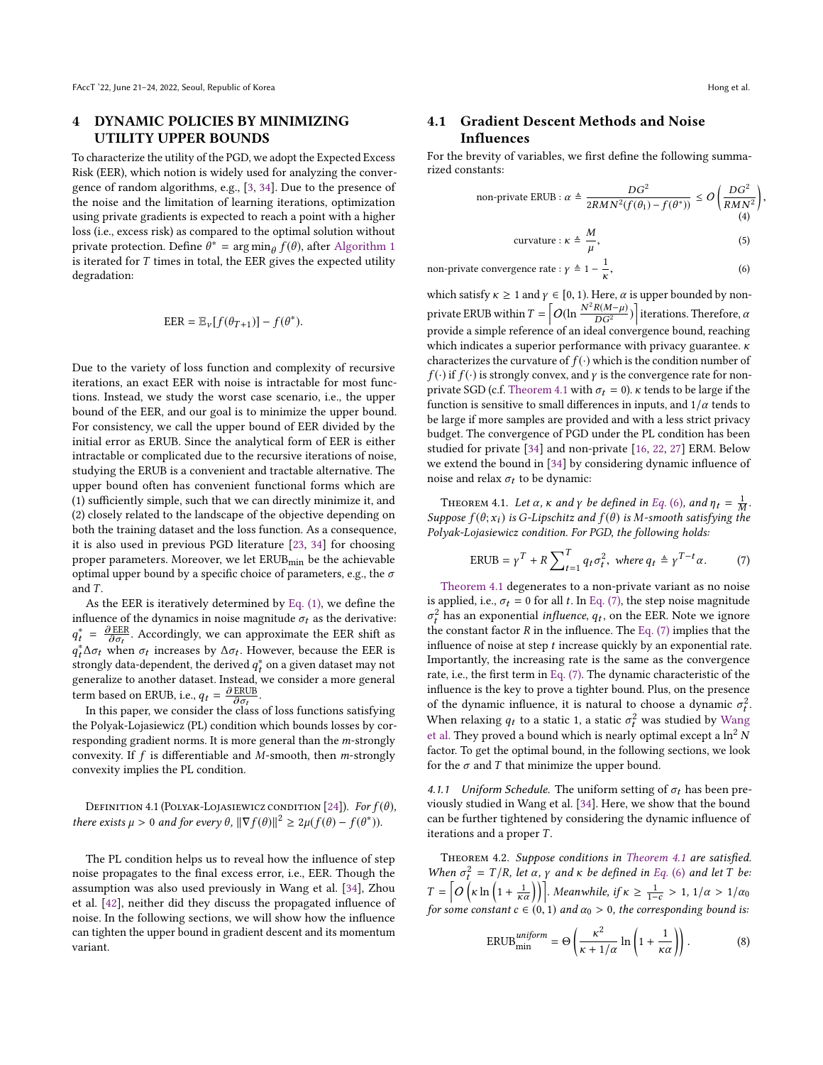## 4 DYNAMIC POLICIES BY MINIMIZING UTILITY UPPER BOUNDS

To characterize the utility of the PGD, we adopt the Expected Excess Risk (EER), which notion is widely used for analyzing the convergence of random algorithms, e.g., [3, 34]. Due to the presence of the noise and the limitation of learning iterations, optimization using private gradients is expected to reach a point with a higher loss (i.e., excess risk) as compared to the optimal solution without private protection. Define $\theta^* = \arg\min_\theta f(\theta)$, after Algorithm 1 is iterated for $T$ times in total, the EER gives the expected utility degradation:

$$\text{EER} = \mathbb{E}_\nu[f(\theta_{T+1})] - f(\theta^*).$$

Due to the variety of loss function and complexity of recursive iterations, an exact EER with noise is intractable for most functions. Instead, we study the worst case scenario, i.e., the upper bound of the EER, and our goal is to minimize the upper bound. For consistency, we call the upper bound of EER divided by the initial error as ERUB. Since the analytical form of EER is either intractable or complicated due to the recursive iterations of noise, studying the ERUB is a convenient and tractable alternative. The upper bound often has convenient functional forms which are (1) sufficiently simple, such that we can directly minimize it, and (2) closely related to the landscape of the objective depending on both the training dataset and the loss function. As a consequence, it is also used in previous PGD literature [23, 34] for choosing proper parameters. Moreover, we let $\text{ERUB}_{\min}$ be the achievable optimal upper bound by a specific choice of parameters, e.g., the $\sigma$ and $T$.

As the EER is iteratively determined by Eq. (1), we define the influence of the dynamics in noise magnitude $\sigma_t$ as the derivative: $q_t^* = \frac{\partial \text{EER}}{\partial \sigma_t}$. Accordingly, we can approximate the EER shift as $q_t^* \Delta\sigma_t$ when $\sigma_t$ increases by $\Delta\sigma_t$. However, because the EER is strongly data-dependent, the derived $q_t^*$ on a given dataset may not generalize to another dataset. Instead, we consider a more general term based on ERUB, i.e., $q_t = \frac{\partial \text{ERUB}}{\partial \sigma_t}$.

In this paper, we consider the class of loss functions satisfying the Polyak-Lojasiewicz (PL) condition which bounds losses by corresponding gradient norms. It is more general than the $m$-strongly convexity. If $f$ is differentiable and $M$-smooth, then $m$-strongly convexity implies the PL condition.

Definition 4.1 (Polyak-Lojasiewicz condition [24]). *For $f(\theta)$, there exists $\mu > 0$ and for every $\theta$, $\|\nabla f(\theta)\|^2 \geq 2\mu(f(\theta) - f(\theta^*))$.*

The PL condition helps us to reveal how the influence of step noise propagates to the final excess error, i.e., EER. Though the assumption was also used previously in Wang et al. [34], Zhou et al. [42], neither did they discuss the propagated influence of noise. In the following sections, we will show how the influence can tighten the upper bound in gradient descent and its momentum variant.

### 4.1 Gradient Descent Methods and Noise Influences

For the brevity of variables, we first define the following summarized constants:

$$\text{non-private ERUB}: \alpha \triangleq \frac{DG^2}{2RMN^2(f(\theta_1) - f(\theta^*))} \leq O\left(\frac{DG^2}{RMN^2}\right), \tag{4}$$

$$\text{curvature}: \kappa \triangleq \frac{M}{\mu}, \tag{5}$$

$$\text{non-private convergence rate}: \gamma \triangleq 1 - \frac{1}{\kappa}, \tag{6}$$

which satisfy $\kappa \geq 1$ and $\gamma \in [0, 1)$. Here, $\alpha$ is upper bounded by non-private ERUB within $T = \left\lceil O(\ln \frac{N^2 R(M-\mu)}{DG^2})\right\rceil$ iterations. Therefore, $\alpha$ provide a simple reference of an ideal convergence bound, reaching which indicates a superior performance with privacy guarantee. $\kappa$ characterizes the curvature of $f(\cdot)$ which is the condition number of $f(\cdot)$ if $f(\cdot)$ is strongly convex, and $\gamma$ is the convergence rate for non-private SGD (c.f. Theorem 4.1 with $\sigma_t = 0$). $\kappa$ tends to be large if the function is sensitive to small differences in inputs, and $1/\alpha$ tends to be large if more samples are provided and with a less strict privacy budget. The convergence of PGD under the PL condition has been studied for private [34] and non-private [16, 22, 27] ERM. Below we extend the bound in [34] by considering dynamic influence of noise and relax $\sigma_t$ to be dynamic:

Theorem 4.1. *Let $\alpha$, $\kappa$ and $\gamma$ be defined in Eq. (6), and $\eta_t = \frac{1}{M}$. Suppose $f(\theta; x_i)$ is $G$-Lipschitz and $f(\theta)$ is $M$-smooth satisfying the Polyak-Lojasiewicz condition. For PGD, the following holds:*

$$\text{ERUB} = \gamma^T + R\sum_{t=1}^{T} q_t \sigma_t^2, \text{ where } q_t \triangleq \gamma^{T-t}\alpha. \tag{7}$$

Theorem 4.1 degenerates to a non-private variant as no noise is applied, i.e., $\sigma_t = 0$ for all $t$. In Eq. (7), the step noise magnitude $\sigma_t^2$ has an exponential *influence*, $q_t$, on the EER. Note we ignore the constant factor $R$ in the influence. The Eq. (7) implies that the influence of noise at step $t$ increase quickly by an exponential rate. Importantly, the increasing rate is the same as the convergence rate, i.e., the first term in Eq. (7). The dynamic characteristic of the influence is the key to prove a tighter bound. Plus, on the presence of the dynamic influence, it is natural to choose a dynamic $\sigma_t^2$. When relaxing $q_t$ to a static 1, a static $\sigma_t^2$ was studied by Wang et al. They proved a bound which is nearly optimal except a $\ln^2 N$ factor. To get the optimal bound, in the following sections, we look for the $\sigma$ and $T$ that minimize the upper bound.

#### 4.1.1 Uniform Schedule.

The uniform setting of $\sigma_t$ has been previously studied in Wang et al. [34]. Here, we show that the bound can be further tightened by considering the dynamic influence of iterations and a proper $T$.

Theorem 4.2. *Suppose conditions in Theorem 4.1 are satisfied. When $\sigma_t^2 = T/R$, let $\alpha$, $\gamma$ and $\kappa$ be defined in Eq. (6) and let $T$ be: $T = \left\lceil O\left(\kappa \ln\left(1 + \frac{1}{\kappa\alpha}\right)\right)\right\rceil$. Meanwhile, if $\kappa \geq \frac{1}{1-c} > 1$, $1/\alpha > 1/\alpha_0$ for some constant $c \in (0, 1)$ and $\alpha_0 > 0$, the corresponding bound is:*

$$\text{ERUB}_{\min}^{uniform} = \Theta\left(\frac{\kappa^2}{\kappa + 1/\alpha}\ln\left(1 + \frac{1}{\kappa\alpha}\right)\right). \tag{8}$$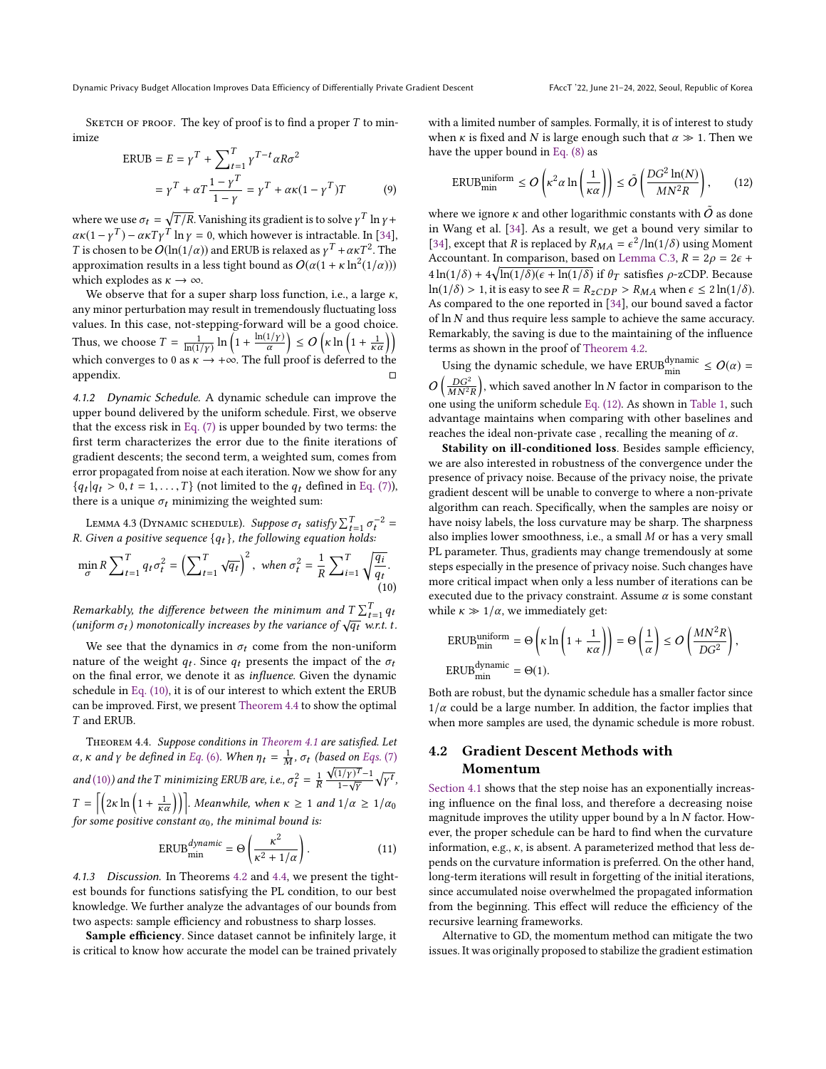Sketch of proof. The key of proof is to find a proper $T$ to minimize

$$\text{ERUB} = E = \gamma^T + \sum_{t=1}^{T} \gamma^{T-t} \alpha R \sigma^2$$
$$= \gamma^T + \alpha T \frac{1-\gamma^T}{1-\gamma} = \gamma^T + \alpha\kappa(1-\gamma^T)T \tag{9}$$

where we use $\sigma_t = \sqrt{T/R}$. Vanishing its gradient is to solve $\gamma^T \ln \gamma + \alpha\kappa(1-\gamma^T) - \alpha\kappa T \gamma^T \ln \gamma = 0$, which however is intractable. In [34], $T$ is chosen to be $O(\ln(1/\alpha))$ and ERUB is relaxed as $\gamma^T + \alpha\kappa T^2$. The approximation results in a less tight bound as $O(\alpha(1+\kappa \ln^2(1/\alpha)))$ which explodes as $\kappa \to \infty$.

We observe that for a super sharp loss function, i.e., a large $\kappa$, any minor perturbation may result in tremendously fluctuating loss values. In this case, not-stepping-forward will be a good choice. Thus, we choose $T = \frac{1}{\ln(1/\gamma)} \ln\left(1 + \frac{\ln(1/\gamma)}{\alpha}\right) \le O\left(\kappa \ln\left(1 + \frac{1}{\kappa\alpha}\right)\right)$ which converges to 0 as $\kappa \to +\infty$. The full proof is deferred to the appendix. □

#### 4.1.2 Dynamic Schedule.

A dynamic schedule can improve the upper bound delivered by the uniform schedule. First, we observe that the excess risk in Eq. (7) is upper bounded by two terms: the first term characterizes the error due to the finite iterations of gradient descents; the second term, a weighted sum, comes from error propagated from noise at each iteration. Now we show for any $\{q_t | q_t > 0, t = 1, \dots, T\}$ (not limited to the $q_t$ defined in Eq. (7)), there is a unique $\sigma_t$ minimizing the weighted sum:

Lemma 4.3 (Dynamic schedule). *Suppose $\sigma_t$ satisfy $\sum_{t=1}^{T} \sigma_t^{-2} = R$. Given a positive sequence $\{q_t\}$, the following equation holds:*

$$\min_{\sigma} R \sum_{t=1}^{T} q_t \sigma_t^2 = \left(\sum_{t=1}^{T} \sqrt{q_t}\right)^2, \text{ when } \sigma_t^2 = \frac{1}{R} \sum_{i=1}^{T} \sqrt{\frac{q_i}{q_t}}. \tag{10}$$

*Remarkably, the difference between the minimum and $T \sum_{t=1}^{T} q_t$ (uniform $\sigma_t$) monotonically increases by the variance of $\sqrt{q_t}$ w.r.t. $t$.*

We see that the dynamics in $\sigma_t$ come from the non-uniform nature of the weight $q_t$. Since $q_t$ presents the impact of the $\sigma_t$ on the final error, we denote it as *influence*. Given the dynamic schedule in Eq. (10), it is of our interest to which extent the ERUB can be improved. First, we present Theorem 4.4 to show the optimal $T$ and ERUB.

Theorem 4.4. *Suppose conditions in Theorem 4.1 are satisfied. Let $\alpha$, $\kappa$ and $\gamma$ be defined in Eq. (6). When $\eta_t = \frac{1}{M}$, $\sigma_t$ (based on Eqs. (7) and (10)) and the $T$ minimizing ERUB are, i.e., $\sigma_t^2 = \frac{1}{R} \frac{\sqrt{(1/\gamma)^T}-1}{1-\sqrt{\gamma}} \sqrt{\gamma^t}$, $T = \left\lceil \left(2\kappa \ln\left(1 + \frac{1}{\kappa\alpha}\right)\right)\right\rceil$. Meanwhile, when $\kappa \ge 1$ and $1/\alpha \ge 1/\alpha_0$ for some positive constant $\alpha_0$, the minimal bound is:*

$$\text{ERUB}_{\min}^{dynamic} = \Theta\left(\frac{\kappa^2}{\kappa^2 + 1/\alpha}\right). \tag{11}$$

#### 4.1.3 Discussion.

In Theorems 4.2 and 4.4, we present the tightest bounds for functions satisfying the PL condition, to our best knowledge. We further analyze the advantages of our bounds from two aspects: sample efficiency and robustness to sharp losses.

**Sample efficiency**. Since dataset cannot be infinitely large, it is critical to know how accurate the model can be trained privately with a limited number of samples. Formally, it is of interest to study when $\kappa$ is fixed and $N$ is large enough such that $\alpha \gg 1$. Then we have the upper bound in Eq. (8) as

$$\text{ERUB}_{\min}^{\text{uniform}} \le O\left(\kappa^2 \alpha \ln\left(\frac{1}{\kappa\alpha}\right)\right) \le \tilde{O}\left(\frac{DG^2 \ln(N)}{MN^2 R}\right), \tag{12}$$

where we ignore $\kappa$ and other logarithmic constants with $\tilde{O}$ as done in Wang et al. [34]. As a result, we get a bound very similar to [34], except that $R$ is replaced by $R_{MA} = \epsilon^2/\ln(1/\delta)$ using Moment Accountant. In comparison, based on Lemma C.3, $R = 2\rho = 2\epsilon + 4\ln(1/\delta) + 4\sqrt{\ln(1/\delta)(\epsilon + \ln(1/\delta)}$ if $\theta_T$ satisfies $\rho$-zCDP. Because $\ln(1/\delta) > 1$, it is easy to see $R = R_{zCDP} > R_{MA}$ when $\epsilon \le 2\ln(1/\delta)$. As compared to the one reported in [34], our bound saved a factor of $\ln N$ and thus require less sample to achieve the same accuracy. Remarkably, the saving is due to the maintaining of the influence terms as shown in the proof of Theorem 4.2.

Using the dynamic schedule, we have $\text{ERUB}_{\min}^{\text{dynamic}} \le O(\alpha) = O\left(\frac{DG^2}{MN^2 R}\right)$, which saved another $\ln N$ factor in comparison to the one using the uniform schedule Eq. (12). As shown in Table 1, such advantage maintains when comparing with other baselines and reaches the ideal non-private case , recalling the meaning of $\alpha$.

**Stability on ill-conditioned loss**. Besides sample efficiency, we are also interested in robustness of the convergence under the presence of privacy noise. Because of the privacy noise, the private gradient descent will be unable to converge to where a non-private algorithm can reach. Specifically, when the samples are noisy or have noisy labels, the loss curvature may be sharp. The sharpness also implies lower smoothness, i.e., a small $M$ or has a very small PL parameter. Thus, gradients may change tremendously at some steps especially in the presence of privacy noise. Such changes have more critical impact when only a less number of iterations can be executed due to the privacy constraint. Assume $\alpha$ is some constant while $\kappa \gg 1/\alpha$, we immediately get:

$$\text{ERUB}_{\min}^{\text{uniform}} = \Theta\left(\kappa \ln\left(1 + \frac{1}{\kappa\alpha}\right)\right) = \Theta\left(\frac{1}{\alpha}\right) \le O\left(\frac{MN^2 R}{DG^2}\right),$$
$$\text{ERUB}_{\min}^{\text{dynamic}} = \Theta(1).$$

Both are robust, but the dynamic schedule has a smaller factor since $1/\alpha$ could be a large number. In addition, the factor implies that when more samples are used, the dynamic schedule is more robust.

## 4.2 Gradient Descent Methods with Momentum

Section 4.1 shows that the step noise has an exponentially increasing influence on the final loss, and therefore a decreasing noise magnitude improves the utility upper bound by a $\ln N$ factor. However, the proper schedule can be hard to find when the curvature information, e.g., $\kappa$, is absent. A parameterized method that less depends on the curvature information is preferred. On the other hand, long-term iterations will result in forgetting of the initial iterations, since accumulated noise overwhelmed the propagated information from the beginning. This effect will reduce the efficiency of the recursive learning frameworks.

Alternative to GD, the momentum method can mitigate the two issues. It was originally proposed to stabilize the gradient estimation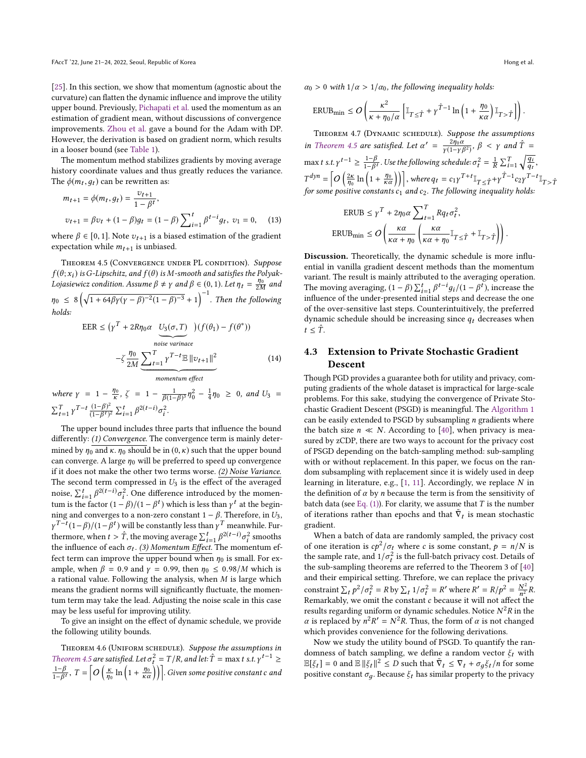[25]. In this section, we show that momentum (agnostic about the curvature) can flatten the dynamic influence and improve the utility upper bound. Previously, Pichapati et al. used the momentum as an estimation of gradient mean, without discussions of convergence improvements. Zhou et al. gave a bound for the Adam with DP. However, the derivation is based on gradient norm, which results in a looser bound (see Table 1).

The momentum method stabilizes gradients by moving average history coordinate values and thus greatly reduces the variance. The $\phi(m_t, g_t)$ can be rewritten as:

$$m_{t+1} = \phi(m_t, g_t) = \frac{v_{t+1}}{1-\beta^t},$$

$$v_{t+1} = \beta v_t + (1-\beta) g_t = (1-\beta)\sum_{i=1}^{t} \beta^{t-i} g_t,\ v_1 = 0, \quad (13)$$

where $\beta \in [0, 1]$. Note $v_{t+1}$ is a biased estimation of the gradient expectation while $m_{t+1}$ is unbiased.

Theorem 4.5 (Convergence under PL condition). *Suppose $f(\theta; x_i)$ is G-Lipschitz, and $f(\theta)$ is M-smooth and satisfies the Polyak-Lojasiewicz condition. Assume $\beta \neq \gamma$ and $\beta \in (0, 1)$. Let $\eta_t = \frac{\eta_0}{2M}$ and $\eta_0 \le 8\left(\sqrt{1 + 64\beta\gamma(\gamma-\beta)^{-2}(1-\beta)^{-3}} + 1\right)^{-1}$. Then the following holds:*

$$\text{EER} \le (\gamma^T + 2R\eta_0\alpha \underbrace{U_3(\sigma, T)}_{\text{noise varinace}})(f(\theta_1) - f(\theta^*))$$

$$-\zeta \frac{\eta_0}{2M} \underbrace{\sum_{t=1}^{T} \gamma^{T-t}\mathbb{E}\|v_{t+1}\|^2}_{\text{momentum effect}} \quad (14)$$

*where $\gamma = 1 - \frac{\eta_0}{\kappa}$, $\zeta = 1 - \frac{1}{\beta(1-\beta)^3}\eta_0^2 - \frac{1}{4}\eta_0 \ge 0$, and $U_3 = \sum_{t=1}^{T} \gamma^{T-t} \frac{(1-\beta)^2}{(1-\beta^t)^2} \sum_{i=1}^{t} \beta^{2(t-i)}\sigma_i^2$.*

The upper bound includes three parts that influence the bound differently: *(1) Convergence*. The convergence term is mainly determined by $\eta_0$ and $\kappa$. $\eta_0$ should be in $(0, \kappa)$ such that the upper bound can converge. A large $\eta_0$ will be preferred to speed up convergence if it does not make the other two terms worse. *(2) Noise Variance.* The second term compressed in $U_3$ is the effect of the averaged noise, $\sum_{i=1}^{t} \beta^{2(t-i)}\sigma_i^2$. One difference introduced by the momentum is the factor $(1-\beta)/(1-\beta^t)$ which is less than $\gamma^t$ at the beginning and converges to a non-zero constant $1-\beta$. Therefore, in $U_3$, $\gamma^{T-t}(1-\beta)/(1-\beta^t)$ will be constantly less than $\gamma^T$ meanwhile. Furthermore, when $t > \hat{T}$, the moving average $\sum_{i=1}^{t} \beta^{2(t-i)}\sigma_i^2$ smooths the influence of each $\sigma_t$. *(3) Momentum Effect.* The momentum effect term can improve the upper bound when $\eta_0$ is small. For example, when $\beta = 0.9$ and $\gamma = 0.99$, then $\eta_0 \le 0.98/M$ which is a rational value. Following the analysis, when $M$ is large which means the gradient norms will significantly fluctuate, the momentum term may take the lead. Adjusting the noise scale in this case may be less useful for improving utility.

To give an insight on the effect of dynamic schedule, we provide the following utility bounds.

Theorem 4.6 (Uniform schedule). *Suppose the assumptions in Theorem 4.5 are satisfied. Let $\sigma_t^2 = T/R$, and let: $\hat{T} = \max t$ s.t. $\gamma^{t-1} \ge \frac{1-\beta}{1-\beta^t}$, $T = \left\lceil O\left(\frac{\kappa}{\eta_0}\ln\left(1 + \frac{\eta_0}{\kappa\alpha}\right)\right)\right\rceil$. Given some positive constant $c$ and $\alpha_0 > 0$ with $1/\alpha > 1/\alpha_0$, the following inequality holds:*

$$\text{ERUB}_{\min} \le O\left(\frac{\kappa^2}{\kappa + \eta_0/\alpha}\left[\mathbb{I}_{T \le \hat{T}} + \gamma^{\hat{T}-1}\ln\left(1 + \frac{\eta_0}{\kappa\alpha}\right)\mathbb{I}_{T > \hat{T}}\right]\right).$$

Theorem 4.7 (Dynamic schedule). *Suppose the assumptions in Theorem 4.5 are satisfied. Let $\alpha' = \frac{2\eta_0\alpha}{\gamma(1-\gamma\beta^2)}$, $\beta < \gamma$ and $\hat{T} = \max t$ s.t. $\gamma^{t-1} \ge \frac{1-\beta}{1-\beta^t}$. Use the following schedule: $\sigma_t^2 = \frac{1}{R}\sum_{i=1}^{T}\sqrt{\frac{q_i}{q_t}}$, $T^{dyn} = \left\lceil O\left(\frac{2\kappa}{\eta_0}\ln\left(1 + \frac{\eta_0}{\kappa\alpha}\right)\right)\right\rceil$, where $q_t = c_1\gamma^{T+t}\mathbb{I}_{T \le \hat{T}} + \gamma^{\hat{T}-1}c_2\gamma^{T-t}\mathbb{I}_{T > \hat{T}}$ for some positive constants $c_1$ and $c_2$. The following inequality holds:*

$$\text{ERUB} \le \gamma^T + 2\eta_0\alpha\sum_{t=1}^{T} Rq_t\sigma_t^2,$$

$$\text{ERUB}_{\min} \le O\left(\frac{\kappa\alpha}{\kappa\alpha + \eta_0}\left(\frac{\kappa\alpha}{\kappa\alpha + \eta_0}\mathbb{I}_{T \le \hat{T}} + \mathbb{I}_{T > \hat{T}}\right)\right).$$

**Discussion.** Theoretically, the dynamic schedule is more influential in vanilla gradient descent methods than the momentum variant. The result is mainly attributed to the averaging operation. The moving averaging, $(1-\beta)\sum_{i=1}^{t}\beta^{t-i}g_i/(1-\beta^t)$, increase the influence of the under-presented initial steps and decrease the one of the over-sensitive last steps. Counterintuitively, the preferred dynamic schedule should be increasing since $q_t$ decreases when $t \le \hat{T}$.

### 4.3 Extension to Private Stochastic Gradient Descent

Though PGD provides a guarantee both for utility and privacy, computing gradients of the whole dataset is impractical for large-scale problems. For this sake, studying the convergence of Private Stochastic Gradient Descent (PSGD) is meaningful. The Algorithm 1 can be easily extended to PSGD by subsampling $n$ gradients where the batch size $n \ll N$. According to [40], when privacy is measured by zCDP, there are two ways to account for the privacy cost of PSGD depending on the batch-sampling method: sub-sampling with or without replacement. In this paper, we focus on the random subsampling with replacement since it is widely used in deep learning in literature, e.g., [1, 11]. Accordingly, we replace $N$ in the definition of $\alpha$ by $n$ because the term is from the sensitivity of batch data (see Eq. (1)). For clarity, we assume that $T$ is the number of iterations rather than epochs and that $\tilde{\nabla}_t$ is mean stochastic gradient.

When a batch of data are randomly sampled, the privacy cost of one iteration is $cp^2/\sigma_t$ where $c$ is some constant, $p = n/N$ is the sample rate, and $1/\sigma_t^2$ is the full-batch privacy cost. Details of the sub-sampling theorems are referred to the Theorem 3 of [40] and their empirical setting. Threfore, we can replace the privacy constraint $\sum_t p^2/\sigma_t^2 = R$ by $\sum_t 1/\sigma_t^2 = R'$ where $R' = R/p^2 = \frac{N^2}{n^2}R$. Remarkably, we omit the constant $c$ because it will not affect the results regarding uniform or dynamic schedules. Notice $N^2R$ in the $\alpha$ is replaced by $n^2R' = N^2R$. Thus, the form of $\alpha$ is not changed which provides convenience for the following derivations.

Now we study the utility bound of PSGD. To quantify the randomness of batch sampling, we define a random vector $\xi_t$ with $\mathbb{E}[\xi_t] = 0$ and $\mathbb{E}\|\xi_t\|^2 \le D$ such that $\tilde{\nabla}_t \le \nabla_t + \sigma_g\xi_t/n$ for some positive constant $\sigma_g$. Because $\xi_t$ has similar property to the privacy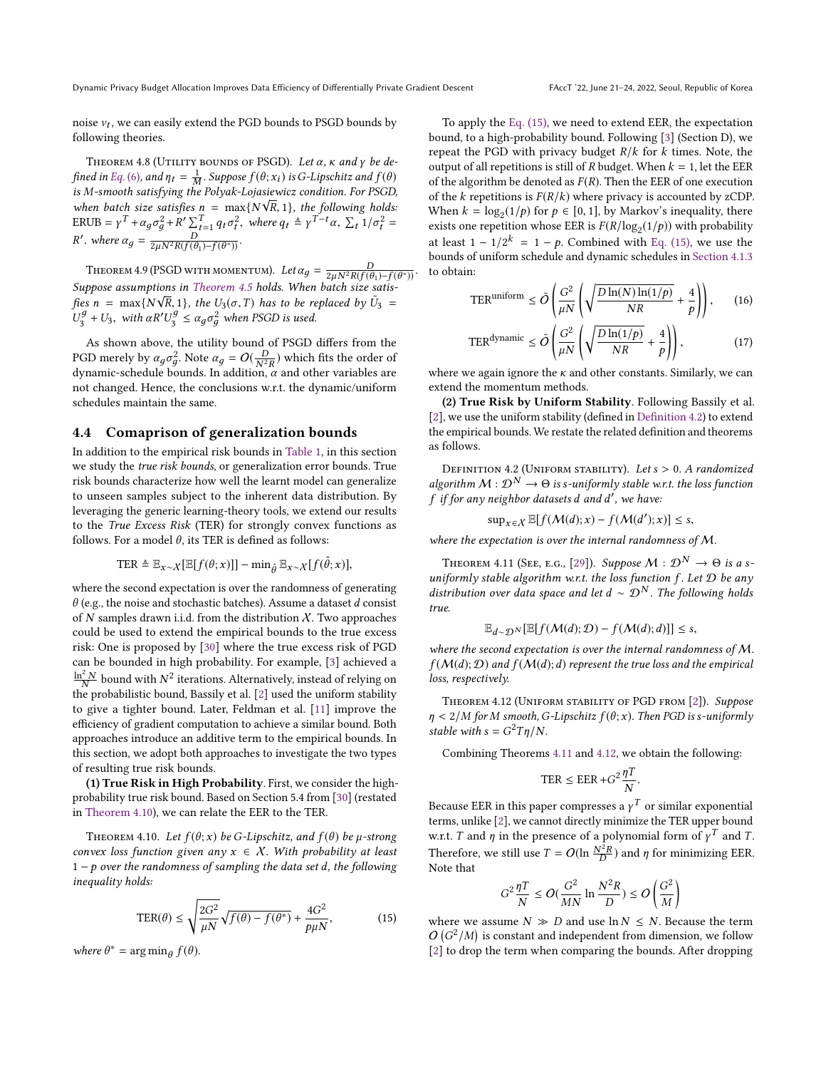noise $v_t$, we can easily extend the PGD bounds to PSGD bounds by following theories.

Theorem 4.8 (Utility bounds of PSGD). *Let $\alpha$, $\kappa$ and $\gamma$ be defined in Eq. (6), and $\eta_t = \frac{1}{M}$. Suppose $f(\theta; x_i)$ is $G$-Lipschitz and $f(\theta)$ is $M$-smooth satisfying the Polyak-Lojasiewicz condition. For PSGD, when batch size satisfies $n = \max\{N\sqrt{R}, 1\}$, the following holds: $\text{ERUB} = \gamma^T + \alpha_g \sigma_g^2 + R' \sum_{t=1}^{T} q_t \sigma_t^2$, where $q_t \triangleq \gamma^{T-t}\alpha$, $\sum_t 1/\sigma_t^2 = R'$. where $\alpha_g = \frac{D}{2\mu N^2 R(f(\theta_1) - f(\theta^*))}$.*

Theorem 4.9 (PSGD with momentum). *Let $\alpha_g = \frac{D}{2\mu N^2 R(f(\theta_1) - f(\theta^*))}$. Suppose assumptions in Theorem 4.5 holds. When batch size satisfies $n = \max\{N\sqrt{R}, 1\}$, the $U_3(\sigma, T)$ has to be replaced by $\tilde{U}_3 = U_3^g + U_3$, with $\alpha R' U_3^g \leq \alpha_g \sigma_g^2$ when PSGD is used.*

As shown above, the utility bound of PSGD differs from the PGD merely by $\alpha_g \sigma_g^2$. Note $\alpha_g = O(\frac{D}{N^2 R})$ which fits the order of dynamic-schedule bounds. In addition, $\alpha$ and other variables are not changed. Hence, the conclusions w.r.t. the dynamic/uniform schedules maintain the same.

## 4.4 Comaprison of generalization bounds

In addition to the empirical risk bounds in Table 1, in this section we study the *true risk bounds*, or generalization error bounds. True risk bounds characterize how well the learnt model can generalize to unseen samples subject to the inherent data distribution. By leveraging the generic learning-theory tools, we extend our results to the *True Excess Risk* (TER) for strongly convex functions as follows. For a model $\theta$, its TER is defined as follows:

$$\text{TER} \triangleq \mathbb{E}_{x\sim\mathcal{X}}[\mathbb{E}[f(\theta; x)]] - \min_{\hat{\theta}} \mathbb{E}_{x\sim\mathcal{X}}[f(\hat{\theta}; x)],$$

where the second expectation is over the randomness of generating $\theta$ (e.g., the noise and stochastic batches). Assume a dataset $d$ consist of $N$ samples drawn i.i.d. from the distribution $\mathcal{X}$. Two approaches could be used to extend the empirical bounds to the true excess risk: One is proposed by [30] where the true excess risk of PGD can be bounded in high probability. For example, [3] achieved a $\frac{\ln^2 N}{N}$ bound with $N^2$ iterations. Alternatively, instead of relying on the probabilistic bound, Bassily et al. [2] used the uniform stability to give a tighter bound. Later, Feldman et al. [11] improve the efficiency of gradient computation to achieve a similar bound. Both approaches introduce an additive term to the empirical bounds. In this section, we adopt both approaches to investigate the two types of resulting true risk bounds.

**(1) True Risk in High Probability**. First, we consider the high-probability true risk bound. Based on Section 5.4 from [30] (restated in Theorem 4.10), we can relate the EER to the TER.

Theorem 4.10. *Let $f(\theta; x)$ be $G$-Lipschitz, and $f(\theta)$ be $\mu$-strong convex loss function given any $x \in \mathcal{X}$. With probability at least $1 - p$ over the randomness of sampling the data set $d$, the following inequality holds:*

$$\text{TER}(\theta) \leq \sqrt{\frac{2G^2}{\mu N}} \sqrt{f(\theta) - f(\theta^*)} + \frac{4G^2}{p\mu N}, \tag{15}$$

*where $\theta^* = \arg\min_\theta f(\theta)$.*

To apply the Eq. (15), we need to extend EER, the expectation bound, to a high-probability bound. Following [3] (Section D), we repeat the PGD with privacy budget $R/k$ for $k$ times. Note, the output of all repetitions is still of $R$ budget. When $k = 1$, let the EER of the algorithm be denoted as $F(R)$. Then the EER of one execution of the $k$ repetitions is $F(R/k)$ where privacy is accounted by zCDP. When $k = \log_2(1/p)$ for $p \in [0, 1]$, by Markov's inequality, there exists one repetition whose EER is $F(R/\log_2(1/p))$ with probability at least $1 - 1/2^k = 1 - p$. Combined with Eq. (15), we use the bounds of uniform schedule and dynamic schedules in Section 4.1.3 to obtain:

$$\text{TER}^{\text{uniform}} \leq \tilde{O}\left(\frac{G^2}{\mu N}\left(\sqrt{\frac{D\ln(N)\ln(1/p)}{NR}} + \frac{4}{p}\right)\right), \tag{16}$$

$$\text{TER}^{\text{dynamic}} \leq \tilde{O}\left(\frac{G^2}{\mu N}\left(\sqrt{\frac{D\ln(1/p)}{NR}} + \frac{4}{p}\right)\right), \tag{17}$$

where we again ignore the $\kappa$ and other constants. Similarly, we can extend the momentum methods.

**(2) True Risk by Uniform Stability**. Following Bassily et al. [2], we use the uniform stability (defined in Definition 4.2) to extend the empirical bounds. We restate the related definition and theorems as follows.

Definition 4.2 (Uniform stability). *Let $s > 0$. A randomized algorithm $\mathcal{M} : \mathcal{D}^N \to \Theta$ is $s$-uniformly stable w.r.t. the loss function $f$ if for any neighbor datasets $d$ and $d'$, we have:*

$$\sup_{x\in\mathcal{X}} \mathbb{E}[f(\mathcal{M}(d); x) - f(\mathcal{M}(d'); x)] \leq s,$$

*where the expectation is over the internal randomness of $\mathcal{M}$.*

Theorem 4.11 (See, e.g., [29]). *Suppose $\mathcal{M} : \mathcal{D}^N \to \Theta$ is a $s$-uniformly stable algorithm w.r.t. the loss function $f$. Let $\mathcal{D}$ be any distribution over data space and let $d \sim \mathcal{D}^N$. The following holds true.*

$$\mathbb{E}_{d\sim\mathcal{D}^N}[\mathbb{E}[f(\mathcal{M}(d); \mathcal{D}) - f(\mathcal{M}(d); d)]] \leq s,$$

*where the second expectation is over the internal randomness of $\mathcal{M}$. $f(\mathcal{M}(d); \mathcal{D})$ and $f(\mathcal{M}(d); d)$ represent the true loss and the empirical loss, respectively.*

Theorem 4.12 (Uniform stability of PGD from [2]). *Suppose $\eta < 2/M$ for $M$ smooth, $G$-Lipschitz $f(\theta; x)$. Then PGD is $s$-uniformly stable with $s = G^2 T\eta/N$.*

Combining Theorems 4.11 and 4.12, we obtain the following:

$$\text{TER} \leq \text{EER} + G^2 \frac{\eta T}{N}.$$

Because EER in this paper compresses a $\gamma^T$ or similar exponential terms, unlike [2], we cannot directly minimize the TER upper bound w.r.t. $T$ and $\eta$ in the presence of a polynomial form of $\gamma^T$ and $T$. Therefore, we still use $T = O(\ln \frac{N^2 R}{D})$ and $\eta$ for minimizing EER. Note that

$$G^2 \frac{\eta T}{N} \leq O\left(\frac{G^2}{MN} \ln \frac{N^2 R}{D}\right) \leq O\left(\frac{G^2}{M}\right)$$

where we assume $N \gg D$ and use $\ln N \leq N$. Because the term $O(G^2/M)$ is constant and independent from dimension, we follow [2] to drop the term when comparing the bounds. After dropping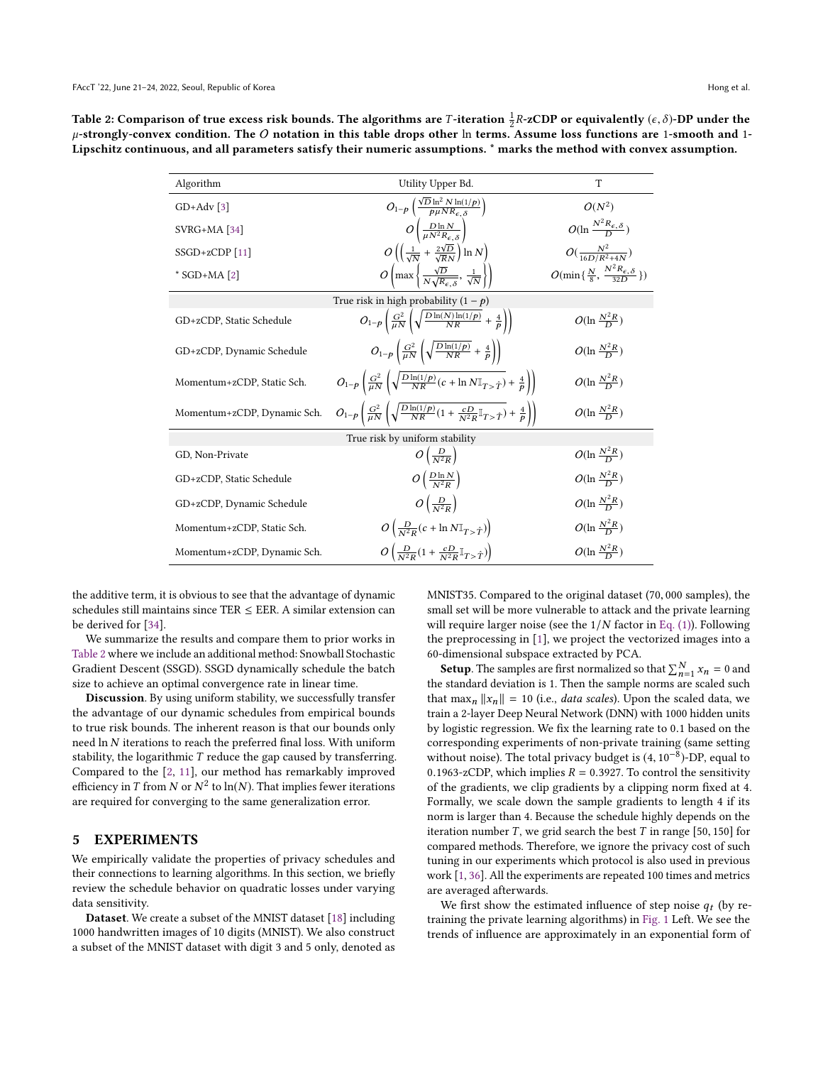**Table 2: Comparison of true excess risk bounds. The algorithms are $T$-iteration $\frac{1}{2}R$-zCDP or equivalently $(\epsilon, \delta)$-DP under the $\mu$-strongly-convex condition. The $O$ notation in this table drops other ln terms. Assume loss functions are 1-smooth and 1-Lipschitz continuous, and all parameters satisfy their numeric assumptions. * marks the method with convex assumption.**

| Algorithm | Utility Upper Bd. | T |
|---|---|---|
| GD+Adv [3] | $O_{1-p}\left(\frac{\sqrt{D}\ln^2 N \ln(1/p)}{p\mu N R_{\epsilon,\delta}}\right)$ | $O(N^2)$ |
| SVRG+MA [34] | $O\left(\frac{D\ln N}{\mu N^2 R_{\epsilon,\delta}}\right)$ | $O(\ln \frac{N^2 R_{\epsilon,\delta}}{D})$ |
| SSGD+zCDP [11] | $O\left(\left(\frac{1}{\sqrt{N}} + \frac{2\sqrt{D}}{\sqrt{R}N}\right)\ln N\right)$ | $O(\frac{N^2}{16D/R^2+4N})$ |
| * SGD+MA [2] | $O\left(\max\left\{\frac{\sqrt{D}}{N\sqrt{R_{\epsilon,\delta}}}, \frac{1}{\sqrt{N}}\right\}\right)$ | $O(\min\{\frac{N}{8}, \frac{N^2 R_{\epsilon,\delta}}{32D}\})$ |
| True risk in high probability $(1-p)$ | | |
| GD+zCDP, Static Schedule | $O_{1-p}\left(\frac{G^2}{\mu N}\left(\sqrt{\frac{D\ln(N)\ln(1/p)}{NR}} + \frac{4}{p}\right)\right)$ | $O(\ln \frac{N^2 R}{D})$ |
| GD+zCDP, Dynamic Schedule | $O_{1-p}\left(\frac{G^2}{\mu N}\left(\sqrt{\frac{D\ln(1/p)}{NR}} + \frac{4}{p}\right)\right)$ | $O(\ln \frac{N^2 R}{D})$ |
| Momentum+zCDP, Static Sch. | $O_{1-p}\left(\frac{G^2}{\mu N}\left(\sqrt{\frac{D\ln(1/p)}{NR}(c + \ln N \mathbb{I}_{T>\hat{T}})} + \frac{4}{p}\right)\right)$ | $O(\ln \frac{N^2 R}{D})$ |
| Momentum+zCDP, Dynamic Sch. | $O_{1-p}\left(\frac{G^2}{\mu N}\left(\sqrt{\frac{D\ln(1/p)}{NR}(1 + \frac{cD}{N^2 R}\mathbb{I}_{T>\hat{T}})} + \frac{4}{p}\right)\right)$ | $O(\ln \frac{N^2 R}{D})$ |
| True risk by uniform stability | | |
| GD, Non-Private | $O\left(\frac{D}{N^2 R}\right)$ | $O(\ln \frac{N^2 R}{D})$ |
| GD+zCDP, Static Schedule | $O\left(\frac{D\ln N}{N^2 R}\right)$ | $O(\ln \frac{N^2 R}{D})$ |
| GD+zCDP, Dynamic Schedule | $O\left(\frac{D}{N^2 R}\right)$ | $O(\ln \frac{N^2 R}{D})$ |
| Momentum+zCDP, Static Sch. | $O\left(\frac{D}{N^2 R}(c + \ln N \mathbb{I}_{T>\hat{T}})\right)$ | $O(\ln \frac{N^2 R}{D})$ |
| Momentum+zCDP, Dynamic Sch. | $O\left(\frac{D}{N^2 R}(1 + \frac{cD}{N^2 R}\mathbb{I}_{T>\hat{T}})\right)$ | $O(\ln \frac{N^2 R}{D})$ |

the additive term, it is obvious to see that the advantage of dynamic schedules still maintains since TER $\le$ EER. A similar extension can be derived for [34].

We summarize the results and compare them to prior works in Table 2 where we include an additional method: Snowball Stochastic Gradient Descent (SSGD). SSGD dynamically schedule the batch size to achieve an optimal convergence rate in linear time.

**Discussion**. By using uniform stability, we successfully transfer the advantage of our dynamic schedules from empirical bounds to true risk bounds. The inherent reason is that our bounds only need $\ln N$ iterations to reach the preferred final loss. With uniform stability, the logarithmic $T$ reduce the gap caused by transferring. Compared to the [2, 11], our method has remarkably improved efficiency in $T$ from $N$ or $N^2$ to $\ln(N)$. That implies fewer iterations are required for converging to the same generalization error.

## 5 EXPERIMENTS

We empirically validate the properties of privacy schedules and their connections to learning algorithms. In this section, we briefly review the schedule behavior on quadratic losses under varying data sensitivity.

**Dataset**. We create a subset of the MNIST dataset [18] including 1000 handwritten images of 10 digits (MNIST). We also construct a subset of the MNIST dataset with digit 3 and 5 only, denoted as MNIST35. Compared to the original dataset (70,000 samples), the small set will be more vulnerable to attack and the private learning will require larger noise (see the $1/N$ factor in Eq. (1)). Following the preprocessing in [1], we project the vectorized images into a 60-dimensional subspace extracted by PCA.

**Setup**. The samples are first normalized so that $\sum_{n=1}^{N} x_n = 0$ and the standard deviation is 1. Then the sample norms are scaled such that $\max_n \|x_n\| = 10$ (i.e., *data scales*). Upon the scaled data, we train a 2-layer Deep Neural Network (DNN) with 1000 hidden units by logistic regression. We fix the learning rate to 0.1 based on the corresponding experiments of non-private training (same setting without noise). The total privacy budget is $(4, 10^{-8})$-DP, equal to 0.1963-zCDP, which implies $R = 0.3927$. To control the sensitivity of the gradients, we clip gradients by a clipping norm fixed at 4. Formally, we scale down the sample gradients to length 4 if its norm is larger than 4. Because the schedule highly depends on the iteration number $T$, we grid search the best $T$ in range $[50, 150]$ for compared methods. Therefore, we ignore the privacy cost of such tuning in our experiments which protocol is also used in previous work [1, 36]. All the experiments are repeated 100 times and metrics are averaged afterwards.

We first show the estimated influence of step noise $q_t$ (by retraining the private learning algorithms) in Fig. 1 Left. We see the trends of influence are approximately in an exponential form of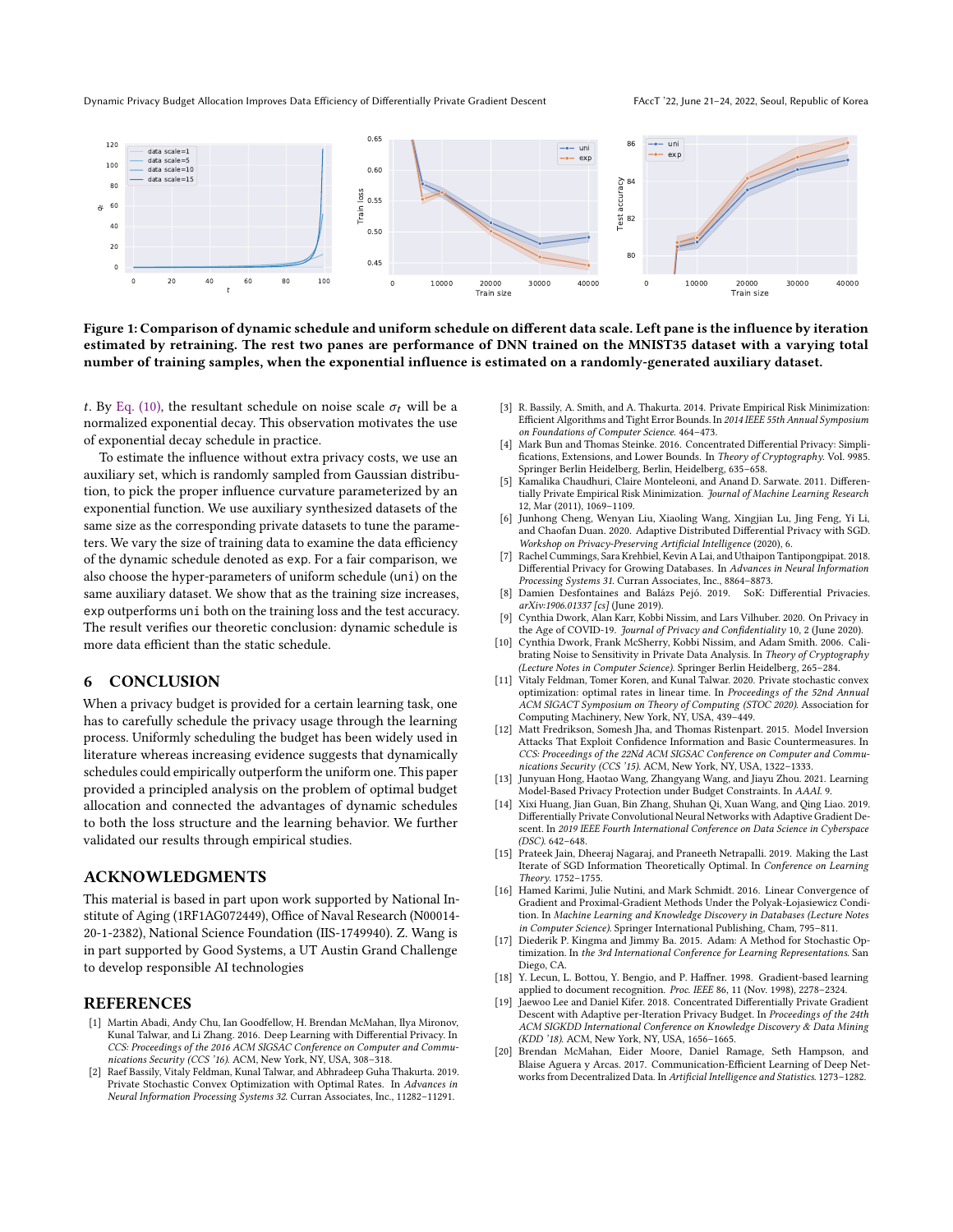**Figure 1: Comparison of dynamic schedule and uniform schedule on different data scale. Left pane is the influence by iteration estimated by retraining. The rest two panes are performance of DNN trained on the MNIST35 dataset with a varying total number of training samples, when the exponential influence is estimated on a randomly-generated auxiliary dataset.**

$t$. By Eq. (10), the resultant schedule on noise scale $\sigma_t$ will be a normalized exponential decay. This observation motivates the use of exponential decay schedule in practice.

To estimate the influence without extra privacy costs, we use an auxiliary set, which is randomly sampled from Gaussian distribution, to pick the proper influence curvature parameterized by an exponential function. We use auxiliary synthesized datasets of the same size as the corresponding private datasets to tune the parameters. We vary the size of training data to examine the data efficiency of the dynamic schedule denoted as exp. For a fair comparison, we also choose the hyper-parameters of uniform schedule (uni) on the same auxiliary dataset. We show that as the training size increases, exp outperforms uni both on the training loss and the test accuracy. The result verifies our theoretic conclusion: dynamic schedule is more data efficient than the static schedule.

## 6 CONCLUSION

When a privacy budget is provided for a certain learning task, one has to carefully schedule the privacy usage through the learning process. Uniformly scheduling the budget has been widely used in literature whereas increasing evidence suggests that dynamically schedules could empirically outperform the uniform one. This paper provided a principled analysis on the problem of optimal budget allocation and connected the advantages of dynamic schedules to both the loss structure and the learning behavior. We further validated our results through empirical studies.

## ACKNOWLEDGMENTS

This material is based in part upon work supported by National Institute of Aging (1RF1AG072449), Office of Naval Research (N00014-20-1-2382), National Science Foundation (IIS-1749940). Z. Wang is in part supported by Good Systems, a UT Austin Grand Challenge to develop responsible AI technologies

## REFERENCES

[1] Martin Abadi, Andy Chu, Ian Goodfellow, H. Brendan McMahan, Ilya Mironov, Kunal Talwar, and Li Zhang. 2016. Deep Learning with Differential Privacy. In *CCS: Proceedings of the 2016 ACM SIGSAC Conference on Computer and Communications Security (CCS '16)*. ACM, New York, NY, USA, 308–318.

[2] Raef Bassily, Vitaly Feldman, Kunal Talwar, and Abhradeep Guha Thakurta. 2019. Private Stochastic Convex Optimization with Optimal Rates. In *Advances in Neural Information Processing Systems 32*. Curran Associates, Inc., 11282–11291.

[3] R. Bassily, A. Smith, and A. Thakurta. 2014. Private Empirical Risk Minimization: Efficient Algorithms and Tight Error Bounds. In *2014 IEEE 55th Annual Symposium on Foundations of Computer Science*. 464–473.

[4] Mark Bun and Thomas Steinke. 2016. Concentrated Differential Privacy: Simplifications, Extensions, and Lower Bounds. In *Theory of Cryptography*. Vol. 9985. Springer Berlin Heidelberg, Berlin, Heidelberg, 635–658.

[5] Kamalika Chaudhuri, Claire Monteleoni, and Anand D. Sarwate. 2011. Differentially Private Empirical Risk Minimization. *Journal of Machine Learning Research* 12, Mar (2011), 1069–1109.

[6] Junhong Cheng, Wenyan Liu, Xiaoling Wang, Xingjian Lu, Jing Feng, Yi Li, and Chaofan Duan. 2020. Adaptive Distributed Differential Privacy with SGD. *Workshop on Privacy-Preserving Artificial Intelligence* (2020), 6.

[7] Rachel Cummings, Sara Krehbiel, Kevin A Lai, and Uthaipon Tantipongpipat. 2018. Differential Privacy for Growing Databases. In *Advances in Neural Information Processing Systems 31*. Curran Associates, Inc., 8864–8873.

[8] Damien Desfontaines and Balázs Pejó. 2019. SoK: Differential Privacies. *arXiv:1906.01337 [cs]* (June 2019).

[9] Cynthia Dwork, Alan Karr, Kobbi Nissim, and Lars Vilhuber. 2020. On Privacy in the Age of COVID-19. *Journal of Privacy and Confidentiality* 10, 2 (June 2020).

[10] Cynthia Dwork, Frank McSherry, Kobbi Nissim, and Adam Smith. 2006. Calibrating Noise to Sensitivity in Private Data Analysis. In *Theory of Cryptography (Lecture Notes in Computer Science)*. Springer Berlin Heidelberg, 265–284.

[11] Vitaly Feldman, Tomer Koren, and Kunal Talwar. 2020. Private stochastic convex optimization: optimal rates in linear time. In *Proceedings of the 52nd Annual ACM SIGACT Symposium on Theory of Computing (STOC 2020)*. Association for Computing Machinery, New York, NY, USA, 439–449.

[12] Matt Fredrikson, Somesh Jha, and Thomas Ristenpart. 2015. Model Inversion Attacks That Exploit Confidence Information and Basic Countermeasures. In *CCS: Proceedings of the 22Nd ACM SIGSAC Conference on Computer and Communications Security (CCS '15)*. ACM, New York, NY, USA, 1322–1333.

[13] Junyuan Hong, Haotao Wang, Zhangyang Wang, and Jiayu Zhou. 2021. Learning Model-Based Privacy Protection under Budget Constraints. In *AAAI*. 9.

[14] Xixi Huang, Jian Guan, Bin Zhang, Shuhan Qi, Xuan Wang, and Qing Liao. 2019. Differentially Private Convolutional Neural Networks with Adaptive Gradient Descent. In *2019 IEEE Fourth International Conference on Data Science in Cyberspace (DSC)*. 642–648.

[15] Prateek Jain, Dheeraj Nagaraj, and Praneeth Netrapalli. 2019. Making the Last Iterate of SGD Information Theoretically Optimal. In *Conference on Learning Theory*. 1752–1755.

[16] Hamed Karimi, Julie Nutini, and Mark Schmidt. 2016. Linear Convergence of Gradient and Proximal-Gradient Methods Under the Polyak-Łojasiewicz Condition. In *Machine Learning and Knowledge Discovery in Databases (Lecture Notes in Computer Science)*. Springer International Publishing, Cham, 795–811.

[17] Diederik P. Kingma and Jimmy Ba. 2015. Adam: A Method for Stochastic Optimization. In *the 3rd International Conference for Learning Representations*. San Diego, CA.

[18] Y. Lecun, L. Bottou, Y. Bengio, and P. Haffner. 1998. Gradient-based learning applied to document recognition. *Proc. IEEE* 86, 11 (Nov. 1998), 2278–2324.

[19] Jaewoo Lee and Daniel Kifer. 2018. Concentrated Differentially Private Gradient Descent with Adaptive per-Iteration Privacy Budget. In *Proceedings of the 24th ACM SIGKDD International Conference on Knowledge Discovery & Data Mining (KDD '18)*. ACM, New York, NY, USA, 1656–1665.

[20] Brendan McMahan, Eider Moore, Daniel Ramage, Seth Hampson, and Blaise Aguera y Arcas. 2017. Communication-Efficient Learning of Deep Networks from Decentralized Data. In *Artificial Intelligence and Statistics*. 1273–1282.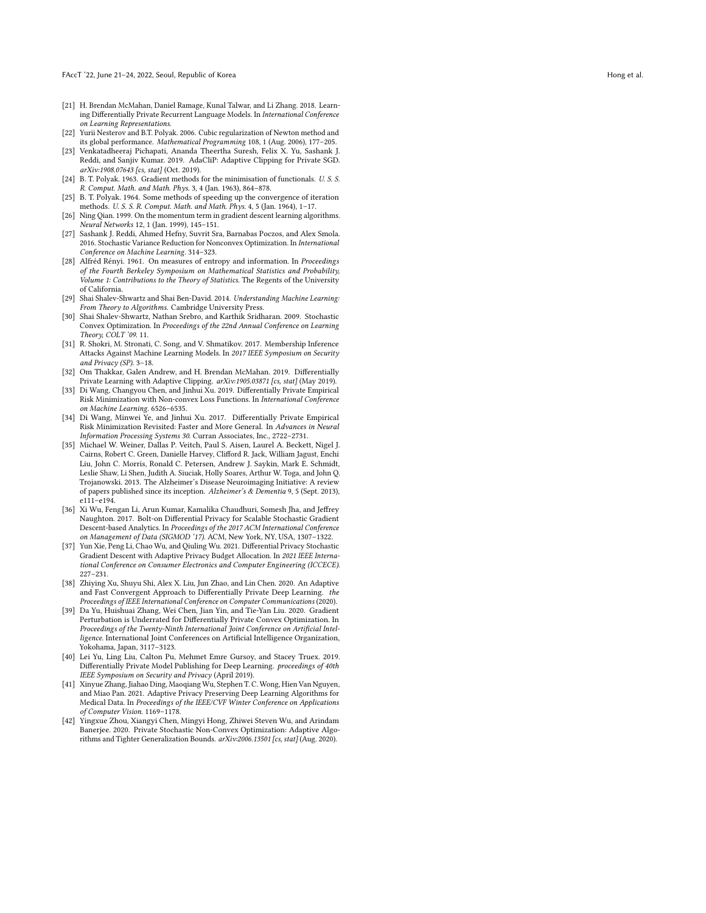[21] H. Brendan McMahan, Daniel Ramage, Kunal Talwar, and Li Zhang. 2018. Learning Differentially Private Recurrent Language Models. In *International Conference on Learning Representations*.

[22] Yurii Nesterov and B.T. Polyak. 2006. Cubic regularization of Newton method and its global performance. *Mathematical Programming* 108, 1 (Aug. 2006), 177–205.

[23] Venkatadheeraj Pichapati, Ananda Theertha Suresh, Felix X. Yu, Sashank J. Reddi, and Sanjiv Kumar. 2019. AdaCliP: Adaptive Clipping for Private SGD. *arXiv:1908.07643 [cs, stat]* (Oct. 2019).

[24] B. T. Polyak. 1963. Gradient methods for the minimisation of functionals. *U. S. S. R. Comput. Math. and Math. Phys.* 3, 4 (Jan. 1963), 864–878.

[25] B. T. Polyak. 1964. Some methods of speeding up the convergence of iteration methods. *U. S. S. R. Comput. Math. and Math. Phys.* 4, 5 (Jan. 1964), 1–17.

[26] Ning Qian. 1999. On the momentum term in gradient descent learning algorithms. *Neural Networks* 12, 1 (Jan. 1999), 145–151.

[27] Sashank J. Reddi, Ahmed Hefny, Suvrit Sra, Barnabas Poczos, and Alex Smola. 2016. Stochastic Variance Reduction for Nonconvex Optimization. In *International Conference on Machine Learning*. 314–323.

[28] Alfréd Rényi. 1961. On measures of entropy and information. In *Proceedings of the Fourth Berkeley Symposium on Mathematical Statistics and Probability, Volume 1: Contributions to the Theory of Statistics*. The Regents of the University of California.

[29] Shai Shalev-Shwartz and Shai Ben-David. 2014. *Understanding Machine Learning: From Theory to Algorithms.* Cambridge University Press.

[30] Shai Shalev-Shwartz, Nathan Srebro, and Karthik Sridharan. 2009. Stochastic Convex Optimization. In *Proceedings of the 22nd Annual Conference on Learning Theory, COLT '09*. 11.

[31] R. Shokri, M. Stronati, C. Song, and V. Shmatikov. 2017. Membership Inference Attacks Against Machine Learning Models. In *2017 IEEE Symposium on Security and Privacy (SP)*. 3–18.

[32] Om Thakkar, Galen Andrew, and H. Brendan McMahan. 2019. Differentially Private Learning with Adaptive Clipping. *arXiv:1905.03871 [cs, stat]* (May 2019).

[33] Di Wang, Changyou Chen, and Jinhui Xu. 2019. Differentially Private Empirical Risk Minimization with Non-convex Loss Functions. In *International Conference on Machine Learning*. 6526–6535.

[34] Di Wang, Minwei Ye, and Jinhui Xu. 2017. Differentially Private Empirical Risk Minimization Revisited: Faster and More General. In *Advances in Neural Information Processing Systems 30*. Curran Associates, Inc., 2722–2731.

[35] Michael W. Weiner, Dallas P. Veitch, Paul S. Aisen, Laurel A. Beckett, Nigel J. Cairns, Robert C. Green, Danielle Harvey, Clifford R. Jack, William Jagust, Enchi Liu, John C. Morris, Ronald C. Petersen, Andrew J. Saykin, Mark E. Schmidt, Leslie Shaw, Li Shen, Judith A. Siuciak, Holly Soares, Arthur W. Toga, and John Q. Trojanowski. 2013. The Alzheimer's Disease Neuroimaging Initiative: A review of papers published since its inception. *Alzheimer's & Dementia* 9, 5 (Sept. 2013), e111–e194.

[36] Xi Wu, Fengan Li, Arun Kumar, Kamalika Chaudhuri, Somesh Jha, and Jeffrey Naughton. 2017. Bolt-on Differential Privacy for Scalable Stochastic Gradient Descent-based Analytics. In *Proceedings of the 2017 ACM International Conference on Management of Data (SIGMOD '17)*. ACM, New York, NY, USA, 1307–1322.

[37] Yun Xie, Peng Li, Chao Wu, and Qiuling Wu. 2021. Differential Privacy Stochastic Gradient Descent with Adaptive Privacy Budget Allocation. In *2021 IEEE International Conference on Consumer Electronics and Computer Engineering (ICCECE)*. 227–231.

[38] Zhiying Xu, Shuyu Shi, Alex X. Liu, Jun Zhao, and Lin Chen. 2020. An Adaptive and Fast Convergent Approach to Differentially Private Deep Learning. *the Proceedings of IEEE International Conference on Computer Communications* (2020).

[39] Da Yu, Huishuai Zhang, Wei Chen, Jian Yin, and Tie-Yan Liu. 2020. Gradient Perturbation is Underrated for Differentially Private Convex Optimization. In *Proceedings of the Twenty-Ninth International Joint Conference on Artificial Intelligence*. International Joint Conferences on Artificial Intelligence Organization, Yokohama, Japan, 3117–3123.

[40] Lei Yu, Ling Liu, Calton Pu, Mehmet Emre Gursoy, and Stacey Truex. 2019. Differentially Private Model Publishing for Deep Learning. *proceedings of 40th IEEE Symposium on Security and Privacy* (April 2019).

[41] Xinyue Zhang, Jiahao Ding, Maoqiang Wu, Stephen T. C. Wong, Hien Van Nguyen, and Miao Pan. 2021. Adaptive Privacy Preserving Deep Learning Algorithms for Medical Data. In *Proceedings of the IEEE/CVF Winter Conference on Applications of Computer Vision*. 1169–1178.

[42] Yingxue Zhou, Xiangyi Chen, Mingyi Hong, Zhiwei Steven Wu, and Arindam Banerjee. 2020. Private Stochastic Non-Convex Optimization: Adaptive Algorithms and Tighter Generalization Bounds. *arXiv:2006.13501 [cs, stat]* (Aug. 2020).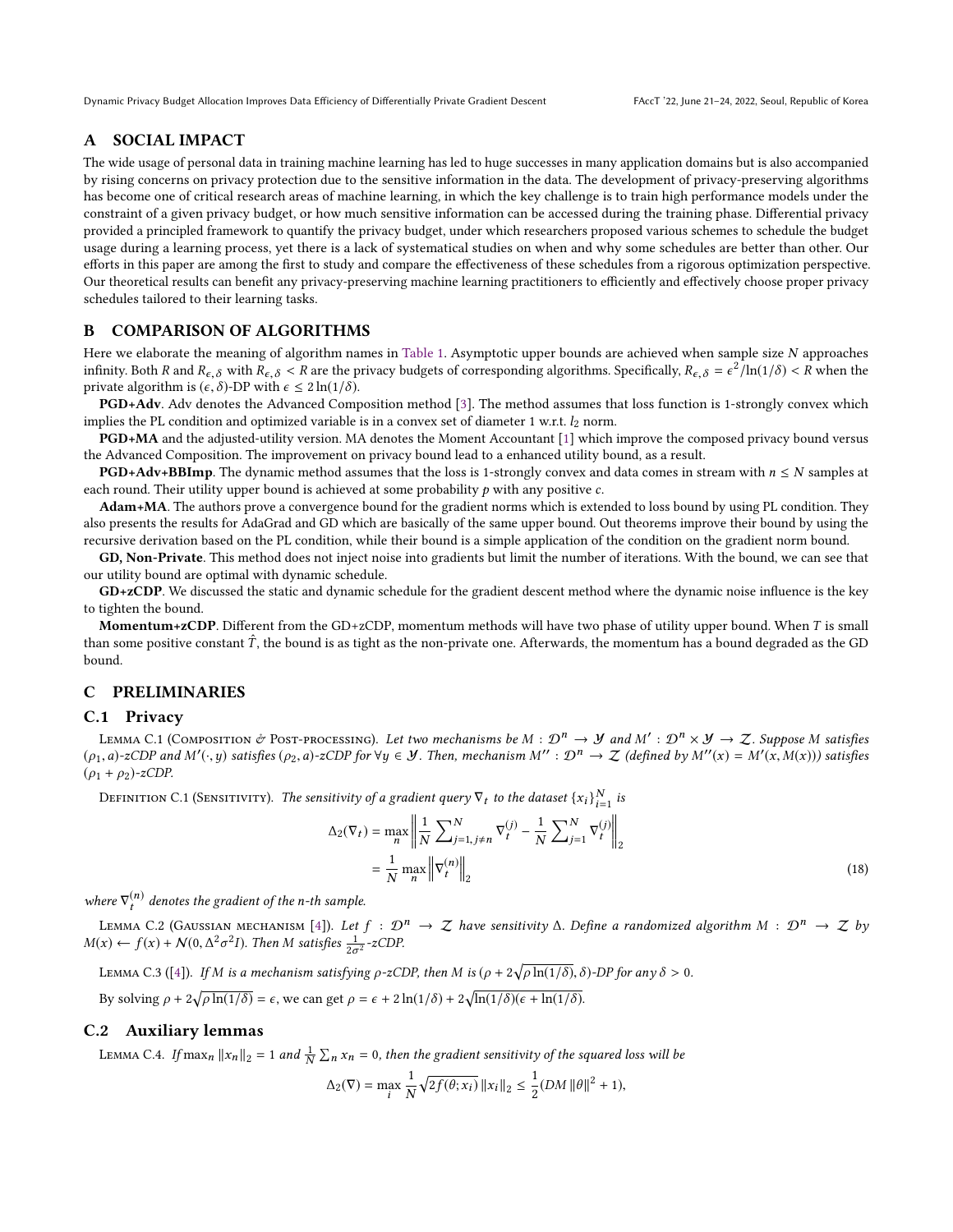## A SOCIAL IMPACT

The wide usage of personal data in training machine learning has led to huge successes in many application domains but is also accompanied by rising concerns on privacy protection due to the sensitive information in the data. The development of privacy-preserving algorithms has become one of critical research areas of machine learning, in which the key challenge is to train high performance models under the constraint of a given privacy budget, or how much sensitive information can be accessed during the training phase. Differential privacy provided a principled framework to quantify the privacy budget, under which researchers proposed various schemes to schedule the budget usage during a learning process, yet there is a lack of systematical studies on when and why some schedules are better than other. Our efforts in this paper are among the first to study and compare the effectiveness of these schedules from a rigorous optimization perspective. Our theoretical results can benefit any privacy-preserving machine learning practitioners to efficiently and effectively choose proper privacy schedules tailored to their learning tasks.

## B COMPARISON OF ALGORITHMS

Here we elaborate the meaning of algorithm names in Table 1. Asymptotic upper bounds are achieved when sample size $N$ approaches infinity. Both $R$ and $R_{\epsilon,\delta}$ with $R_{\epsilon,\delta} < R$ are the privacy budgets of corresponding algorithms. Specifically, $R_{\epsilon,\delta} = \epsilon^2/\ln(1/\delta) < R$ when the private algorithm is $(\epsilon, \delta)$-DP with $\epsilon \le 2\ln(1/\delta)$.

**PGD+Adv**. Adv denotes the Advanced Composition method [3]. The method assumes that loss function is 1-strongly convex which implies the PL condition and optimized variable is in a convex set of diameter 1 w.r.t. $l_2$ norm.

**PGD+MA** and the adjusted-utility version. MA denotes the Moment Accountant [1] which improve the composed privacy bound versus the Advanced Composition. The improvement on privacy bound lead to a enhanced utility bound, as a result.

**PGD+Adv+BBImp**. The dynamic method assumes that the loss is 1-strongly convex and data comes in stream with $n \le N$ samples at each round. Their utility upper bound is achieved at some probability $p$ with any positive $c$.

**Adam+MA**. The authors prove a convergence bound for the gradient norms which is extended to loss bound by using PL condition. They also presents the results for AdaGrad and GD which are basically of the same upper bound. Out theorems improve their bound by using the recursive derivation based on the PL condition, while their bound is a simple application of the condition on the gradient norm bound.

**GD, Non-Private**. This method does not inject noise into gradients but limit the number of iterations. With the bound, we can see that our utility bound are optimal with dynamic schedule.

**GD+zCDP**. We discussed the static and dynamic schedule for the gradient descent method where the dynamic noise influence is the key to tighten the bound.

**Momentum+zCDP**. Different from the GD+zCDP, momentum methods will have two phase of utility upper bound. When $T$ is small than some positive constant $\hat{T}$, the bound is as tight as the non-private one. Afterwards, the momentum has a bound degraded as the GD bound.

## C PRELIMINARIES

### C.1 Privacy

Lemma C.1 (Composition & Post-processing). *Let two mechanisms be $M : \mathcal{D}^n \to \mathcal{Y}$ and $M' : \mathcal{D}^n \times \mathcal{Y} \to \mathcal{Z}$. Suppose $M$ satisfies $(\rho_1, a)$-zCDP and $M'(\cdot, y)$ satisfies $(\rho_2, a)$-zCDP for $\forall y \in \mathcal{Y}$. Then, mechanism $M'' : \mathcal{D}^n \to \mathcal{Z}$ (defined by $M''(x) = M'(x, M(x))$) satisfies $(\rho_1 + \rho_2)$-zCDP.*

Definition C.1 (Sensitivity). *The sensitivity of a gradient query $\nabla_t$ to the dataset $\{x_i\}_{i=1}^N$ is*

$$
\begin{aligned}
\Delta_2(\nabla_t) &= \max_n \left\| \frac{1}{N} \sum\nolimits_{j=1, j\neq n}^N \nabla_t^{(j)} - \frac{1}{N} \sum\nolimits_{j=1}^N \nabla_t^{(j)} \right\|_2 \\
&= \frac{1}{N} \max_n \left\| \nabla_t^{(n)} \right\|_2 
\end{aligned} \tag{18}
$$

*where $\nabla_t^{(n)}$ denotes the gradient of the $n$-th sample.*

Lemma C.2 (Gaussian mechanism [4]). *Let $f : \mathcal{D}^n \to \mathcal{Z}$ have sensitivity $\Delta$. Define a randomized algorithm $M : \mathcal{D}^n \to \mathcal{Z}$ by $M(x) \leftarrow f(x) + \mathcal{N}(0, \Delta^2\sigma^2 I)$. Then $M$ satisfies $\frac{1}{2\sigma^2}$-zCDP.*

Lemma C.3 ([4]). *If $M$ is a mechanism satisfying $\rho$-zCDP, then $M$ is $(\rho + 2\sqrt{\rho \ln(1/\delta)}, \delta)$-DP for any $\delta > 0$.*

By solving $\rho + 2\sqrt{\rho \ln(1/\delta)} = \epsilon$, we can get $\rho = \epsilon + 2\ln(1/\delta) + 2\sqrt{\ln(1/\delta)(\epsilon + \ln(1/\delta)}$.

### C.2 Auxiliary lemmas

Lemma C.4. *If $\max_n \|x_n\|_2 = 1$ and $\frac{1}{N}\sum_n x_n = 0$, then the gradient sensitivity of the squared loss will be*

$$
\Delta_2(\nabla) = \max_i \frac{1}{N} \sqrt{2f(\theta; x_i)} \|x_i\|_2 \le \frac{1}{2}(DM\|\theta\|^2 + 1),
$$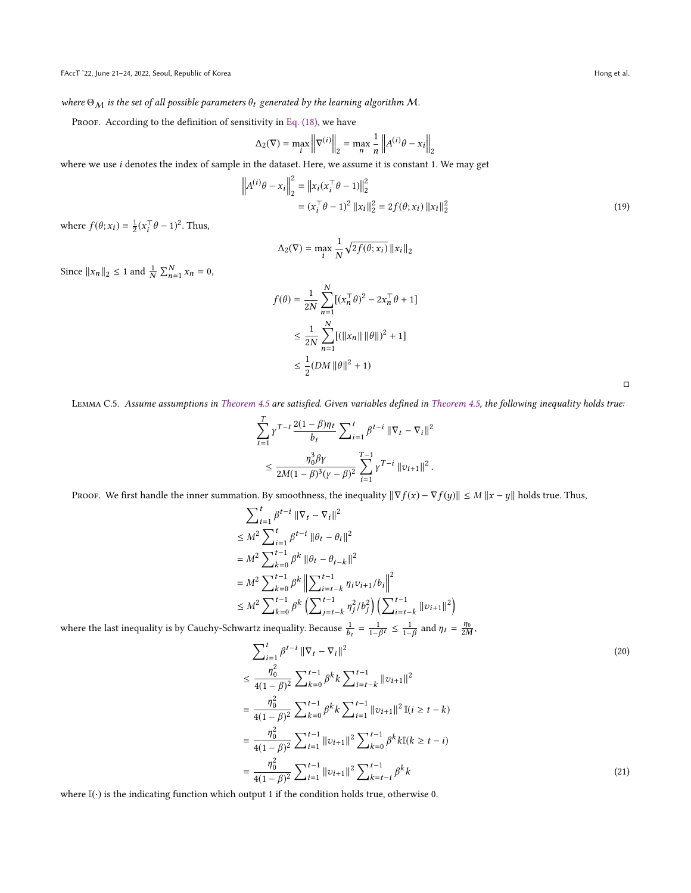where $\Theta_{\mathcal{M}}$ is the set of all possible parameters $\theta_t$ generated by the learning algorithm $\mathcal{M}$.

Proof. According to the definition of sensitivity in Eq. (18), we have

$$\Delta_2(\nabla) = \max_i \left\| \nabla^{(i)} \right\|_2 = \max_n \frac{1}{n} \left\| A^{(i)}\theta - x_i \right\|_2$$

where we use $i$ denotes the index of sample in the dataset. Here, we assume it is constant 1. We may get

$$\begin{aligned} \left\| A^{(i)}\theta - x_i \right\|_2^2 &= \left\| x_i(x_i^\top \theta - 1) \right\|_2^2 \\ &= (x_i^\top \theta - 1)^2 \left\| x_i \right\|_2^2 = 2f(\theta; x_i) \left\| x_i \right\|_2^2 \end{aligned} \tag{19}$$

where $f(\theta; x_i) = \frac{1}{2}(x_i^\top \theta - 1)^2$. Thus,

$$\Delta_2(\nabla) = \max_i \frac{1}{N} \sqrt{2f(\theta; x_i)} \left\| x_i \right\|_2$$

Since $\|x_n\|_2 \leq 1$ and $\frac{1}{N}\sum_{n=1}^N x_n = 0$,

$$\begin{aligned} f(\theta) &= \frac{1}{2N} \sum_{n=1}^N [(x_n^\top \theta)^2 - 2x_n^\top \theta + 1] \\ &\leq \frac{1}{2N} \sum_{n=1}^N [(\|x_n\| \|\theta\|)^2 + 1] \\ &\leq \frac{1}{2}(DM \|\theta\|^2 + 1) \end{aligned}$$

□

Lemma C.5. *Assume assumptions in Theorem 4.5 are satisfied. Given variables defined in Theorem 4.5, the following inequality holds true:*

$$\begin{aligned} &\sum_{t=1}^T \gamma^{T-t} \frac{2(1-\beta)\eta_t}{b_t} \sum_{i=1}^t \beta^{t-i} \|\nabla_t - \nabla_i\|^2 \\ &\leq \frac{\eta_0^3 \beta \gamma}{2M(1-\beta)^3(\gamma-\beta)^2} \sum_{i=1}^{T-1} \gamma^{T-i} \|v_{i+1}\|^2. \end{aligned}$$

Proof. We first handle the inner summation. By smoothness, the inequality $\|\nabla f(x) - \nabla f(y)\| \leq M\|x - y\|$ holds true. Thus,

$$\begin{aligned} &\sum_{i=1}^t \beta^{t-i} \|\nabla_t - \nabla_i\|^2 \\ &\leq M^2 \sum_{i=1}^t \beta^{t-i} \|\theta_t - \theta_i\|^2 \\ &= M^2 \sum_{k=0}^{t-1} \beta^k \|\theta_t - \theta_{t-k}\|^2 \\ &= M^2 \sum_{k=0}^{t-1} \beta^k \left\| \sum_{i=t-k}^{t-1} \eta_i v_{i+1}/b_i \right\|^2 \\ &\leq M^2 \sum_{k=0}^{t-1} \beta^k \left( \sum_{j=t-k}^{t-1} \eta_j^2/b_j^2 \right) \left( \sum_{i=t-k}^{t-1} \|v_{i+1}\|^2 \right) \end{aligned}$$

where the last inequality is by Cauchy-Schwartz inequality. Because $\frac{1}{b_t} = \frac{1}{1-\beta^t} \leq \frac{1}{1-\beta}$ and $\eta_t = \frac{\eta_0}{2M}$,

$$\begin{aligned} &\sum_{i=1}^t \beta^{t-i} \|\nabla_t - \nabla_i\|^2 \qquad (20) \\ &\leq \frac{\eta_0^2}{4(1-\beta)^2} \sum_{k=0}^{t-1} \beta^k k \sum_{i=t-k}^{t-1} \|v_{i+1}\|^2 \\ &= \frac{\eta_0^2}{4(1-\beta)^2} \sum_{k=0}^{t-1} \beta^k k \sum_{i=1}^{t-1} \|v_{i+1}\|^2 \mathbb{I}(i \geq t-k) \\ &= \frac{\eta_0^2}{4(1-\beta)^2} \sum_{i=1}^{t-1} \|v_{i+1}\|^2 \sum_{k=0}^{t-1} \beta^k k \mathbb{I}(k \geq t-i) \\ &= \frac{\eta_0^2}{4(1-\beta)^2} \sum_{i=1}^{t-1} \|v_{i+1}\|^2 \sum_{k=t-i}^{t-1} \beta^k k \qquad (21) \end{aligned}$$

where $\mathbb{I}(\cdot)$ is the indicating function which output 1 if the condition holds true, otherwise 0.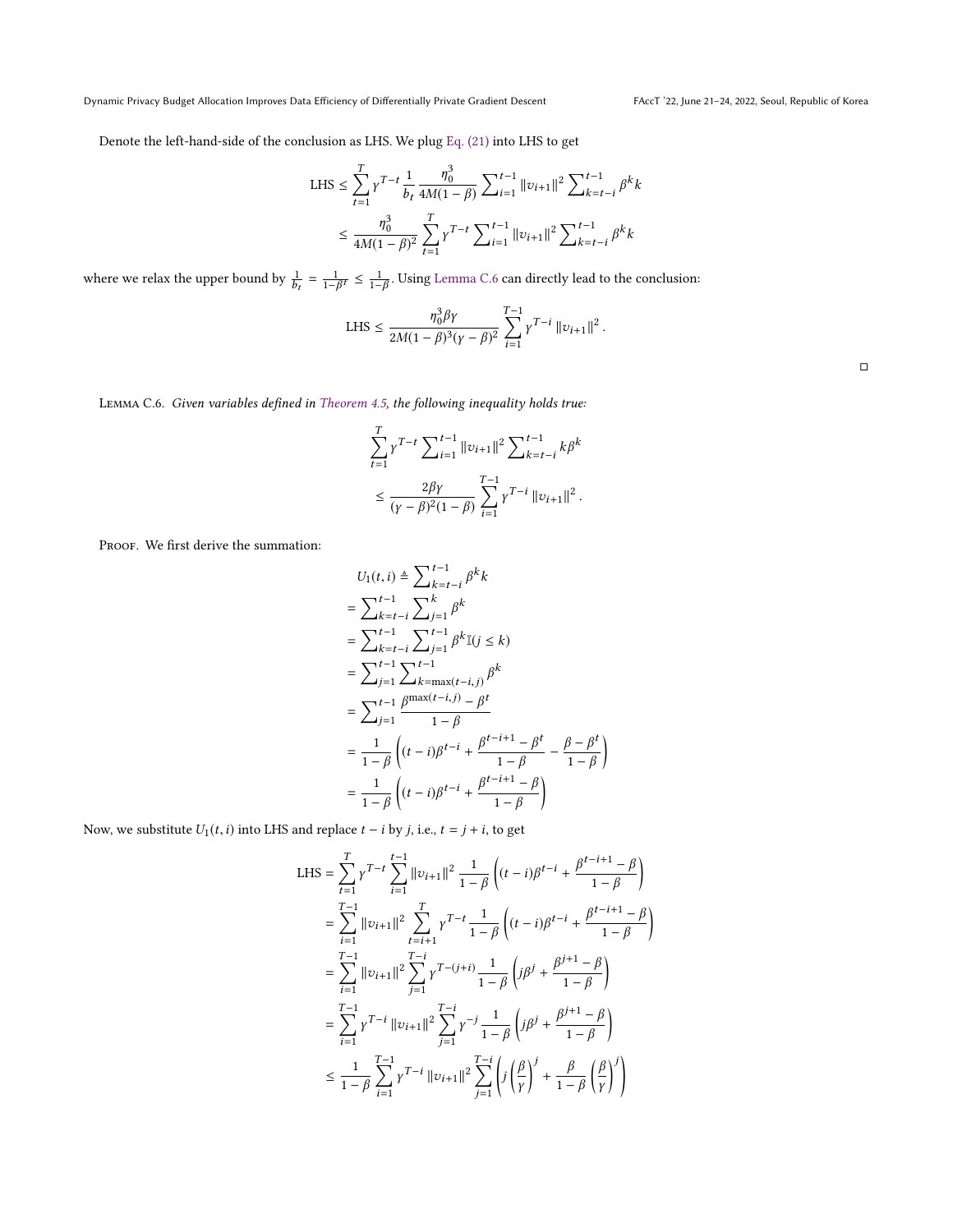Denote the left-hand-side of the conclusion as LHS. We plug Eq. (21) into LHS to get

$$
\begin{aligned}
\text{LHS} &\le \sum_{t=1}^{T} \gamma^{T-t} \frac{1}{b_t} \frac{\eta_0^3}{4M(1-\beta)} \sum\nolimits_{i=1}^{t-1} \|v_{i+1}\|^2 \sum\nolimits_{k=t-i}^{t-1} \beta^k k \\
&\le \frac{\eta_0^3}{4M(1-\beta)^2} \sum_{t=1}^{T} \gamma^{T-t} \sum\nolimits_{i=1}^{t-1} \|v_{i+1}\|^2 \sum\nolimits_{k=t-i}^{t-1} \beta^k k
\end{aligned}
$$

where we relax the upper bound by $\frac{1}{b_t} = \frac{1}{1-\beta^t} \le \frac{1}{1-\beta}$. Using Lemma C.6 can directly lead to the conclusion:

$$
\text{LHS} \le \frac{\eta_0^3 \beta \gamma}{2M(1-\beta)^3(\gamma-\beta)^2} \sum_{i=1}^{T-1} \gamma^{T-i} \|v_{i+1}\|^2 .
$$

□

Lemma C.6. *Given variables defined in Theorem 4.5, the following inequality holds true:*

$$
\begin{aligned}
&\sum_{t=1}^{T} \gamma^{T-t} \sum\nolimits_{i=1}^{t-1} \|v_{i+1}\|^2 \sum\nolimits_{k=t-i}^{t-1} k\beta^k \\
&\le \frac{2\beta\gamma}{(\gamma-\beta)^2(1-\beta)} \sum_{i=1}^{T-1} \gamma^{T-i} \|v_{i+1}\|^2 .
\end{aligned}
$$

Proof. We first derive the summation:

$$
\begin{aligned}
&U_1(t,i) \triangleq \sum\nolimits_{k=t-i}^{t-1} \beta^k k \\
&= \sum\nolimits_{k=t-i}^{t-1} \sum\nolimits_{j=1}^{k} \beta^k \\
&= \sum\nolimits_{k=t-i}^{t-1} \sum\nolimits_{j=1}^{t-1} \beta^k \mathbb{I}(j \le k) \\
&= \sum\nolimits_{j=1}^{t-1} \sum\nolimits_{k=\max(t-i,j)}^{t-1} \beta^k \\
&= \sum\nolimits_{j=1}^{t-1} \frac{\beta^{\max(t-i,j)} - \beta^t}{1-\beta} \\
&= \frac{1}{1-\beta} \left( (t-i)\beta^{t-i} + \frac{\beta^{t-i+1} - \beta^t}{1-\beta} - \frac{\beta - \beta^t}{1-\beta} \right) \\
&= \frac{1}{1-\beta} \left( (t-i)\beta^{t-i} + \frac{\beta^{t-i+1} - \beta}{1-\beta} \right)
\end{aligned}
$$

Now, we substitute $U_1(t,i)$ into LHS and replace $t-i$ by $j$, i.e., $t = j+i$, to get

$$
\begin{aligned}
\text{LHS} &= \sum_{t=1}^{T} \gamma^{T-t} \sum_{i=1}^{t-1} \|v_{i+1}\|^2 \frac{1}{1-\beta} \left( (t-i)\beta^{t-i} + \frac{\beta^{t-i+1} - \beta}{1-\beta} \right) \\
&= \sum_{i=1}^{T-1} \|v_{i+1}\|^2 \sum_{t=i+1}^{T} \gamma^{T-t} \frac{1}{1-\beta} \left( (t-i)\beta^{t-i} + \frac{\beta^{t-i+1} - \beta}{1-\beta} \right) \\
&= \sum_{i=1}^{T-1} \|v_{i+1}\|^2 \sum_{j=1}^{T-i} \gamma^{T-(j+i)} \frac{1}{1-\beta} \left( j\beta^j + \frac{\beta^{j+1} - \beta}{1-\beta} \right) \\
&= \sum_{i=1}^{T-1} \gamma^{T-i} \|v_{i+1}\|^2 \sum_{j=1}^{T-i} \gamma^{-j} \frac{1}{1-\beta} \left( j\beta^j + \frac{\beta^{j+1} - \beta}{1-\beta} \right) \\
&\le \frac{1}{1-\beta} \sum_{i=1}^{T-1} \gamma^{T-i} \|v_{i+1}\|^2 \sum_{j=1}^{T-i} \left( j \left(\frac{\beta}{\gamma}\right)^j + \frac{\beta}{1-\beta} \left(\frac{\beta}{\gamma}\right)^j \right)
\end{aligned}
$$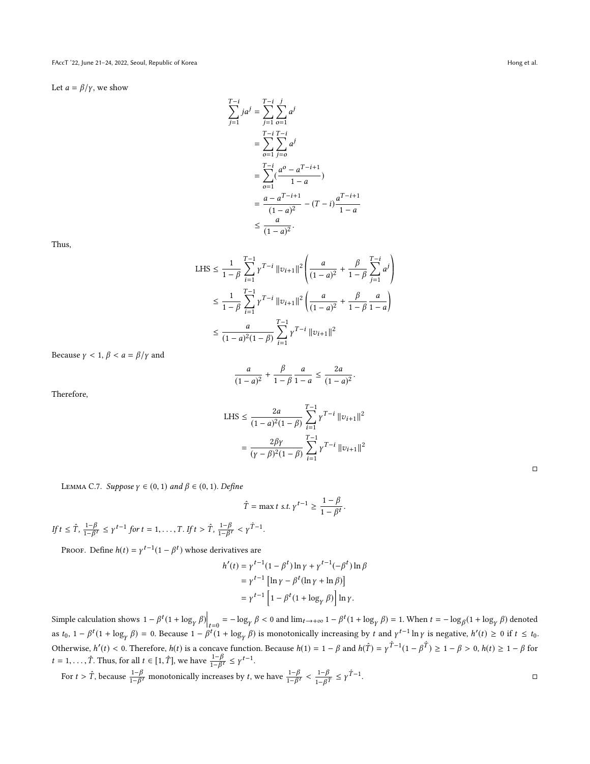Let $a = \beta/\gamma$, we show

$$
\begin{aligned}
\sum_{j=1}^{T-i} j a^j &= \sum_{j=1}^{T-i} \sum_{o=1}^{j} a^j \\
&= \sum_{o=1}^{T-i} \sum_{j=o}^{T-i} a^j \\
&= \sum_{o=1}^{T-i} \left(\frac{a^o - a^{T-i+1}}{1-a}\right) \\
&= \frac{a - a^{T-i+1}}{(1-a)^2} - (T-i)\frac{a^{T-i+1}}{1-a} \\
&\leq \frac{a}{(1-a)^2}.
\end{aligned}
$$

Thus,

$$
\begin{aligned}
\text{LHS} &\leq \frac{1}{1-\beta} \sum_{i=1}^{T-1} \gamma^{T-i} \|v_{i+1}\|^2 \left( \frac{a}{(1-a)^2} + \frac{\beta}{1-\beta} \sum_{j=1}^{T-i} a^j \right) \\
&\leq \frac{1}{1-\beta} \sum_{i=1}^{T-1} \gamma^{T-i} \|v_{i+1}\|^2 \left( \frac{a}{(1-a)^2} + \frac{\beta}{1-\beta} \frac{a}{1-a} \right) \\
&\leq \frac{a}{(1-a)^2(1-\beta)} \sum_{i=1}^{T-1} \gamma^{T-i} \|v_{i+1}\|^2
\end{aligned}
$$

Because $\gamma < 1$, $\beta < a = \beta/\gamma$ and

$$
\frac{a}{(1-a)^2} + \frac{\beta}{1-\beta} \frac{a}{1-a} \leq \frac{2a}{(1-a)^2}.
$$

Therefore,

$$
\begin{aligned}
\text{LHS} &\leq \frac{2a}{(1-a)^2(1-\beta)} \sum_{i=1}^{T-1} \gamma^{T-i} \|v_{i+1}\|^2 \\
&= \frac{2\beta\gamma}{(\gamma-\beta)^2(1-\beta)} \sum_{i=1}^{T-1} \gamma^{T-i} \|v_{i+1}\|^2
\end{aligned}
$$

□

Lemma C.7. *Suppose $\gamma \in (0,1)$ and $\beta \in (0,1)$. Define*

$$
\hat{T} = \max t \ \text{s.t.}\ \gamma^{t-1} \geq \frac{1-\beta}{1-\beta^t}.
$$

*If $t \leq \hat{T}$, $\frac{1-\beta}{1-\beta^t} \leq \gamma^{t-1}$ for $t = 1, \ldots, T$. If $t > \hat{T}$, $\frac{1-\beta}{1-\beta^t} < \gamma^{\hat{T}-1}$.*

Proof. Define $h(t) = \gamma^{t-1}(1-\beta^t)$ whose derivatives are

$$
\begin{aligned}
h'(t) &= \gamma^{t-1}(1-\beta^t)\ln\gamma + \gamma^{t-1}(-\beta^t)\ln\beta \\
&= \gamma^{t-1}\left[\ln\gamma - \beta^t(\ln\gamma + \ln\beta)\right] \\
&= \gamma^{t-1}\left[1 - \beta^t(1 + \log_\gamma \beta)\right]\ln\gamma.
\end{aligned}
$$

Simple calculation shows $1 - \beta^t(1+\log_\gamma \beta)\Big|_{t=0} = -\log_\gamma \beta < 0$ and $\lim_{t\to+\infty} 1 - \beta^t(1+\log_\gamma \beta) = 1$. When $t = -\log_\beta(1+\log_\gamma \beta)$ denoted as $t_0$, $1 - \beta^t(1+\log_\gamma \beta) = 0$. Because $1 - \beta^t(1+\log_\gamma \beta)$ is monotonically increasing by $t$ and $\gamma^{t-1}\ln\gamma$ is negative, $h'(t) \geq 0$ if $t \leq t_0$. Otherwise, $h'(t) < 0$. Therefore, $h(t)$ is a concave function. Because $h(1) = 1-\beta$ and $h(\hat{T}) = \gamma^{\hat{T}-1}(1-\beta^{\hat{T}}) \geq 1-\beta > 0$, $h(t) \geq 1-\beta$ for $t = 1, \ldots, \hat{T}$. Thus, for all $t \in [1, \hat{T}]$, we have $\frac{1-\beta}{1-\beta^t} \leq \gamma^{t-1}$.

For $t > \hat{T}$, because $\frac{1-\beta}{1-\beta^t}$ monotonically increases by $t$, we have $\frac{1-\beta}{1-\beta^t} < \frac{1-\beta}{1-\beta^{\hat{T}}} \leq \gamma^{\hat{T}-1}$. □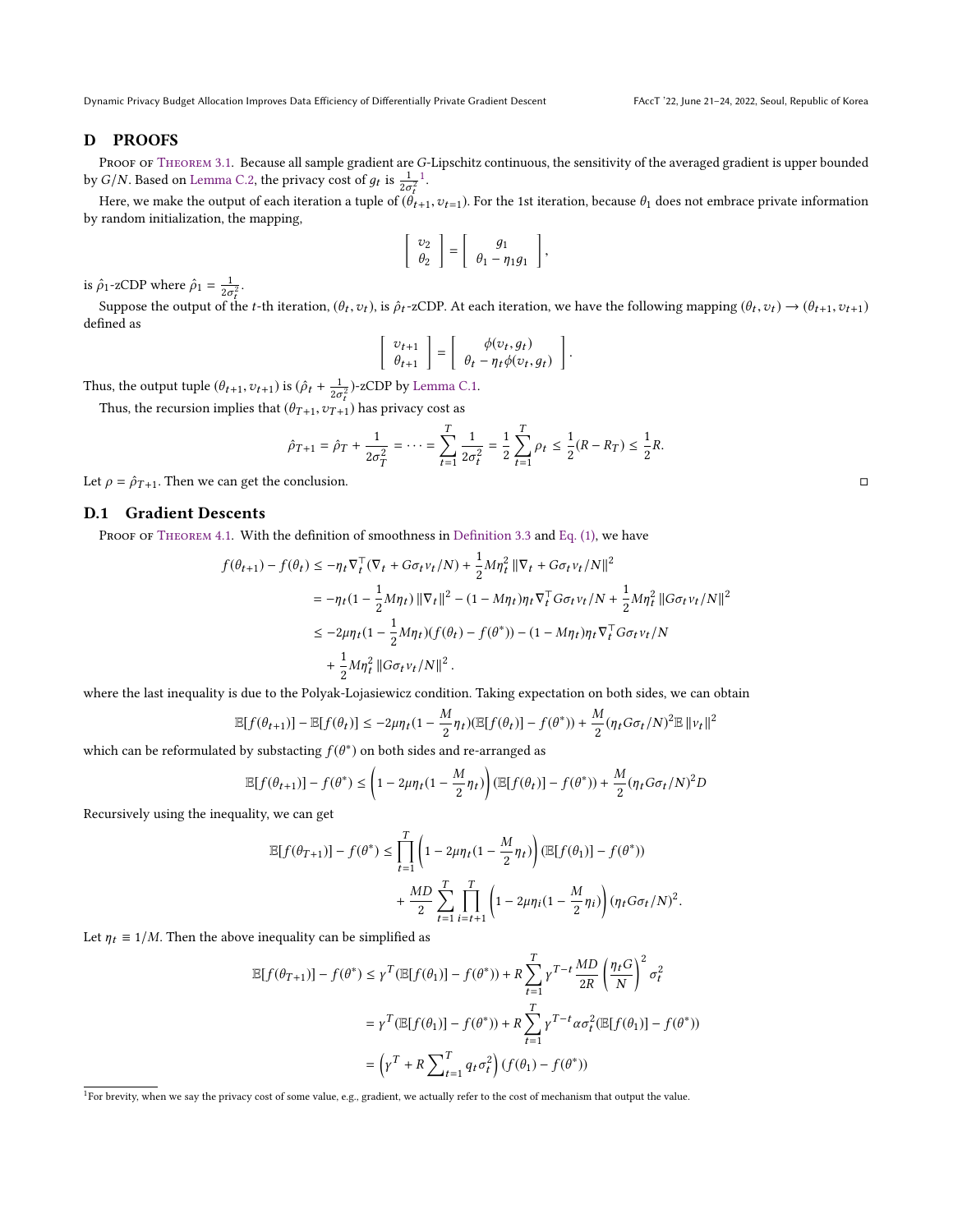## D PROOFS

Proof of Theorem 3.1. Because all sample gradient are $G$-Lipschitz continuous, the sensitivity of the averaged gradient is upper bounded by $G/N$. Based on Lemma C.2, the privacy cost of $g_t$ is $\frac{1}{2\sigma_t^2}$ [1].

Here, we make the output of each iteration a tuple of $(\theta_{t+1}, v_{t=1})$. For the 1st iteration, because $\theta_1$ does not embrace private information by random initialization, the mapping,

$$\begin{bmatrix} v_2 \\ \theta_2 \end{bmatrix} = \begin{bmatrix} g_1 \\ \theta_1 - \eta_1 g_1 \end{bmatrix},$$

is $\hat{\rho}_1$-zCDP where $\hat{\rho}_1 = \frac{1}{2\sigma_t^2}$.

Suppose the output of the $t$-th iteration, $(\theta_t, v_t)$, is $\hat{\rho}_t$-zCDP. At each iteration, we have the following mapping $(\theta_t, v_t) \to (\theta_{t+1}, v_{t+1})$ defined as

$$\begin{bmatrix} v_{t+1} \\ \theta_{t+1} \end{bmatrix} = \begin{bmatrix} \phi(v_t, g_t) \\ \theta_t - \eta_t \phi(v_t, g_t) \end{bmatrix}.$$

Thus, the output tuple $(\theta_{t+1}, v_{t+1})$ is $(\hat{\rho}_t + \frac{1}{2\sigma_t^2})$-zCDP by Lemma C.1.

Thus, the recursion implies that $(\theta_{T+1}, v_{T+1})$ has privacy cost as

$$\hat{\rho}_{T+1} = \hat{\rho}_T + \frac{1}{2\sigma_T^2} = \cdots = \sum_{t=1}^{T} \frac{1}{2\sigma_t^2} = \frac{1}{2}\sum_{t=1}^{T} \rho_t \le \frac{1}{2}(R - R_T) \le \frac{1}{2}R.$$

Let $\rho = \hat{\rho}_{T+1}$. Then we can get the conclusion. □

### D.1 Gradient Descents

Proof of Theorem 4.1. With the definition of smoothness in Definition 3.3 and Eq. (1), we have

$$\begin{aligned}
f(\theta_{t+1}) - f(\theta_t) &\le -\eta_t \nabla_t^\top (\nabla_t + G\sigma_t v_t/N) + \frac{1}{2}M\eta_t^2 \left\|\nabla_t + G\sigma_t v_t/N\right\|^2 \\
&= -\eta_t(1 - \frac{1}{2}M\eta_t)\left\|\nabla_t\right\|^2 - (1 - M\eta_t)\eta_t \nabla_t^\top G\sigma_t v_t/N + \frac{1}{2}M\eta_t^2 \left\|G\sigma_t v_t/N\right\|^2 \\
&\le -2\mu\eta_t(1 - \frac{1}{2}M\eta_t)(f(\theta_t) - f(\theta^*)) - (1 - M\eta_t)\eta_t \nabla_t^\top G\sigma_t v_t/N \\
&\quad + \frac{1}{2}M\eta_t^2 \left\|G\sigma_t v_t/N\right\|^2.
\end{aligned}$$

where the last inequality is due to the Polyak-Lojasiewicz condition. Taking expectation on both sides, we can obtain

$$\mathbb{E}[f(\theta_{t+1})] - \mathbb{E}[f(\theta_t)] \le -2\mu\eta_t(1 - \frac{M}{2}\eta_t)(\mathbb{E}[f(\theta_t)] - f(\theta^*)) + \frac{M}{2}(\eta_t G\sigma_t/N)^2 \mathbb{E}\left\|v_t\right\|^2$$

which can be reformulated by substacting $f(\theta^*)$ on both sides and re-arranged as

$$\mathbb{E}[f(\theta_{t+1})] - f(\theta^*) \le \left(1 - 2\mu\eta_t(1 - \frac{M}{2}\eta_t)\right)(\mathbb{E}[f(\theta_t)] - f(\theta^*)) + \frac{M}{2}(\eta_t G\sigma_t/N)^2 D$$

Recursively using the inequality, we can get

$$\begin{aligned}
\mathbb{E}[f(\theta_{T+1})] - f(\theta^*) \le &\prod_{t=1}^{T}\left(1 - 2\mu\eta_t(1 - \frac{M}{2}\eta_t)\right)(\mathbb{E}[f(\theta_1)] - f(\theta^*)) \\
&+ \frac{MD}{2}\sum_{t=1}^{T}\prod_{i=t+1}^{T}\left(1 - 2\mu\eta_i(1 - \frac{M}{2}\eta_i)\right)(\eta_t G\sigma_t/N)^2.
\end{aligned}$$

Let $\eta_t \equiv 1/M$. Then the above inequality can be simplified as

$$\begin{aligned}
\mathbb{E}[f(\theta_{T+1})] - f(\theta^*) &\le \gamma^T(\mathbb{E}[f(\theta_1)] - f(\theta^*)) + R\sum_{t=1}^{T}\gamma^{T-t}\frac{MD}{2R}\left(\frac{\eta_t G}{N}\right)^2\sigma_t^2 \\
&= \gamma^T(\mathbb{E}[f(\theta_1)] - f(\theta^*)) + R\sum_{t=1}^{T}\gamma^{T-t}\alpha\sigma_t^2(\mathbb{E}[f(\theta_1)] - f(\theta^*)) \\
&= \left(\gamma^T + R\sum\nolimits_{t=1}^{T} q_t\sigma_t^2\right)(f(\theta_1) - f(\theta^*))
\end{aligned}$$

[1] For brevity, when we say the privacy cost of some value, e.g., gradient, we actually refer to the cost of mechanism that output the value.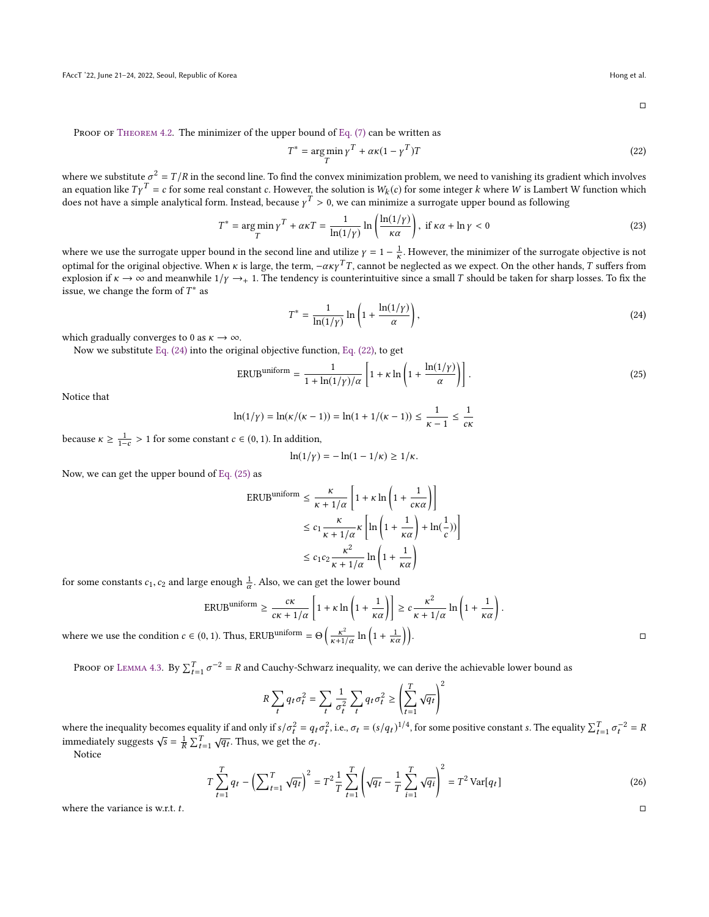□

Proof of Theorem 4.2. The minimizer of the upper bound of Eq. (7) can be written as

$$T^* = \arg\min_T \gamma^T + \alpha\kappa(1-\gamma^T)T \tag{22}$$

where we substitute $\sigma^2 = T/R$ in the second line. To find the convex minimization problem, we need to vanishing its gradient which involves an equation like $T\gamma^T = c$ for some real constant $c$. However, the solution is $W_k(c)$ for some integer $k$ where $W$ is Lambert W function which does not have a simple analytical form. Instead, because $\gamma^T > 0$, we can minimize a surrogate upper bound as following

$$T^* = \arg\min_T \gamma^T + \alpha\kappa T = \frac{1}{\ln(1/\gamma)} \ln\left(\frac{\ln(1/\gamma)}{\kappa\alpha}\right), \text{ if } \kappa\alpha + \ln\gamma < 0 \tag{23}$$

where we use the surrogate upper bound in the second line and utilize $\gamma = 1 - \frac{1}{\kappa}$. However, the minimizer of the surrogate objective is not optimal for the original objective. When $\kappa$ is large, the term, $-\alpha\kappa\gamma^T T$, cannot be neglected as we expect. On the other hands, $T$ suffers from explosion if $\kappa \to \infty$ and meanwhile $1/\gamma \to_+ 1$. The tendency is counterintuitive since a small $T$ should be taken for sharp losses. To fix the issue, we change the form of $T^*$ as

$$T^* = \frac{1}{\ln(1/\gamma)} \ln\left(1 + \frac{\ln(1/\gamma)}{\alpha}\right), \tag{24}$$

which gradually converges to 0 as $\kappa \to \infty$.

Now we substitute Eq. (24) into the original objective function, Eq. (22), to get

$$\text{ERUB}^{\text{uniform}} = \frac{1}{1 + \ln(1/\gamma)/\alpha}\left[1 + \kappa \ln\left(1 + \frac{\ln(1/\gamma)}{\alpha}\right)\right]. \tag{25}$$

Notice that

$$\ln(1/\gamma) = \ln(\kappa/(\kappa-1)) = \ln(1 + 1/(\kappa-1)) \leq \frac{1}{\kappa-1} \leq \frac{1}{c\kappa}$$

because $\kappa \geq \frac{1}{1-c} > 1$ for some constant $c \in (0,1)$. In addition,

$$\ln(1/\gamma) = -\ln(1 - 1/\kappa) \geq 1/\kappa.$$

Now, we can get the upper bound of Eq. (25) as

$$\begin{aligned}
\text{ERUB}^{\text{uniform}} &\leq \frac{\kappa}{\kappa + 1/\alpha}\left[1 + \kappa \ln\left(1 + \frac{1}{c\kappa\alpha}\right)\right] \\
&\leq c_1 \frac{\kappa}{\kappa + 1/\alpha}\kappa\left[\ln\left(1 + \frac{1}{\kappa\alpha}\right) + \ln(\frac{1}{c}))\right] \\
&\leq c_1 c_2 \frac{\kappa^2}{\kappa + 1/\alpha}\ln\left(1 + \frac{1}{\kappa\alpha}\right)
\end{aligned}$$

for some constants $c_1, c_2$ and large enough $\frac{1}{\alpha}$. Also, we can get the lower bound

$$\text{ERUB}^{\text{uniform}} \geq \frac{c\kappa}{c\kappa + 1/\alpha}\left[1 + \kappa \ln\left(1 + \frac{1}{\kappa\alpha}\right)\right] \geq c\frac{\kappa^2}{\kappa + 1/\alpha}\ln\left(1 + \frac{1}{\kappa\alpha}\right).$$

where we use the condition $c \in (0,1)$. Thus, $\text{ERUB}^{\text{uniform}} = \Theta\left(\frac{\kappa^2}{\kappa + 1/\alpha}\ln\left(1 + \frac{1}{\kappa\alpha}\right)\right)$. □

Proof of Lemma 4.3. By $\sum_{t=1}^T \sigma^{-2} = R$ and Cauchy-Schwarz inequality, we can derive the achievable lower bound as

$$R\sum_t q_t\sigma_t^2 = \sum_t \frac{1}{\sigma_t^2}\sum_t q_t\sigma_t^2 \geq \left(\sum_{t=1}^T \sqrt{q_t}\right)^2$$

where the inequality becomes equality if and only if $s/\sigma_t^2 = q_t\sigma_t^2$, i.e., $\sigma_t = (s/q_t)^{1/4}$, for some positive constant $s$. The equality $\sum_{t=1}^T \sigma_t^{-2} = R$ immediately suggests $\sqrt{s} = \frac{1}{R}\sum_{t=1}^T \sqrt{q_t}$. Thus, we get the $\sigma_t$.

Notice

$$T\sum_{t=1}^T q_t - \left(\sum_{t=1}^T \sqrt{q_t}\right)^2 = T^2 \frac{1}{T}\sum_{t=1}^T\left(\sqrt{q_t} - \frac{1}{T}\sum_{i=1}^T \sqrt{q_i}\right)^2 = T^2\,\text{Var}[q_t] \tag{26}$$

where the variance is w.r.t. $t$. □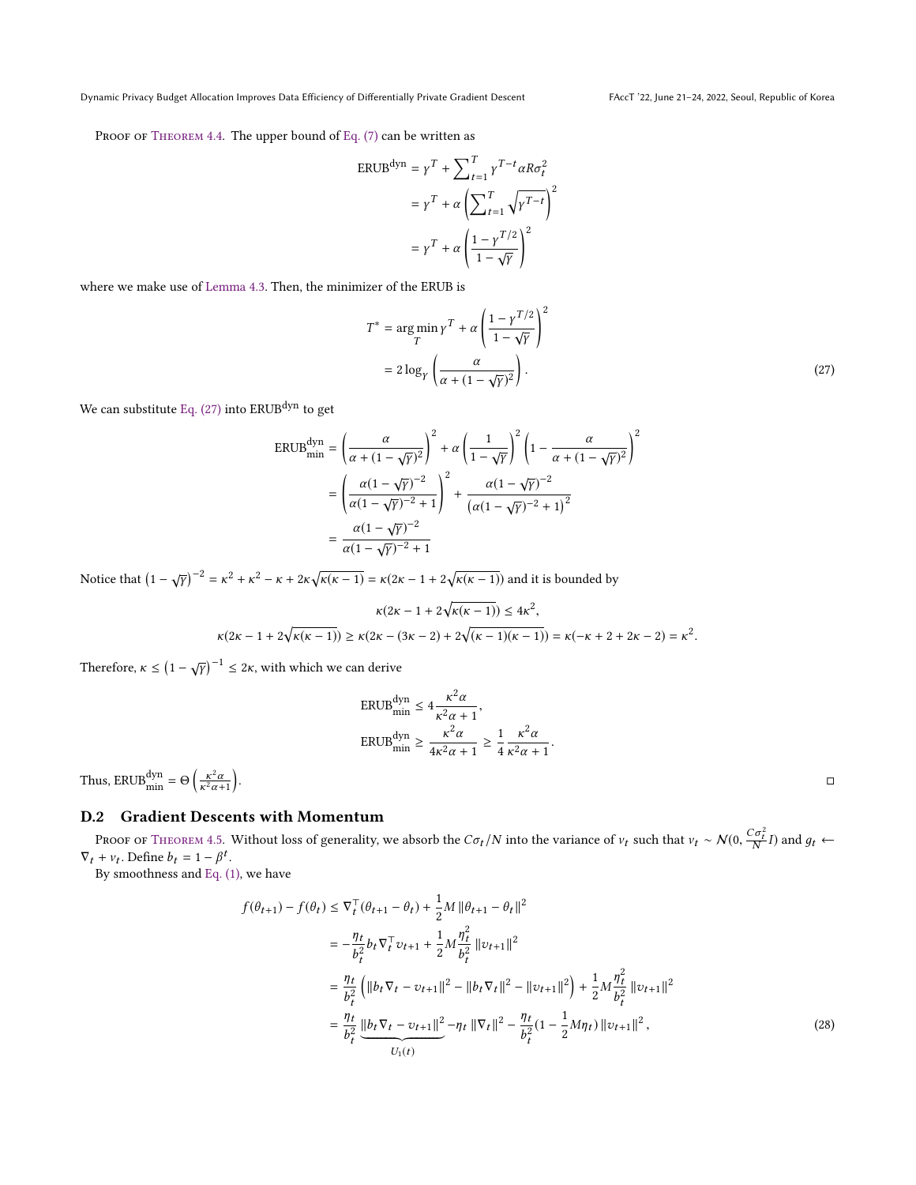Proof of Theorem 4.4. The upper bound of Eq. (7) can be written as

$$\begin{aligned}
\text{ERUB}^{\text{dyn}} &= \gamma^T + \sum\nolimits_{t=1}^{T} \gamma^{T-t} \alpha R \sigma_t^2 \\
&= \gamma^T + \alpha \left( \sum\nolimits_{t=1}^{T} \sqrt{\gamma^{T-t}} \right)^2 \\
&= \gamma^T + \alpha \left( \frac{1-\gamma^{T/2}}{1-\sqrt{\gamma}} \right)^2
\end{aligned}$$

where we make use of Lemma 4.3. Then, the minimizer of the ERUB is

$$\begin{aligned}
T^* &= \arg\min_T \gamma^T + \alpha \left( \frac{1-\gamma^{T/2}}{1-\sqrt{\gamma}} \right)^2 \\
&= 2 \log_\gamma \left( \frac{\alpha}{\alpha + (1-\sqrt{\gamma})^2} \right). 
\end{aligned} \tag{27}$$

We can substitute Eq. (27) into $\text{ERUB}^{\text{dyn}}$ to get

$$\begin{aligned}
\text{ERUB}^{\text{dyn}}_{\text{min}} &= \left( \frac{\alpha}{\alpha + (1-\sqrt{\gamma})^2} \right)^2 + \alpha \left( \frac{1}{1-\sqrt{\gamma}} \right)^2 \left( 1 - \frac{\alpha}{\alpha + (1-\sqrt{\gamma})^2} \right)^2 \\
&= \left( \frac{\alpha (1-\sqrt{\gamma})^{-2}}{\alpha (1-\sqrt{\gamma})^{-2} + 1} \right)^2 + \frac{\alpha (1-\sqrt{\gamma})^{-2}}{\left( \alpha (1-\sqrt{\gamma})^{-2} + 1 \right)^2} \\
&= \frac{\alpha (1-\sqrt{\gamma})^{-2}}{\alpha (1-\sqrt{\gamma})^{-2} + 1}
\end{aligned}$$

Notice that $\left(1-\sqrt{\gamma}\right)^{-2} = \kappa^2 + \kappa^2 - \kappa + 2\kappa\sqrt{\kappa(\kappa-1)} = \kappa(2\kappa - 1 + 2\sqrt{\kappa(\kappa-1)})$ and it is bounded by

$$\kappa(2\kappa - 1 + 2\sqrt{\kappa(\kappa-1)}) \le 4\kappa^2,$$
$$\kappa(2\kappa - 1 + 2\sqrt{\kappa(\kappa-1)}) \ge \kappa(2\kappa - (3\kappa - 2) + 2\sqrt{(\kappa-1)(\kappa-1)}) = \kappa(-\kappa + 2 + 2\kappa - 2) = \kappa^2.$$

Therefore, $\kappa \le \left(1-\sqrt{\gamma}\right)^{-1} \le 2\kappa$, with which we can derive

$$\begin{aligned}
\text{ERUB}^{\text{dyn}}_{\text{min}} &\le 4 \frac{\kappa^2 \alpha}{\kappa^2 \alpha + 1}, \\
\text{ERUB}^{\text{dyn}}_{\text{min}} &\ge \frac{\kappa^2 \alpha}{4\kappa^2 \alpha + 1} \ge \frac{1}{4} \frac{\kappa^2 \alpha}{\kappa^2 \alpha + 1}.
\end{aligned}$$

Thus, $\text{ERUB}^{\text{dyn}}_{\text{min}} = \Theta\left( \frac{\kappa^2 \alpha}{\kappa^2 \alpha + 1} \right)$. □

## D.2 Gradient Descents with Momentum

Proof of Theorem 4.5. Without loss of generality, we absorb the $C\sigma_t/N$ into the variance of $v_t$ such that $v_t \sim \mathcal{N}(0, \frac{C\sigma_t^2}{N} I)$ and $g_t \leftarrow \nabla_t + v_t$. Define $b_t = 1 - \beta^t$.

By smoothness and Eq. (1), we have

$$\begin{aligned}
f(\theta_{t+1}) - f(\theta_t) &\le \nabla_t^\top (\theta_{t+1} - \theta_t) + \frac{1}{2} M \left\| \theta_{t+1} - \theta_t \right\|^2 \\
&= -\frac{\eta_t}{b_t^2} b_t \nabla_t^\top v_{t+1} + \frac{1}{2} M \frac{\eta_t^2}{b_t^2} \left\| v_{t+1} \right\|^2 \\
&= \frac{\eta_t}{b_t^2} \left( \left\| b_t \nabla_t - v_{t+1} \right\|^2 - \left\| b_t \nabla_t \right\|^2 - \left\| v_{t+1} \right\|^2 \right) + \frac{1}{2} M \frac{\eta_t^2}{b_t^2} \left\| v_{t+1} \right\|^2 \\
&= \frac{\eta_t}{b_t^2} \underbrace{\left\| b_t \nabla_t - v_{t+1} \right\|^2}_{U_1(t)} - \eta_t \left\| \nabla_t \right\|^2 - \frac{\eta_t}{b_t^2} (1 - \frac{1}{2} M \eta_t) \left\| v_{t+1} \right\|^2,
\end{aligned} \tag{28}$$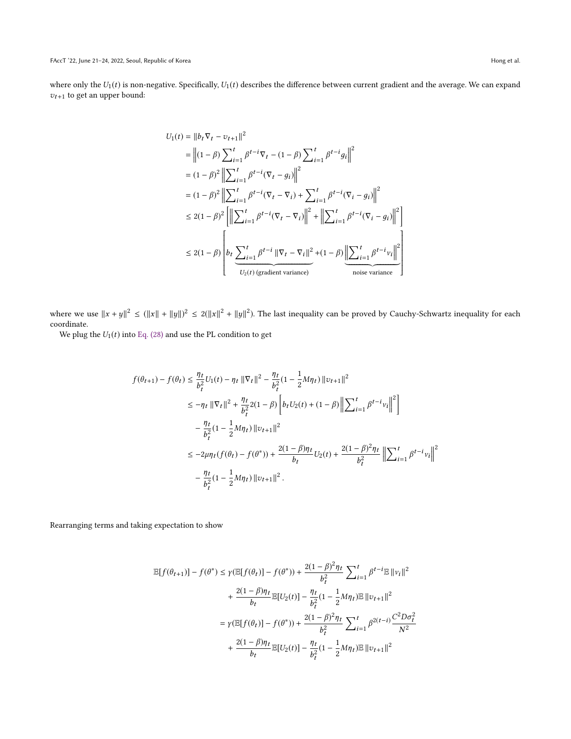where only the $U_1(t)$ is non-negative. Specifically, $U_1(t)$ describes the difference between current gradient and the average. We can expand $v_{t+1}$ to get an upper bound:

$$
\begin{aligned}
U_1(t) &= \|b_t \nabla_t - v_{t+1}\|^2 \\
&= \left\|(1-\beta)\sum_{i=1}^{t} \beta^{t-i}\nabla_t - (1-\beta)\sum_{i=1}^{t}\beta^{t-i}g_i\right\|^2 \\
&= (1-\beta)^2 \left\|\sum_{i=1}^{t}\beta^{t-i}(\nabla_t - g_i)\right\|^2 \\
&= (1-\beta)^2 \left\|\sum_{i=1}^{t}\beta^{t-i}(\nabla_t - \nabla_i) + \sum_{i=1}^{t}\beta^{t-i}(\nabla_i - g_i)\right\|^2 \\
&\leq 2(1-\beta)^2 \left[\left\|\sum_{i=1}^{t}\beta^{t-i}(\nabla_t - \nabla_i)\right\|^2 + \left\|\sum_{i=1}^{t}\beta^{t-i}(\nabla_i - g_i)\right\|^2\right] \\
&\leq 2(1-\beta)\left[b_t \underbrace{\sum_{i=1}^{t}\beta^{t-i}\|\nabla_t - \nabla_i\|^2}_{U_2(t)\text{ (gradient variance)}} + (1-\beta)\underbrace{\left\|\sum_{i=1}^{t}\beta^{t-i}v_i\right\|^2}_{\text{noise variance}}\right]
\end{aligned}
$$

where we use $\|x+y\|^2 \leq (\|x\|+\|y\|)^2 \leq 2(\|x\|^2+\|y\|^2)$. The last inequality can be proved by Cauchy-Schwartz inequality for each coordinate.

We plug the $U_1(t)$ into Eq. (28) and use the PL condition to get

$$
\begin{aligned}
f(\theta_{t+1}) - f(\theta_t) &\leq \frac{\eta_t}{b_t^2}U_1(t) - \eta_t\|\nabla_t\|^2 - \frac{\eta_t}{b_t^2}(1-\frac{1}{2}M\eta_t)\|v_{t+1}\|^2 \\
&\leq -\eta_t\|\nabla_t\|^2 + \frac{\eta_t}{b_t^2}2(1-\beta)\left[b_t U_2(t) + (1-\beta)\left\|\sum_{i=1}^{t}\beta^{t-i}v_i\right\|^2\right] \\
&\quad - \frac{\eta_t}{b_t^2}(1-\frac{1}{2}M\eta_t)\|v_{t+1}\|^2 \\
&\leq -2\mu\eta_t(f(\theta_t) - f(\theta^*)) + \frac{2(1-\beta)\eta_t}{b_t}U_2(t) + \frac{2(1-\beta)^2\eta_t}{b_t^2}\left\|\sum_{i=1}^{t}\beta^{t-i}v_i\right\|^2 \\
&\quad - \frac{\eta_t}{b_t^2}(1-\frac{1}{2}M\eta_t)\|v_{t+1}\|^2 .
\end{aligned}
$$

Rearranging terms and taking expectation to show

$$
\begin{aligned}
\mathbb{E}[f(\theta_{t+1})] - f(\theta^*) &\leq \gamma(\mathbb{E}[f(\theta_t)] - f(\theta^*)) + \frac{2(1-\beta)^2\eta_t}{b_t^2}\sum_{i=1}^{t}\beta^{t-i}\mathbb{E}\|v_i\|^2 \\
&\quad + \frac{2(1-\beta)\eta_t}{b_t}\mathbb{E}[U_2(t)] - \frac{\eta_t}{b_t^2}(1-\frac{1}{2}M\eta_t)\mathbb{E}\|v_{t+1}\|^2 \\
&= \gamma(\mathbb{E}[f(\theta_t)] - f(\theta^*)) + \frac{2(1-\beta)^2\eta_t}{b_t^2}\sum_{i=1}^{t}\beta^{2(t-i)}\frac{C^2 D\sigma_t^2}{N^2} \\
&\quad + \frac{2(1-\beta)\eta_t}{b_t}\mathbb{E}[U_2(t)] - \frac{\eta_t}{b_t^2}(1-\frac{1}{2}M\eta_t)\mathbb{E}\|v_{t+1}\|^2
\end{aligned}
$$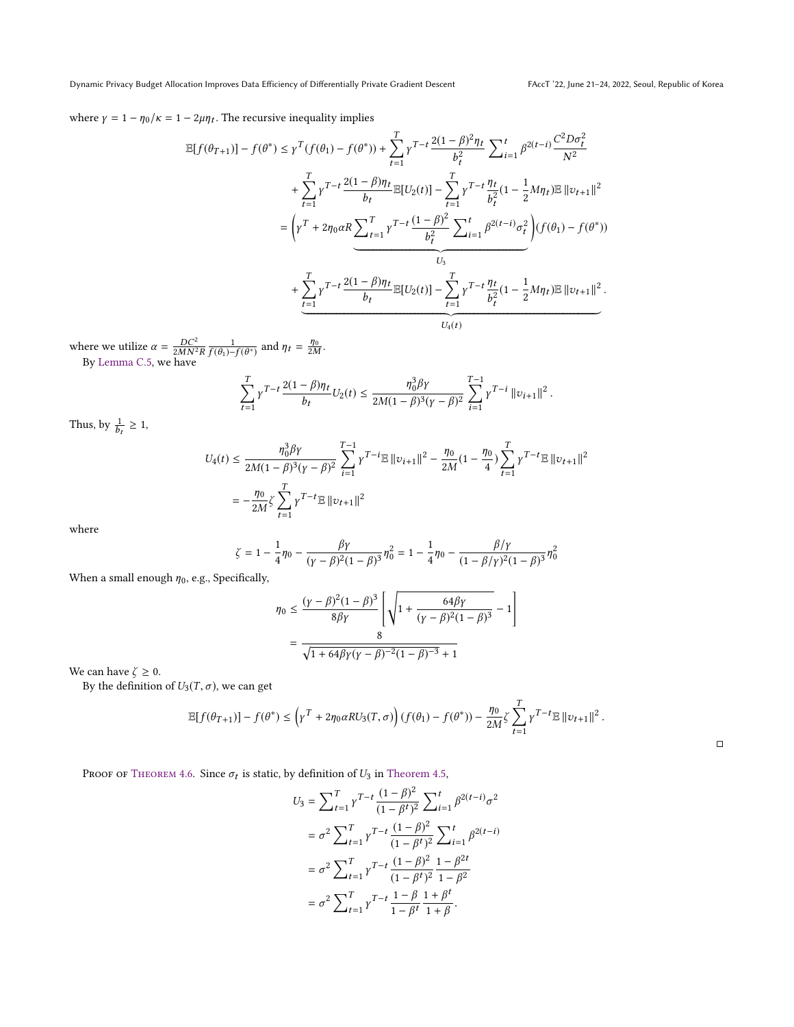where $\gamma = 1 - \eta_0/\kappa = 1 - 2\mu\eta_t$. The recursive inequality implies

$$
\begin{aligned}
\mathbb{E}[f(\theta_{T+1})] - f(\theta^*) &\le \gamma^T (f(\theta_1) - f(\theta^*)) + \sum_{t=1}^{T} \gamma^{T-t} \frac{2(1-\beta)^2 \eta_t}{b_t^2} \sum\nolimits_{i=1}^{t} \beta^{2(t-i)} \frac{C^2 D \sigma_t^2}{N^2} \\
&\quad + \sum_{t=1}^{T} \gamma^{T-t} \frac{2(1-\beta)\eta_t}{b_t} \mathbb{E}[U_2(t)] - \sum_{t=1}^{T} \gamma^{T-t} \frac{\eta_t}{b_t^2} (1 - \frac{1}{2} M \eta_t) \mathbb{E} \|v_{t+1}\|^2 \\
&= \Bigg( \gamma^T + 2\eta_0 \alpha R \underbrace{\sum\nolimits_{t=1}^{T} \gamma^{T-t} \frac{(1-\beta)^2}{b_t^2} \sum\nolimits_{i=1}^{t} \beta^{2(t-i)} \sigma_t^2}_{U_3} \Bigg) (f(\theta_1) - f(\theta^*)) \\
&\quad + \underbrace{\sum_{t=1}^{T} \gamma^{T-t} \frac{2(1-\beta)\eta_t}{b_t} \mathbb{E}[U_2(t)] - \sum_{t=1}^{T} \gamma^{T-t} \frac{\eta_t}{b_t^2} (1 - \frac{1}{2} M \eta_t) \mathbb{E} \|v_{t+1}\|^2}_{U_4(t)}.
\end{aligned}
$$

where we utilize $\alpha = \frac{DC^2}{2MN^2 R} \frac{1}{f(\theta_1) - f(\theta^*)}$ and $\eta_t = \frac{\eta_0}{2M}$.

By Lemma C.5, we have

$$
\sum_{t=1}^{T} \gamma^{T-t} \frac{2(1-\beta)\eta_t}{b_t} U_2(t) \le \frac{\eta_0^3 \beta \gamma}{2M(1-\beta)^3 (\gamma - \beta)^2} \sum_{i=1}^{T-1} \gamma^{T-i} \|v_{i+1}\|^2 .
$$

Thus, by $\frac{1}{b_t} \ge 1$,

$$
\begin{aligned}
U_4(t) &\le \frac{\eta_0^3 \beta \gamma}{2M(1-\beta)^3 (\gamma - \beta)^2} \sum_{i=1}^{T-1} \gamma^{T-i} \mathbb{E} \|v_{i+1}\|^2 - \frac{\eta_0}{2M} (1 - \frac{\eta_0}{4}) \sum_{t=1}^{T} \gamma^{T-t} \mathbb{E} \|v_{t+1}\|^2 \\
&= -\frac{\eta_0}{2M} \zeta \sum_{t=1}^{T} \gamma^{T-t} \mathbb{E} \|v_{t+1}\|^2
\end{aligned}
$$

where

$$
\zeta = 1 - \frac{1}{4}\eta_0 - \frac{\beta\gamma}{(\gamma - \beta)^2 (1-\beta)^3} \eta_0^2 = 1 - \frac{1}{4}\eta_0 - \frac{\beta/\gamma}{(1 - \beta/\gamma)^2 (1-\beta)^3} \eta_0^2
$$

When a small enough $\eta_0$, e.g., Specifically,

$$
\begin{aligned}
\eta_0 &\le \frac{(\gamma - \beta)^2 (1-\beta)^3}{8\beta\gamma} \left[ \sqrt{1 + \frac{64\beta\gamma}{(\gamma - \beta)^2 (1-\beta)^3}} - 1 \right] \\
&= \frac{8}{\sqrt{1 + 64\beta\gamma(\gamma - \beta)^{-2}(1-\beta)^{-3}} + 1}
\end{aligned}
$$

We can have $\zeta \ge 0$.

By the definition of $U_3(T, \sigma)$, we can get

$$
\mathbb{E}[f(\theta_{T+1})] - f(\theta^*) \le \left( \gamma^T + 2\eta_0 \alpha R U_3(T, \sigma) \right) (f(\theta_1) - f(\theta^*)) - \frac{\eta_0}{2M} \zeta \sum_{t=1}^{T} \gamma^{T-t} \mathbb{E} \|v_{t+1}\|^2 .
$$

□

Proof of Theorem 4.6. Since $\sigma_t$ is static, by definition of $U_3$ in Theorem 4.5,

$$
\begin{aligned}
U_3 &= \sum\nolimits_{t=1}^{T} \gamma^{T-t} \frac{(1-\beta)^2}{(1-\beta^t)^2} \sum\nolimits_{i=1}^{t} \beta^{2(t-i)} \sigma^2 \\
&= \sigma^2 \sum\nolimits_{t=1}^{T} \gamma^{T-t} \frac{(1-\beta)^2}{(1-\beta^t)^2} \sum\nolimits_{i=1}^{t} \beta^{2(t-i)} \\
&= \sigma^2 \sum\nolimits_{t=1}^{T} \gamma^{T-t} \frac{(1-\beta)^2}{(1-\beta^t)^2} \frac{1-\beta^{2t}}{1-\beta^2} \\
&= \sigma^2 \sum\nolimits_{t=1}^{T} \gamma^{T-t} \frac{1-\beta}{1-\beta^t} \frac{1+\beta^t}{1+\beta}.
\end{aligned}
$$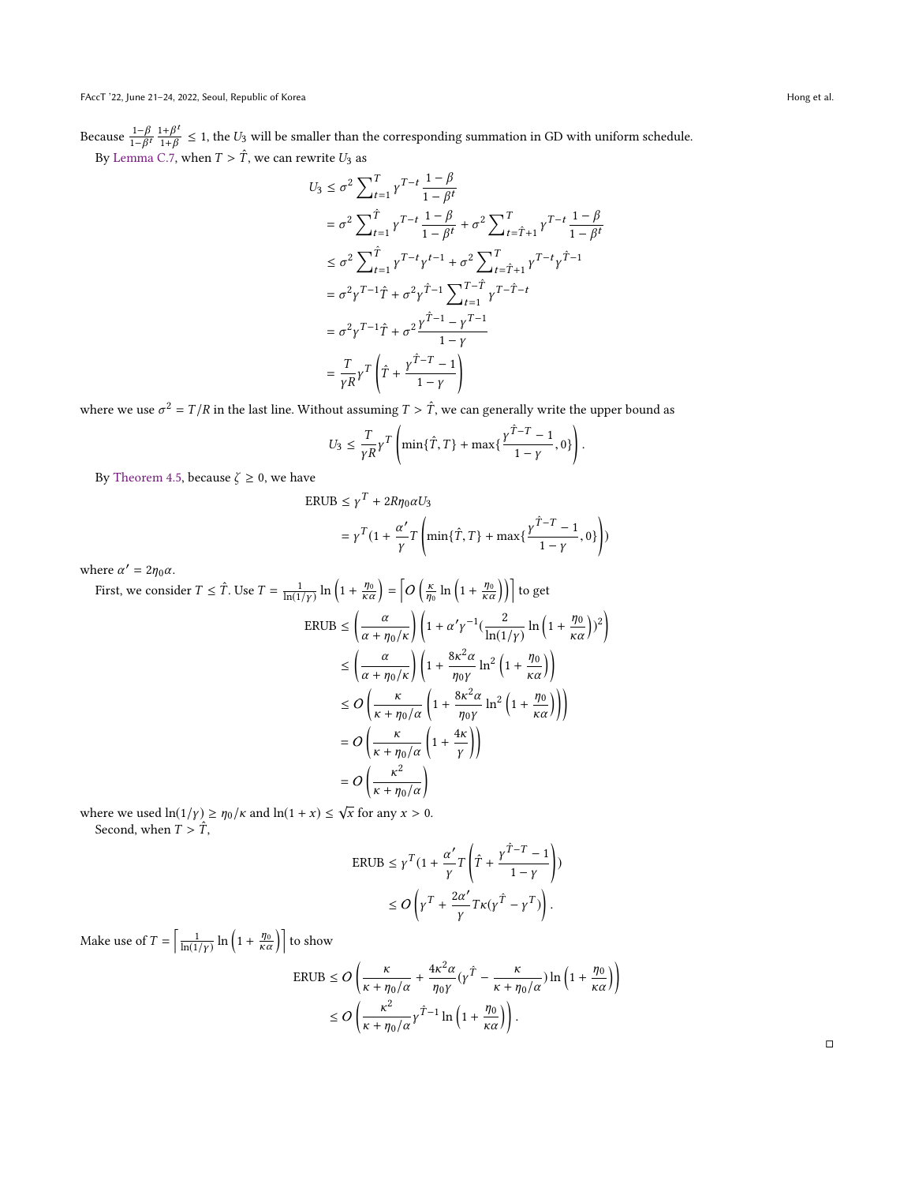Because $\frac{1-\beta}{1-\beta^t}\frac{1+\beta^t}{1+\beta} \leq 1$, the $U_3$ will be smaller than the corresponding summation in GD with uniform schedule.

By Lemma C.7, when $T > \hat{T}$, we can rewrite $U_3$ as

$$
\begin{aligned}
U_3 &\leq \sigma^2 \sum_{t=1}^{T} \gamma^{T-t} \frac{1-\beta}{1-\beta^t} \\
&= \sigma^2 \sum_{t=1}^{\hat{T}} \gamma^{T-t} \frac{1-\beta}{1-\beta^t} + \sigma^2 \sum_{t=\hat{T}+1}^{T} \gamma^{T-t} \frac{1-\beta}{1-\beta^t} \\
&\leq \sigma^2 \sum_{t=1}^{\hat{T}} \gamma^{T-t} \gamma^{t-1} + \sigma^2 \sum_{t=\hat{T}+1}^{T} \gamma^{T-t} \gamma^{\hat{T}-1} \\
&= \sigma^2 \gamma^{T-1} \hat{T} + \sigma^2 \gamma^{\hat{T}-1} \sum_{t=1}^{T-\hat{T}} \gamma^{T-\hat{T}-t} \\
&= \sigma^2 \gamma^{T-1} \hat{T} + \sigma^2 \frac{\gamma^{\hat{T}-1} - \gamma^{T-1}}{1-\gamma} \\
&= \frac{T}{\gamma R} \gamma^T \left( \hat{T} + \frac{\gamma^{\hat{T}-T} - 1}{1-\gamma} \right)
\end{aligned}
$$

where we use $\sigma^2 = T/R$ in the last line. Without assuming $T > \hat{T}$, we can generally write the upper bound as

$$
U_3 \leq \frac{T}{\gamma R} \gamma^T \left( \min\{\hat{T}, T\} + \max\{ \frac{\gamma^{\hat{T}-T} - 1}{1-\gamma}, 0 \} \right).
$$

By Theorem 4.5, because $\zeta \geq 0$, we have

$$
\begin{aligned}
\text{ERUB} &\leq \gamma^T + 2R\eta_0 \alpha U_3 \\
&= \gamma^T (1 + \frac{\alpha'}{\gamma} T \left( \min\{\hat{T}, T\} + \max\{ \frac{\gamma^{\hat{T}-T} - 1}{1-\gamma}, 0 \} \right))
\end{aligned}
$$

where $\alpha' = 2\eta_0 \alpha$.

First, we consider $T \leq \hat{T}$. Use $T = \frac{1}{\ln(1/\gamma)} \ln\left(1 + \frac{\eta_0}{\kappa\alpha}\right) = \left\lceil O\left( \frac{\kappa}{\eta_0} \ln\left(1 + \frac{\eta_0}{\kappa\alpha}\right)\right) \right\rceil$ to get

$$
\begin{aligned}
\text{ERUB} &\leq \left( \frac{\alpha}{\alpha + \eta_0/\kappa} \right) \left( 1 + \alpha' \gamma^{-1} (\frac{2}{\ln(1/\gamma)} \ln\left(1 + \frac{\eta_0}{\kappa\alpha}\right))^2 \right) \\
&\leq \left( \frac{\alpha}{\alpha + \eta_0/\kappa} \right) \left( 1 + \frac{8\kappa^2 \alpha}{\eta_0 \gamma} \ln^2 \left(1 + \frac{\eta_0}{\kappa\alpha}\right) \right) \\
&\leq O\left( \frac{\kappa}{\kappa + \eta_0/\alpha} \left( 1 + \frac{8\kappa^2 \alpha}{\eta_0 \gamma} \ln^2 \left(1 + \frac{\eta_0}{\kappa\alpha}\right) \right) \right) \\
&= O\left( \frac{\kappa}{\kappa + \eta_0/\alpha} \left( 1 + \frac{4\kappa}{\gamma} \right) \right) \\
&= O\left( \frac{\kappa^2}{\kappa + \eta_0/\alpha} \right)
\end{aligned}
$$

where we used $\ln(1/\gamma) \geq \eta_0/\kappa$ and $\ln(1+x) \leq \sqrt{x}$ for any $x > 0$.

Second, when $T > \hat{T}$,

$$
\begin{aligned}
\text{ERUB} &\leq \gamma^T (1 + \frac{\alpha'}{\gamma} T \left( \hat{T} + \frac{\gamma^{\hat{T}-T} - 1}{1-\gamma} \right)) \\
&\leq O\left( \gamma^T + \frac{2\alpha'}{\gamma} T\kappa (\gamma^{\hat{T}} - \gamma^T) \right).
\end{aligned}
$$

Make use of $T = \left\lceil \frac{1}{\ln(1/\gamma)} \ln\left(1 + \frac{\eta_0}{\kappa\alpha}\right) \right\rceil$ to show

$$
\begin{aligned}
\text{ERUB} &\leq O\left( \frac{\kappa}{\kappa + \eta_0/\alpha} + \frac{4\kappa^2 \alpha}{\eta_0 \gamma} (\gamma^{\hat{T}} - \frac{\kappa}{\kappa + \eta_0/\alpha}) \ln\left(1 + \frac{\eta_0}{\kappa\alpha}\right) \right) \\
&\leq O\left( \frac{\kappa^2}{\kappa + \eta_0/\alpha} \gamma^{\hat{T}-1} \ln\left(1 + \frac{\eta_0}{\kappa\alpha}\right) \right).
\end{aligned}
$$

□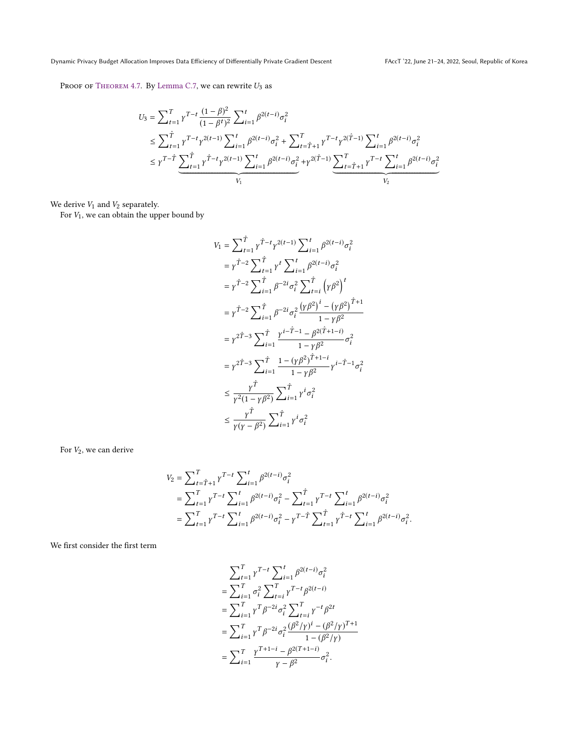PROOF OF THEOREM 4.7. By Lemma C.7, we can rewrite $U_3$ as

$$
\begin{aligned}
U_3 &= \sum_{t=1}^{T} \gamma^{T-t} \frac{(1-\beta)^2}{(1-\beta^t)^2} \sum_{i=1}^{t} \beta^{2(t-i)} \sigma_i^2 \\
&\leq \sum_{t=1}^{\hat{T}} \gamma^{T-t} \gamma^{2(t-1)} \sum_{i=1}^{t} \beta^{2(t-i)} \sigma_i^2 + \sum_{t=\hat{T}+1}^{T} \gamma^{T-t} \gamma^{2(\hat{T}-1)} \sum_{i=1}^{t} \beta^{2(t-i)} \sigma_i^2 \\
&\leq \gamma^{T-\hat{T}} \underbrace{\sum_{t=1}^{\hat{T}} \gamma^{\hat{T}-t} \gamma^{2(t-1)} \sum_{i=1}^{t} \beta^{2(t-i)} \sigma_i^2}_{V_1} + \gamma^{2(\hat{T}-1)} \underbrace{\sum_{t=\hat{T}+1}^{T} \gamma^{T-t} \sum_{i=1}^{t} \beta^{2(t-i)} \sigma_i^2}_{V_2}
\end{aligned}
$$

We derive $V_1$ and $V_2$ separately.

For $V_1$, we can obtain the upper bound by

$$
\begin{aligned}
V_1 &= \sum_{t=1}^{\hat{T}} \gamma^{\hat{T}-t} \gamma^{2(t-1)} \sum_{i=1}^{t} \beta^{2(t-i)} \sigma_i^2 \\
&= \gamma^{\hat{T}-2} \sum_{t=1}^{\hat{T}} \gamma^{t} \sum_{i=1}^{t} \beta^{2(t-i)} \sigma_i^2 \\
&= \gamma^{\hat{T}-2} \sum_{i=1}^{\hat{T}} \beta^{-2i} \sigma_i^2 \sum_{t=i}^{\hat{T}} \left(\gamma \beta^2\right)^t \\
&= \gamma^{\hat{T}-2} \sum_{i=1}^{\hat{T}} \beta^{-2i} \sigma_i^2 \frac{\left(\gamma\beta^2\right)^i - \left(\gamma\beta^2\right)^{\hat{T}+1}}{1-\gamma\beta^2} \\
&= \gamma^{2\hat{T}-3} \sum_{i=1}^{\hat{T}} \frac{\gamma^{i-\hat{T}-1} - \beta^{2(\hat{T}+1-i)}}{1-\gamma\beta^2} \sigma_i^2 \\
&= \gamma^{2\hat{T}-3} \sum_{i=1}^{\hat{T}} \frac{1-(\gamma\beta^2)^{\hat{T}+1-i}}{1-\gamma\beta^2} \gamma^{i-\hat{T}-1} \sigma_i^2 \\
&\leq \frac{\gamma^{\hat{T}}}{\gamma^2(1-\gamma\beta^2)} \sum_{i=1}^{\hat{T}} \gamma^i \sigma_i^2 \\
&\leq \frac{\gamma^{\hat{T}}}{\gamma(\gamma-\beta^2)} \sum_{i=1}^{\hat{T}} \gamma^i \sigma_i^2
\end{aligned}
$$

For $V_2$, we can derive

$$
\begin{aligned}
V_2 &= \sum_{t=\hat{T}+1}^{T} \gamma^{T-t} \sum_{i=1}^{t} \beta^{2(t-i)} \sigma_i^2 \\
&= \sum_{t=1}^{T} \gamma^{T-t} \sum_{i=1}^{t} \beta^{2(t-i)} \sigma_i^2 - \sum_{t=1}^{\hat{T}} \gamma^{T-t} \sum_{i=1}^{t} \beta^{2(t-i)} \sigma_i^2 \\
&= \sum_{t=1}^{T} \gamma^{T-t} \sum_{i=1}^{t} \beta^{2(t-i)} \sigma_i^2 - \gamma^{T-\hat{T}} \sum_{t=1}^{\hat{T}} \gamma^{\hat{T}-t} \sum_{i=1}^{t} \beta^{2(t-i)} \sigma_i^2.
\end{aligned}
$$

We first consider the first term

$$
\begin{aligned}
&\sum_{t=1}^{T} \gamma^{T-t} \sum_{i=1}^{t} \beta^{2(t-i)} \sigma_i^2 \\
&= \sum_{i=1}^{T} \sigma_i^2 \sum_{t=i}^{T} \gamma^{T-t} \beta^{2(t-i)} \\
&= \sum_{i=1}^{T} \gamma^T \beta^{-2i} \sigma_i^2 \sum_{t=i}^{T} \gamma^{-t} \beta^{2t} \\
&= \sum_{i=1}^{T} \gamma^T \beta^{-2i} \sigma_i^2 \frac{(\beta^2/\gamma)^i - (\beta^2/\gamma)^{T+1}}{1-(\beta^2/\gamma)} \\
&= \sum_{i=1}^{T} \frac{\gamma^{T+1-i} - \beta^{2(T+1-i)}}{\gamma-\beta^2} \sigma_i^2.
\end{aligned}
$$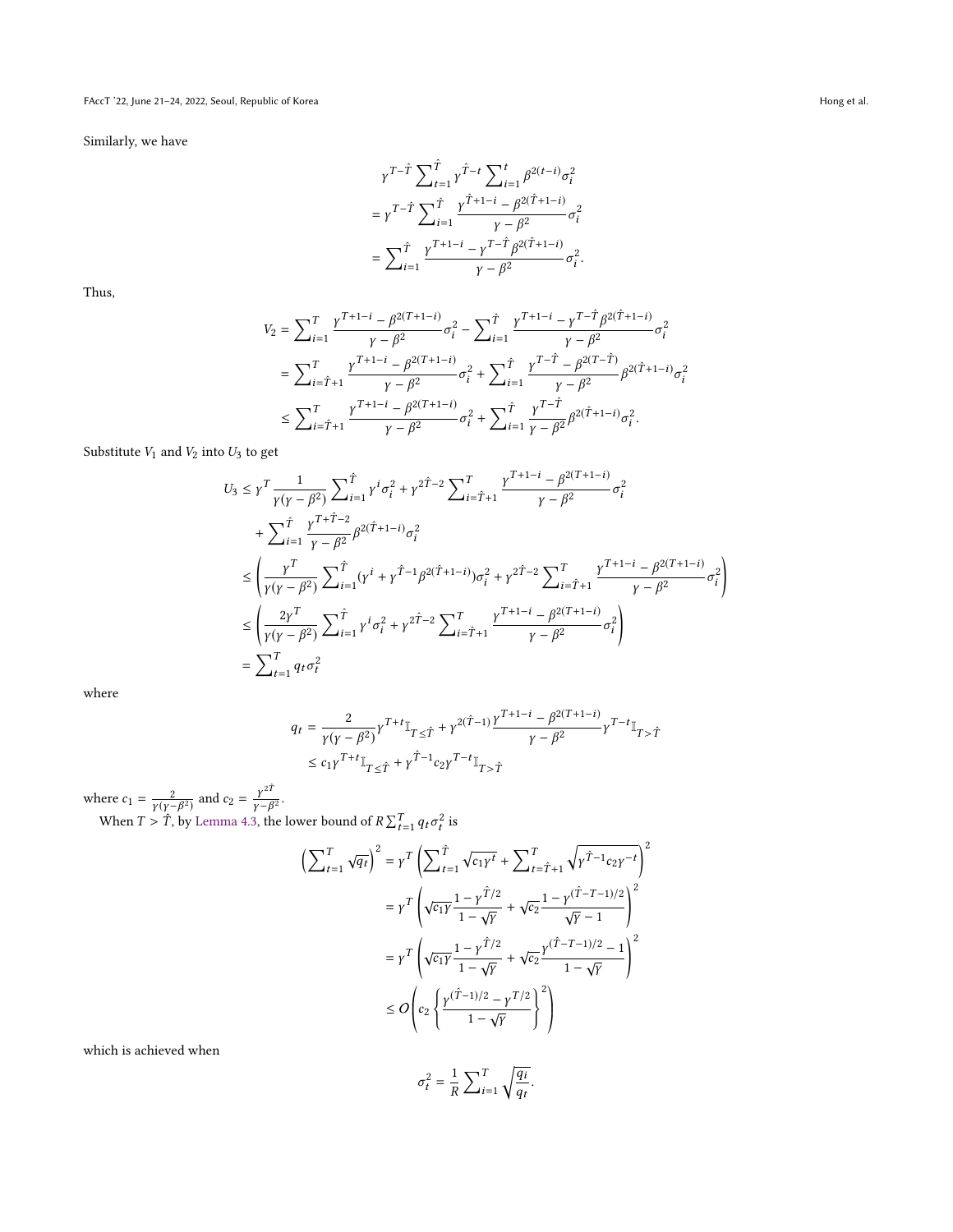Similarly, we have

$$
\begin{aligned}
&\gamma^{T-\hat{T}} \sum_{t=1}^{\hat{T}} \gamma^{\hat{T}-t} \sum_{i=1}^{t} \beta^{2(t-i)} \sigma_i^2 \\
&= \gamma^{T-\hat{T}} \sum_{i=1}^{\hat{T}} \frac{\gamma^{\hat{T}+1-i} - \beta^{2(\hat{T}+1-i)}}{\gamma - \beta^2} \sigma_i^2 \\
&= \sum_{i=1}^{\hat{T}} \frac{\gamma^{T+1-i} - \gamma^{T-\hat{T}} \beta^{2(\hat{T}+1-i)}}{\gamma - \beta^2} \sigma_i^2 .
\end{aligned}
$$

Thus,

$$
\begin{aligned}
V_2 &= \sum_{i=1}^{T} \frac{\gamma^{T+1-i} - \beta^{2(T+1-i)}}{\gamma - \beta^2} \sigma_i^2 - \sum_{i=1}^{\hat{T}} \frac{\gamma^{T+1-i} - \gamma^{T-\hat{T}} \beta^{2(\hat{T}+1-i)}}{\gamma - \beta^2} \sigma_i^2 \\
&= \sum_{i=\hat{T}+1}^{T} \frac{\gamma^{T+1-i} - \beta^{2(T+1-i)}}{\gamma - \beta^2} \sigma_i^2 + \sum_{i=1}^{\hat{T}} \frac{\gamma^{T-\hat{T}} - \beta^{2(T-\hat{T})}}{\gamma - \beta^2} \beta^{2(\hat{T}+1-i)} \sigma_i^2 \\
&\leq \sum_{i=\hat{T}+1}^{T} \frac{\gamma^{T+1-i} - \beta^{2(T+1-i)}}{\gamma - \beta^2} \sigma_i^2 + \sum_{i=1}^{\hat{T}} \frac{\gamma^{T-\hat{T}}}{\gamma - \beta^2} \beta^{2(\hat{T}+1-i)} \sigma_i^2 .
\end{aligned}
$$

Substitute $V_1$ and $V_2$ into $U_3$ to get

$$
\begin{aligned}
U_3 &\leq \gamma^T \frac{1}{\gamma(\gamma - \beta^2)} \sum_{i=1}^{\hat{T}} \gamma^i \sigma_i^2 + \gamma^{2\hat{T}-2} \sum_{i=\hat{T}+1}^{T} \frac{\gamma^{T+1-i} - \beta^{2(T+1-i)}}{\gamma - \beta^2} \sigma_i^2 \\
&\quad + \sum_{i=1}^{\hat{T}} \frac{\gamma^{T+\hat{T}-2}}{\gamma - \beta^2} \beta^{2(\hat{T}+1-i)} \sigma_i^2 \\
&\leq \left( \frac{\gamma^T}{\gamma(\gamma - \beta^2)} \sum_{i=1}^{\hat{T}} (\gamma^i + \gamma^{\hat{T}-1} \beta^{2(\hat{T}+1-i)}) \sigma_i^2 + \gamma^{2\hat{T}-2} \sum_{i=\hat{T}+1}^{T} \frac{\gamma^{T+1-i} - \beta^{2(T+1-i)}}{\gamma - \beta^2} \sigma_i^2 \right) \\
&\leq \left( \frac{2\gamma^T}{\gamma(\gamma - \beta^2)} \sum_{i=1}^{\hat{T}} \gamma^i \sigma_i^2 + \gamma^{2\hat{T}-2} \sum_{i=\hat{T}+1}^{T} \frac{\gamma^{T+1-i} - \beta^{2(T+1-i)}}{\gamma - \beta^2} \sigma_i^2 \right) \\
&= \sum_{t=1}^{T} q_t \sigma_t^2
\end{aligned}
$$

where

$$
\begin{aligned}
q_t &= \frac{2}{\gamma(\gamma - \beta^2)} \gamma^{T+t} \mathbb{I}_{T \leq \hat{T}} + \gamma^{2(\hat{T}-1)} \frac{\gamma^{T+1-i} - \beta^{2(T+1-i)}}{\gamma - \beta^2} \gamma^{T-t} \mathbb{I}_{T > \hat{T}} \\
&\leq c_1 \gamma^{T+t} \mathbb{I}_{T \leq \hat{T}} + \gamma^{\hat{T}-1} c_2 \gamma^{T-t} \mathbb{I}_{T > \hat{T}}
\end{aligned}
$$

where $c_1 = \frac{2}{\gamma(\gamma - \beta^2)}$ and $c_2 = \frac{\gamma^{2\hat{T}}}{\gamma - \beta^2}$.

When $T > \hat{T}$, by Lemma 4.3, the lower bound of $R \sum_{t=1}^{T} q_t \sigma_t^2$ is

$$
\begin{aligned}
\left( \sum_{t=1}^{T} \sqrt{q_t} \right)^2 &= \gamma^T \left( \sum_{t=1}^{\hat{T}} \sqrt{c_1 \gamma^t} + \sum_{t=\hat{T}+1}^{T} \sqrt{\gamma^{\hat{T}-1} c_2 \gamma^{-t}} \right)^2 \\
&= \gamma^T \left( \sqrt{c_1 \gamma} \frac{1 - \gamma^{\hat{T}/2}}{1 - \sqrt{\gamma}} + \sqrt{c_2} \frac{1 - \gamma^{(\hat{T}-T-1)/2}}{\sqrt{\gamma} - 1} \right)^2 \\
&= \gamma^T \left( \sqrt{c_1 \gamma} \frac{1 - \gamma^{\hat{T}/2}}{1 - \sqrt{\gamma}} + \sqrt{c_2} \frac{\gamma^{(\hat{T}-T-1)/2} - 1}{1 - \sqrt{\gamma}} \right)^2 \\
&\leq O\left( c_2 \left\{ \frac{\gamma^{(\hat{T}-1)/2} - \gamma^{T/2}}{1 - \sqrt{\gamma}} \right\}^2 \right)
\end{aligned}
$$

which is achieved when

$$
\sigma_t^2 = \frac{1}{R} \sum_{i=1}^{T} \sqrt{\frac{q_i}{q_t}} .
$$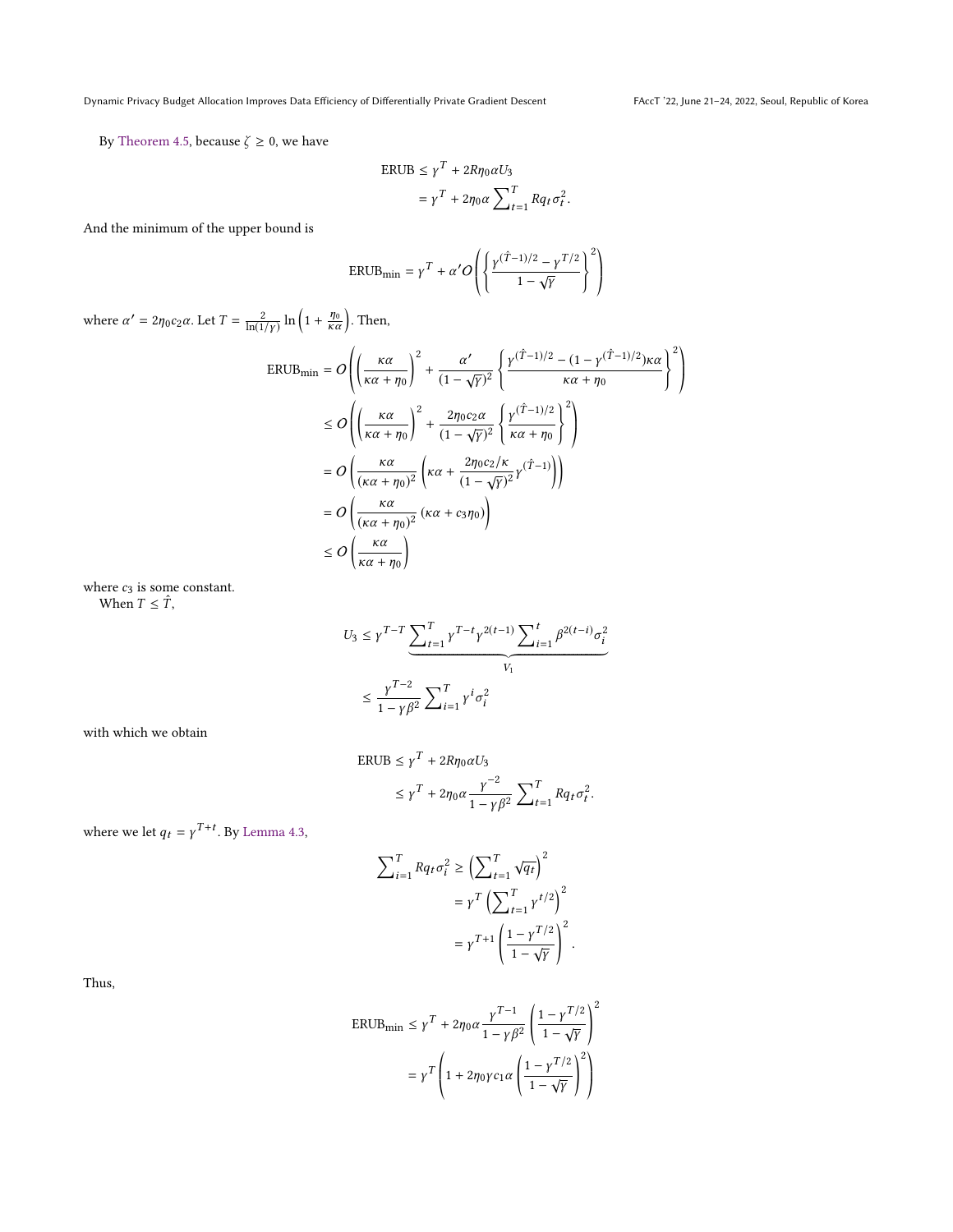By Theorem 4.5, because $\zeta \geq 0$, we have

$$
\begin{aligned}
\text{ERUB} &\leq \gamma^T + 2R\eta_0 \alpha U_3 \\
&= \gamma^T + 2\eta_0 \alpha \sum_{t=1}^{T} Rq_t \sigma_t^2.
\end{aligned}
$$

And the minimum of the upper bound is

$$
\text{ERUB}_{\min} = \gamma^T + \alpha' O\left( \left\{ \frac{\gamma^{(\hat{T}-1)/2} - \gamma^{T/2}}{1 - \sqrt{\gamma}} \right\}^2 \right)
$$

where $\alpha' = 2\eta_0 c_2 \alpha$. Let $T = \frac{2}{\ln(1/\gamma)} \ln\left(1 + \frac{\eta_0}{\kappa\alpha}\right)$. Then,

$$
\begin{aligned}
\text{ERUB}_{\min} &= O\left( \left(\frac{\kappa\alpha}{\kappa\alpha + \eta_0}\right)^2 + \frac{\alpha'}{(1-\sqrt{\gamma})^2} \left\{ \frac{\gamma^{(\hat{T}-1)/2} - (1 - \gamma^{(\hat{T}-1)/2})\kappa\alpha}{\kappa\alpha + \eta_0} \right\}^2 \right) \\
&\leq O\left( \left(\frac{\kappa\alpha}{\kappa\alpha + \eta_0}\right)^2 + \frac{2\eta_0 c_2 \alpha}{(1-\sqrt{\gamma})^2} \left\{ \frac{\gamma^{(\hat{T}-1)/2}}{\kappa\alpha + \eta_0} \right\}^2 \right) \\
&= O\left( \frac{\kappa\alpha}{(\kappa\alpha + \eta_0)^2} \left( \kappa\alpha + \frac{2\eta_0 c_2/\kappa}{(1-\sqrt{\gamma})^2} \gamma^{(\hat{T}-1)} \right) \right) \\
&= O\left( \frac{\kappa\alpha}{(\kappa\alpha + \eta_0)^2} (\kappa\alpha + c_3 \eta_0) \right) \\
&\leq O\left( \frac{\kappa\alpha}{\kappa\alpha + \eta_0} \right)
\end{aligned}
$$

where $c_3$ is some constant.

When $T \leq \hat{T}$,

$$
\begin{aligned}
U_3 &\leq \gamma^{T-T} \underbrace{\sum_{t=1}^{T} \gamma^{T-t} \gamma^{2(t-1)} \sum_{i=1}^{t} \beta^{2(t-i)} \sigma_i^2}_{V_1} \\
&\leq \frac{\gamma^{T-2}}{1 - \gamma\beta^2} \sum_{i=1}^{T} \gamma^i \sigma_i^2
\end{aligned}
$$

with which we obtain

$$
\begin{aligned}
\text{ERUB} &\leq \gamma^T + 2R\eta_0 \alpha U_3 \\
&\leq \gamma^T + 2\eta_0 \alpha \frac{\gamma^{-2}}{1 - \gamma\beta^2} \sum_{t=1}^{T} Rq_t \sigma_t^2.
\end{aligned}
$$

where we let $q_t = \gamma^{T+t}$. By Lemma 4.3,

$$
\begin{aligned}
\sum_{i=1}^{T} Rq_t \sigma_i^2 &\geq \left( \sum_{t=1}^{T} \sqrt{q_t} \right)^2 \\
&= \gamma^T \left( \sum_{t=1}^{T} \gamma^{t/2} \right)^2 \\
&= \gamma^{T+1} \left( \frac{1 - \gamma^{T/2}}{1 - \sqrt{\gamma}} \right)^2.
\end{aligned}
$$

Thus,

$$
\begin{aligned}
\text{ERUB}_{\min} &\leq \gamma^T + 2\eta_0 \alpha \frac{\gamma^{T-1}}{1 - \gamma\beta^2} \left( \frac{1 - \gamma^{T/2}}{1 - \sqrt{\gamma}} \right)^2 \\
&= \gamma^T \left( 1 + 2\eta_0 \gamma c_1 \alpha \left( \frac{1 - \gamma^{T/2}}{1 - \sqrt{\gamma}} \right)^2 \right)
\end{aligned}
$$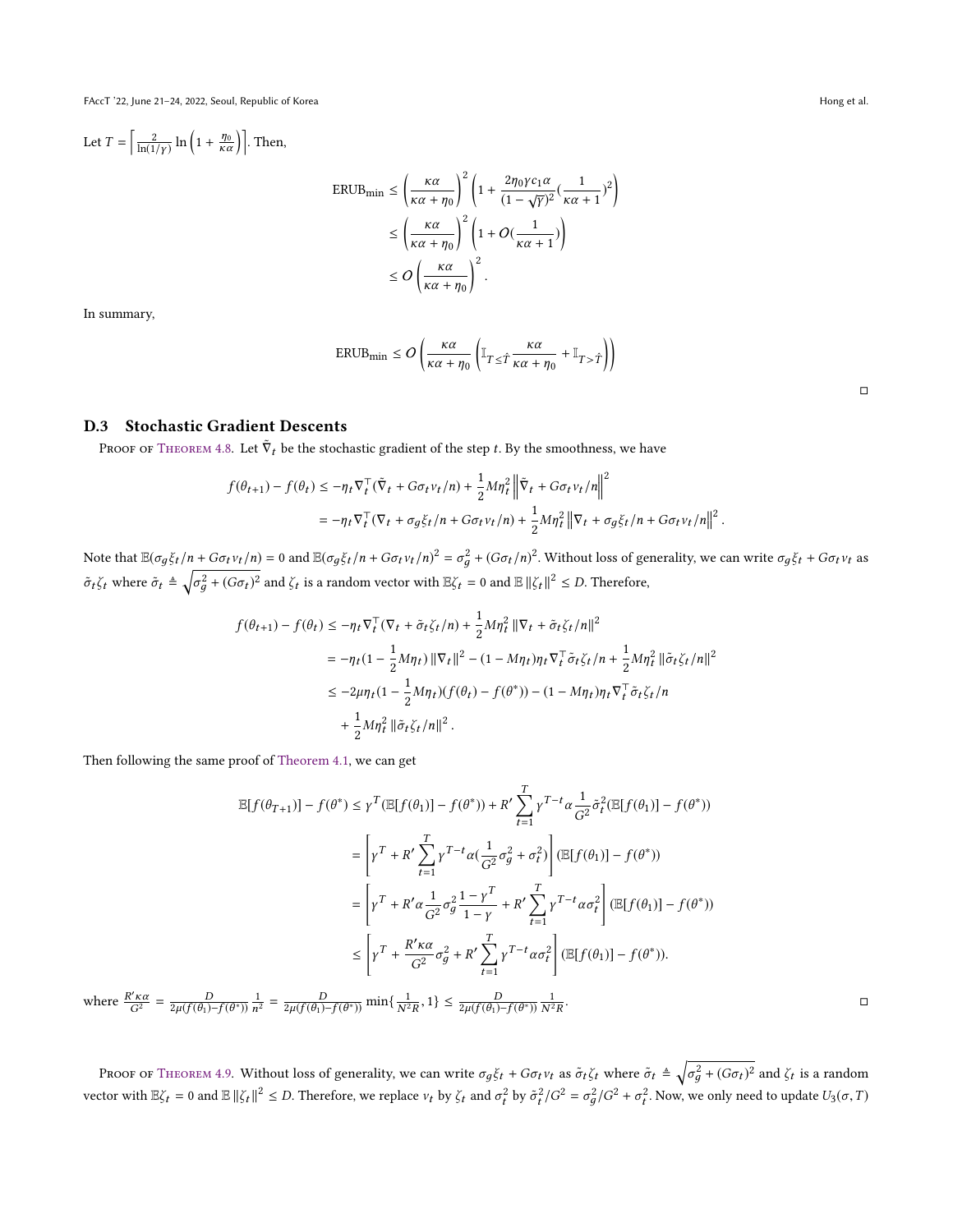Let $T = \left\lceil \frac{2}{\ln(1/\gamma)} \ln\left(1 + \frac{\eta_0}{\kappa\alpha}\right) \right\rceil$. Then,

$$
\begin{aligned}
\text{ERUB}_{\min} &\le \left(\frac{\kappa\alpha}{\kappa\alpha+\eta_0}\right)^2 \left(1 + \frac{2\eta_0\gamma c_1 \alpha}{(1-\sqrt{\gamma})^2}(\frac{1}{\kappa\alpha+1})^2\right) \\
&\le \left(\frac{\kappa\alpha}{\kappa\alpha+\eta_0}\right)^2 \left(1 + O(\frac{1}{\kappa\alpha+1})\right) \\
&\le O\left(\frac{\kappa\alpha}{\kappa\alpha+\eta_0}\right)^2.
\end{aligned}
$$

In summary,

$$
\text{ERUB}_{\min} \le O\left(\frac{\kappa\alpha}{\kappa\alpha+\eta_0}\left(\mathbb{I}_{T\le\hat{T}}\frac{\kappa\alpha}{\kappa\alpha+\eta_0} + \mathbb{I}_{T>\hat{T}}\right)\right)
$$

□

### D.3 Stochastic Gradient Descents

Proof of Theorem 4.8. Let $\tilde{\nabla}_t$ be the stochastic gradient of the step $t$. By the smoothness, we have

$$
\begin{aligned}
f(\theta_{t+1}) - f(\theta_t) &\le -\eta_t \nabla_t^\top(\tilde{\nabla}_t + G\sigma_t v_t/n) + \frac{1}{2}M\eta_t^2 \left\|\tilde{\nabla}_t + G\sigma_t v_t/n\right\|^2 \\
&= -\eta_t \nabla_t^\top(\nabla_t + \sigma_g \xi_t/n + G\sigma_t v_t/n) + \frac{1}{2}M\eta_t^2 \left\|\nabla_t + \sigma_g\xi_t/n + G\sigma_t v_t/n\right\|^2.
\end{aligned}
$$

Note that $\mathbb{E}(\sigma_g\xi_t/n + G\sigma_t v_t/n) = 0$ and $\mathbb{E}(\sigma_g\xi_t/n + G\sigma_t v_t/n)^2 = \sigma_g^2 + (G\sigma_t/n)^2$. Without loss of generality, we can write $\sigma_g\xi_t + G\sigma_t v_t$ as $\tilde{\sigma}_t\zeta_t$ where $\tilde{\sigma}_t \triangleq \sqrt{\sigma_g^2 + (G\sigma_t)^2}$ and $\zeta_t$ is a random vector with $\mathbb{E}\zeta_t = 0$ and $\mathbb{E}\left\|\zeta_t\right\|^2 \le D$. Therefore,

$$
\begin{aligned}
f(\theta_{t+1}) - f(\theta_t) &\le -\eta_t \nabla_t^\top(\nabla_t + \tilde{\sigma}_t\zeta_t/n) + \frac{1}{2}M\eta_t^2 \left\|\nabla_t + \tilde{\sigma}_t\zeta_t/n\right\|^2 \\
&= -\eta_t(1 - \frac{1}{2}M\eta_t)\left\|\nabla_t\right\|^2 - (1 - M\eta_t)\eta_t\nabla_t^\top\tilde{\sigma}_t\zeta_t/n + \frac{1}{2}M\eta_t^2\left\|\tilde{\sigma}_t\zeta_t/n\right\|^2 \\
&\le -2\mu\eta_t(1 - \frac{1}{2}M\eta_t)(f(\theta_t) - f(\theta^*)) - (1 - M\eta_t)\eta_t\nabla_t^\top\tilde{\sigma}_t\zeta_t/n \\
&\quad + \frac{1}{2}M\eta_t^2\left\|\tilde{\sigma}_t\zeta_t/n\right\|^2.
\end{aligned}
$$

Then following the same proof of Theorem 4.1, we can get

$$
\begin{aligned}
\mathbb{E}[f(\theta_{T+1})] - f(\theta^*) &\le \gamma^T(\mathbb{E}[f(\theta_1)] - f(\theta^*)) + R'\sum_{t=1}^{T}\gamma^{T-t}\alpha\frac{1}{G^2}\tilde{\sigma}_t^2(\mathbb{E}[f(\theta_1)] - f(\theta^*)) \\
&= \left[\gamma^T + R'\sum_{t=1}^{T}\gamma^{T-t}\alpha(\frac{1}{G^2}\sigma_g^2 + \sigma_t^2)\right](\mathbb{E}[f(\theta_1)] - f(\theta^*)) \\
&= \left[\gamma^T + R'\alpha\frac{1}{G^2}\sigma_g^2\frac{1-\gamma^T}{1-\gamma} + R'\sum_{t=1}^{T}\gamma^{T-t}\alpha\sigma_t^2\right](\mathbb{E}[f(\theta_1)] - f(\theta^*)) \\
&\le \left[\gamma^T + \frac{R'\kappa\alpha}{G^2}\sigma_g^2 + R'\sum_{t=1}^{T}\gamma^{T-t}\alpha\sigma_t^2\right](\mathbb{E}[f(\theta_1)] - f(\theta^*)).
\end{aligned}
$$

where $\frac{R'\kappa\alpha}{G^2} = \frac{D}{2\mu(f(\theta_1)-f(\theta^*))}\frac{1}{n^2} = \frac{D}{2\mu(f(\theta_1)-f(\theta^*))}\min\{\frac{1}{N^2R}, 1\} \le \frac{D}{2\mu(f(\theta_1)-f(\theta^*))}\frac{1}{N^2R}$. □

Proof of Theorem 4.9. Without loss of generality, we can write $\sigma_g\xi_t + G\sigma_t v_t$ as $\tilde{\sigma}_t\zeta_t$ where $\tilde{\sigma}_t \triangleq \sqrt{\sigma_g^2 + (G\sigma_t)^2}$ and $\zeta_t$ is a random vector with $\mathbb{E}\zeta_t = 0$ and $\mathbb{E}\left\|\zeta_t\right\|^2 \le D$. Therefore, we replace $v_t$ by $\zeta_t$ and $\sigma_t^2$ by $\tilde{\sigma}_t^2/G^2 = \sigma_g^2/G^2 + \sigma_t^2$. Now, we only need to update $U_3(\sigma, T)$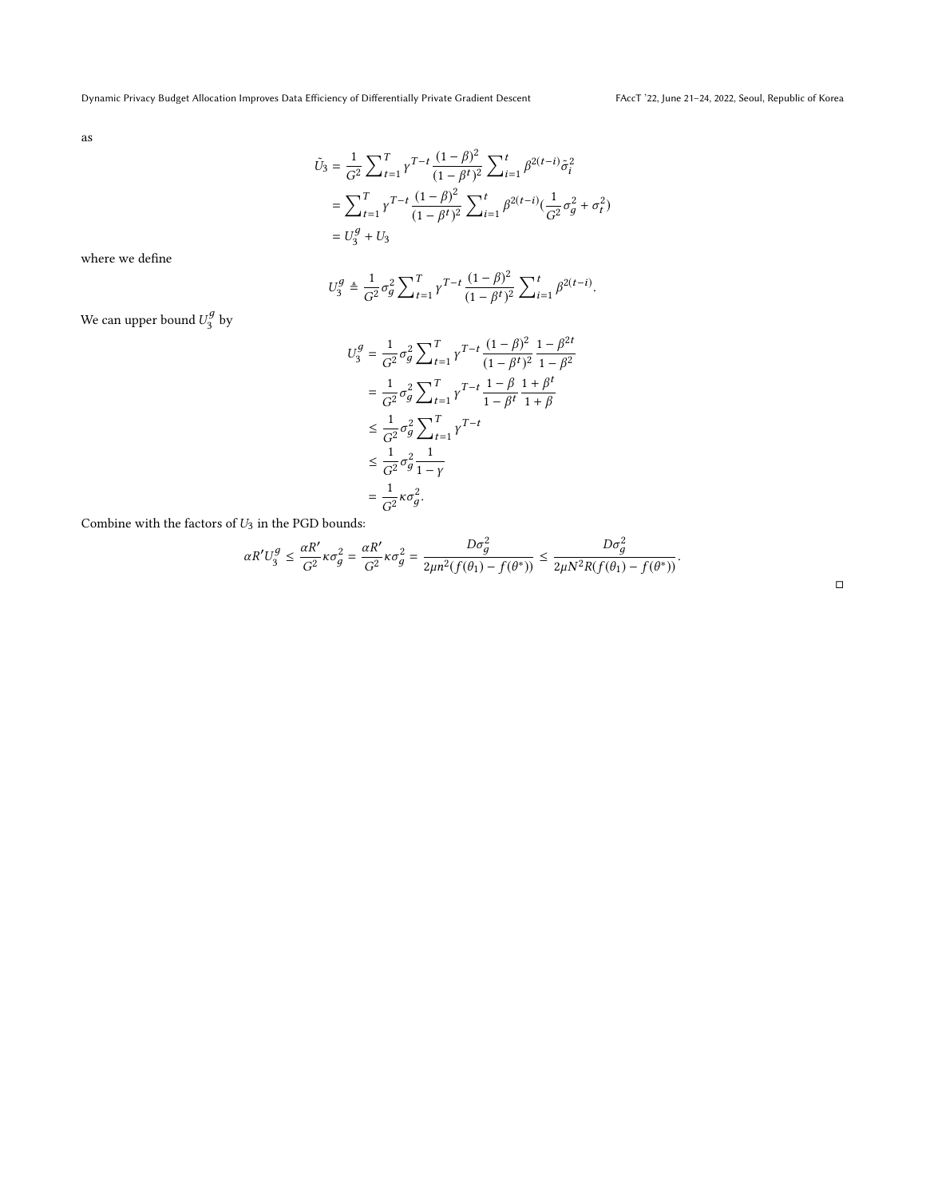as

$$
\begin{aligned}
\tilde{U}_3 &= \frac{1}{G^2} \sum\nolimits_{t=1}^{T} \gamma^{T-t} \frac{(1-\beta)^2}{(1-\beta^t)^2} \sum\nolimits_{i=1}^{t} \beta^{2(t-i)} \tilde{\sigma}_i^2 \\
&= \sum\nolimits_{t=1}^{T} \gamma^{T-t} \frac{(1-\beta)^2}{(1-\beta^t)^2} \sum\nolimits_{i=1}^{t} \beta^{2(t-i)} \left(\frac{1}{G^2}\sigma_g^2 + \sigma_t^2\right) \\
&= U_3^g + U_3
\end{aligned}
$$

where we define

$$
U_3^g \triangleq \frac{1}{G^2} \sigma_g^2 \sum\nolimits_{t=1}^{T} \gamma^{T-t} \frac{(1-\beta)^2}{(1-\beta^t)^2} \sum\nolimits_{i=1}^{t} \beta^{2(t-i)}.
$$

We can upper bound $U_3^g$ by

$$
\begin{aligned}
U_3^g &= \frac{1}{G^2} \sigma_g^2 \sum\nolimits_{t=1}^{T} \gamma^{T-t} \frac{(1-\beta)^2}{(1-\beta^t)^2} \frac{1-\beta^{2t}}{1-\beta^2} \\
&= \frac{1}{G^2} \sigma_g^2 \sum\nolimits_{t=1}^{T} \gamma^{T-t} \frac{1-\beta}{1-\beta^t} \frac{1+\beta^t}{1+\beta} \\
&\le \frac{1}{G^2} \sigma_g^2 \sum\nolimits_{t=1}^{T} \gamma^{T-t} \\
&\le \frac{1}{G^2} \sigma_g^2 \frac{1}{1-\gamma} \\
&= \frac{1}{G^2} \kappa \sigma_g^2.
\end{aligned}
$$

Combine with the factors of $U_3$ in the PGD bounds:

$$
\alpha R' U_3^g \le \frac{\alpha R'}{G^2} \kappa \sigma_g^2 = \frac{\alpha R'}{G^2} \kappa \sigma_g^2 = \frac{D \sigma_g^2}{2\mu n^2 (f(\theta_1) - f(\theta^*))} \le \frac{D \sigma_g^2}{2\mu N^2 R (f(\theta_1) - f(\theta^*))}.
$$

□